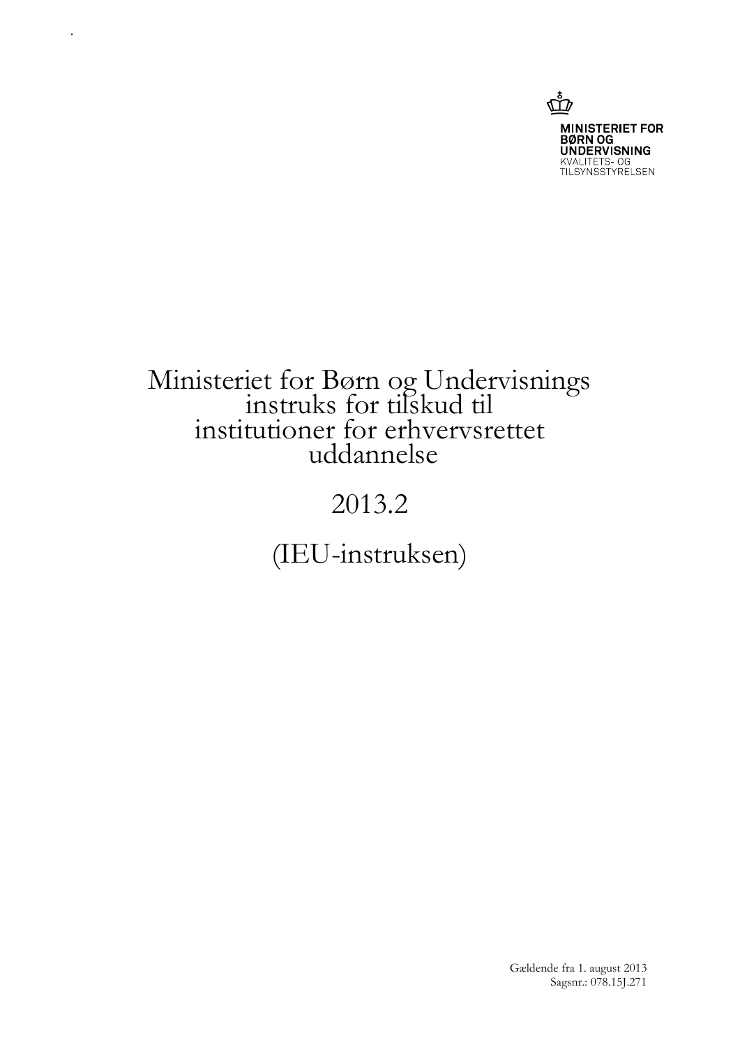MINISTERIET FOR
BØRN OG
UNDERVISNING
KVALITETS- OG
TILSYNSSTYRELSEN

# Ministeriet for Børn og Undervisnings instruks for tilskud til institutioner for erhvervsrettet uddannelse

# 2013.2

# (IEU-instruksen)

Gældende fra 1. august 2013
Sagsnr.: 078.15J.271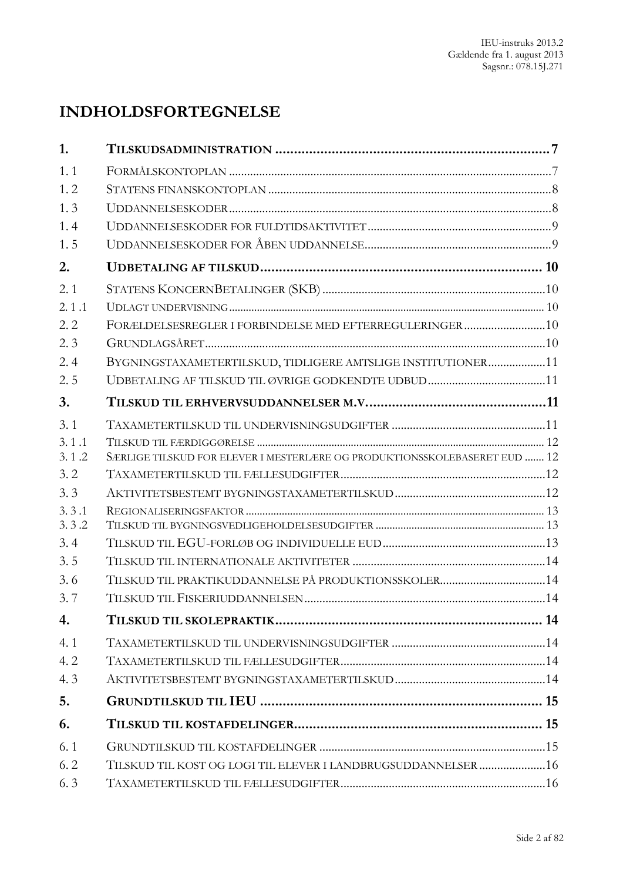# INDHOLDSFORTEGNELSE

| | | |
|---|---|---|
| **1.** | **TILSKUDSADMINISTRATION** | **7** |
| 1. 1 | FORMÅLSKONTOPLAN | 7 |
| 1. 2 | STATENS FINANSKONTOPLAN | 8 |
| 1. 3 | UDDANNELSESKODER | 8 |
| 1. 4 | UDDANNELSESKODER FOR FULDTIDSAKTIVITET | 9 |
| 1. 5 | UDDANNELSESKODER FOR ÅBEN UDDANNELSE | 9 |
| **2.** | **UDBETALING AF TILSKUD** | **10** |
| 2. 1 | STATENS KONCERNBETALINGER (SKB) | 10 |
| 2. 1 .1 | UDLAGT UNDERVISNING | 10 |
| 2. 2 | FORÆLDELSESREGLER I FORBINDELSE MED EFTERREGULERINGER | 10 |
| 2. 3 | GRUNDLAGSÅRET | 10 |
| 2. 4 | BYGNINGSTAXAMETERTILSKUD, TIDLIGERE AMTSLIGE INSTITUTIONER | 11 |
| 2. 5 | UDBETALING AF TILSKUD TIL ØVRIGE GODKENDTE UDBUD | 11 |
| **3.** | **TILSKUD TIL ERHVERVSUDDANNELSER M.V.** | **11** |
| 3. 1 | TAXAMETERTILSKUD TIL UNDERVISNINGSUDGIFTER | 11 |
| 3. 1 .1 | TILSKUD TIL FÆRDIGGØRELSE | 12 |
| 3. 1 .2 | SÆRLIGE TILSKUD FOR ELEVER I MESTERLÆRE OG PRODUKTIONSSKOLEBASERET EUD | 12 |
| 3. 2 | TAXAMETERTILSKUD TIL FÆLLESUDGIFTER | 12 |
| 3. 3 | AKTIVITETSBESTEMT BYGNINGSTAXAMETERTILSKUD | 12 |
| 3. 3 .1 | REGIONALISERINGSFAKTOR | 13 |
| 3. 3 .2 | TILSKUD TIL BYGNINGSVEDLIGEHOLDELSESUDGIFTER | 13 |
| 3. 4 | TILSKUD TIL EGU-FORLØB OG INDIVIDUELLE EUD | 13 |
| 3. 5 | TILSKUD TIL INTERNATIONALE AKTIVITETER | 14 |
| 3. 6 | TILSKUD TIL PRAKTIKUDDANNELSE PÅ PRODUKTIONSSKOLER | 14 |
| 3. 7 | TILSKUD TIL FISKERIUDDANNELSEN | 14 |
| **4.** | **TILSKUD TIL SKOLEPRAKTIK** | **14** |
| 4. 1 | TAXAMETERTILSKUD TIL UNDERVISNINGSUDGIFTER | 14 |
| 4. 2 | TAXAMETERTILSKUD TIL FÆLLESUDGIFTER | 14 |
| 4. 3 | AKTIVITETSBESTEMT BYGNINGSTAXAMETERTILSKUD | 14 |
| **5.** | **GRUNDTILSKUD TIL IEU** | **15** |
| **6.** | **TILSKUD TIL KOSTAFDELINGER** | **15** |
| 6. 1 | GRUNDTILSKUD TIL KOSTAFDELINGER | 15 |
| 6. 2 | TILSKUD TIL KOST OG LOGI TIL ELEVER I LANDBRUGSUDDANNELSER | 16 |
| 6. 3 | TAXAMETERTILSKUD TIL FÆLLESUDGIFTER | 16 |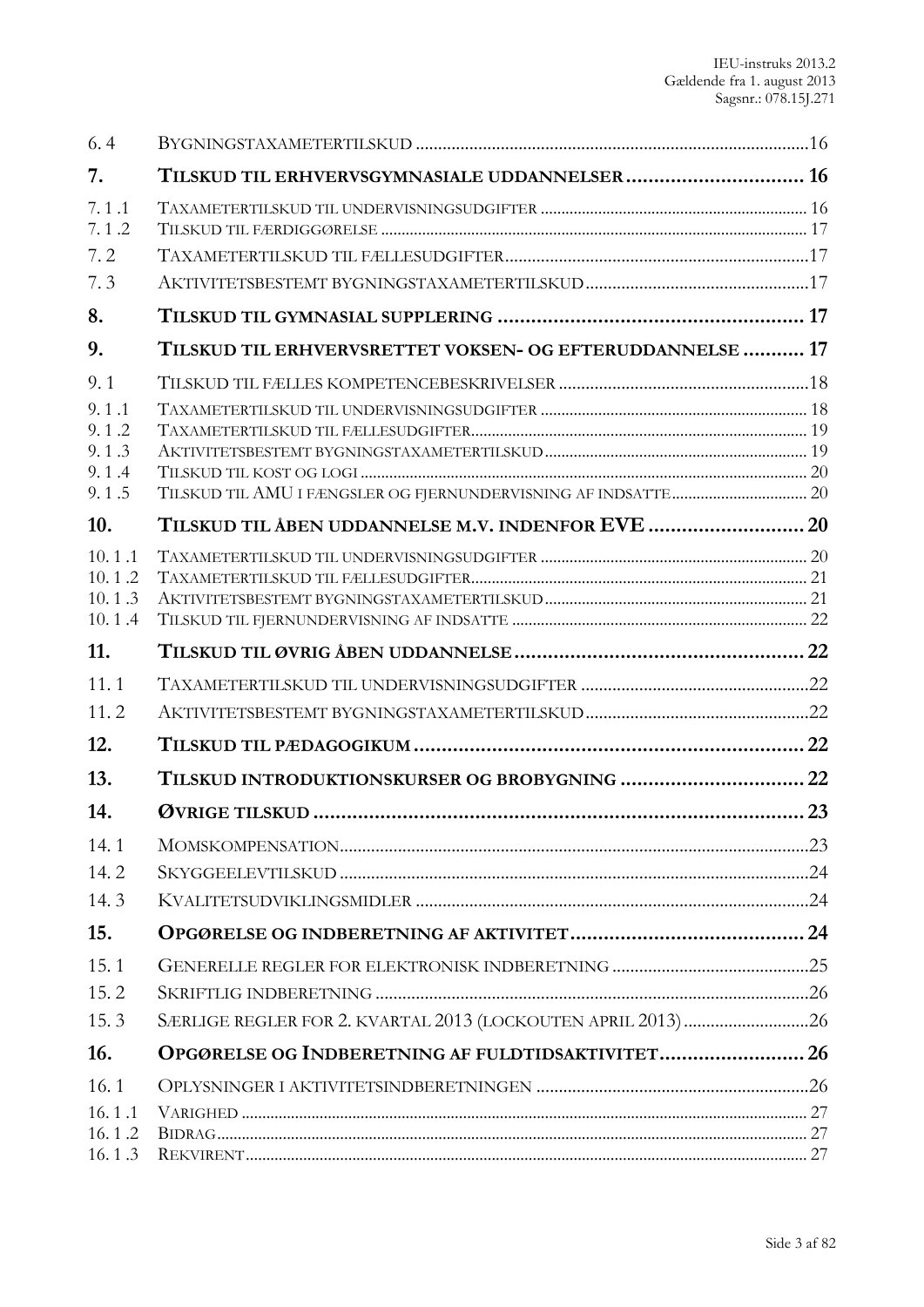| | | |
|---|---|---|
| 6.4 | Bygningstaxametertilskud | 16 |
| **7.** | **Tilskud til erhvervsgymnasiale uddannelser** | **16** |
| 7.1.1 | Taxametertilskud til undervisningsudgifter | 16 |
| 7.1.2 | Tilskud til færdiggørelse | 17 |
| 7.2 | Taxametertilskud til fællesudgifter | 17 |
| 7.3 | Aktivitetsbestemt bygningstaxametertilskud | 17 |
| **8.** | **Tilskud til gymnasial supplering** | **17** |
| **9.** | **Tilskud til erhvervsrettet voksen- og efteruddannelse** | **17** |
| 9.1 | Tilskud til fælles kompetencebeskrivelser | 18 |
| 9.1.1 | Taxametertilskud til undervisningsudgifter | 18 |
| 9.1.2 | Taxametertilskud til fællesudgifter | 19 |
| 9.1.3 | Aktivitetsbestemt bygningstaxametertilskud | 19 |
| 9.1.4 | Tilskud til kost og logi | 20 |
| 9.1.5 | Tilskud til AMU i fængsler og fjernundervisning af indsatte | 20 |
| **10.** | **Tilskud til åben uddannelse m.v. indenfor EVE** | **20** |
| 10.1.1 | Taxametertilskud til undervisningsudgifter | 20 |
| 10.1.2 | Taxametertilskud til fællesudgifter | 21 |
| 10.1.3 | Aktivitetsbestemt bygningstaxametertilskud | 21 |
| 10.1.4 | Tilskud til fjernundervisning af indsatte | 22 |
| **11.** | **Tilskud til øvrig åben uddannelse** | **22** |
| 11.1 | Taxametertilskud til undervisningsudgifter | 22 |
| 11.2 | Aktivitetsbestemt bygningstaxametertilskud | 22 |
| **12.** | **Tilskud til pædagogikum** | **22** |
| **13.** | **Tilskud introduktionskurser og brobygning** | **22** |
| **14.** | **Øvrige tilskud** | **23** |
| 14.1 | Momskompensation | 23 |
| 14.2 | Skyggeelevtilskud | 24 |
| 14.3 | Kvalitetsudviklingsmidler | 24 |
| **15.** | **Opgørelse og indberetning af aktivitet** | **24** |
| 15.1 | Generelle regler for elektronisk indberetning | 25 |
| 15.2 | Skriftlig indberetning | 26 |
| 15.3 | Særlige regler for 2. kvartal 2013 (lockouten april 2013) | 26 |
| **16.** | **Opgørelse og Indberetning af fuldtidsaktivitet** | **26** |
| 16.1 | Oplysninger i aktivitetsindberetningen | 26 |
| 16.1.1 | Varighed | 27 |
| 16.1.2 | Bidrag | 27 |
| 16.1.3 | Rekvirent | 27 |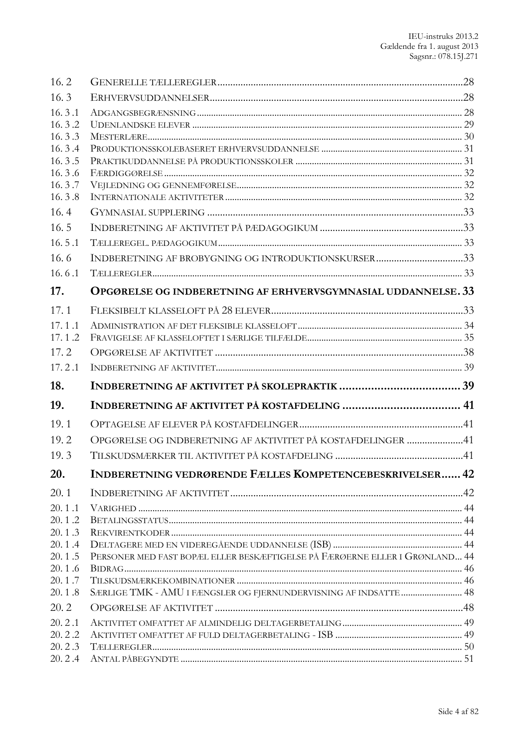| | | |
|---|---|---|
| 16. 2 | GENERELLE TÆLLEREGLER | 28 |
| 16. 3 | ERHVERVSUDDANNELSER | 28 |
| 16. 3 .1 | ADGANGSBEGRÆNSNING | 28 |
| 16. 3 .2 | UDENLANDSKE ELEVER | 29 |
| 16. 3 .3 | MESTERLÆRE | 30 |
| 16. 3 .4 | PRODUKTIONSSKOLEBASERET ERHVERVSUDDANNELSE | 31 |
| 16. 3 .5 | PRAKTIKUDDANNELSE PÅ PRODUKTIONSSKOLER | 31 |
| 16. 3 .6 | FÆRDIGGØRELSE | 32 |
| 16. 3 .7 | VEJLEDNING OG GENNEMFØRELSE | 32 |
| 16. 3 .8 | INTERNATIONALE AKTIVITETER | 32 |
| 16. 4 | GYMNASIAL SUPPLERING | 33 |
| 16. 5 | INDBERETNING AF AKTIVITET PÅ PÆDAGOGIKUM | 33 |
| 16. 5 .1 | TÆLLEREGEL. PÆDAGOGIKUM | 33 |
| 16. 6 | INDBERETNING AF BROBYGNING OG INTRODUKTIONSKURSER | 33 |
| 16. 6 .1 | TÆLLEREGLER | 33 |
| **17.** | **OPGØRELSE OG INDBERETNING AF ERHVERVSGYMNASIAL UDDANNELSE** | **33** |
| 17. 1 | FLEKSIBELT KLASSELOFT PÅ 28 ELEVER | 33 |
| 17. 1 .1 | ADMINISTRATION AF DET FLEKSIBLE KLASSELOFT | 34 |
| 17. 1 .2 | FRAVIGELSE AF KLASSELOFTET I SÆRLIGE TILFÆLDE | 35 |
| 17. 2 | OPGØRELSE AF AKTIVITET | 38 |
| 17. 2 .1 | INDBERETNING AF AKTIVITET | 39 |
| **18.** | **INDBERETNING AF AKTIVITET PÅ SKOLEPRAKTIK** | **39** |
| **19.** | **INDBERETNING AF AKTIVITET PÅ KOSTAFDELING** | **41** |
| 19. 1 | OPTAGELSE AF ELEVER PÅ KOSTAFDELINGER | 41 |
| 19. 2 | OPGØRELSE OG INDBERETNING AF AKTIVITET PÅ KOSTAFDELINGER | 41 |
| 19. 3 | TILSKUDSMÆRKER TIL AKTIVITET PÅ KOSTAFDELING | 41 |
| **20.** | **INDBERETNING VEDRØRENDE FÆLLES KOMPETENCEBESKRIVELSER** | **42** |
| 20. 1 | INDBERETNING AF AKTIVITET | 42 |
| 20. 1 .1 | VARIGHED | 44 |
| 20. 1 .2 | BETALINGSSTATUS | 44 |
| 20. 1 .3 | REKVIRENTKODER | 44 |
| 20. 1 .4 | DELTAGERE MED EN VIDEREGÅENDE UDDANNELSE (ISB) | 44 |
| 20. 1 .5 | PERSONER MED FAST BOPÆL ELLER BESKÆFTIGELSE PÅ FÆRØERNE ELLER I GRØNLAND | 44 |
| 20. 1 .6 | BIDRAG | 46 |
| 20. 1 .7 | TILSKUDSMÆRKEKOMBINATIONER | 46 |
| 20. 1 .8 | SÆRLIGE TMK - AMU I FÆNGSLER OG FJERNUNDERVISNING AF INDSATTE | 48 |
| 20. 2 | OPGØRELSE AF AKTIVITET | 48 |
| 20. 2 .1 | AKTIVITET OMFATTET AF ALMINDELIG DELTAGERBETALING | 49 |
| 20. 2 .2 | AKTIVITET OMFATTET AF FULD DELTAGERBETALING - ISB | 49 |
| 20. 2 .3 | TÆLLEREGLER | 50 |
| 20. 2 .4 | ANTAL PÅBEGYNDTE | 51 |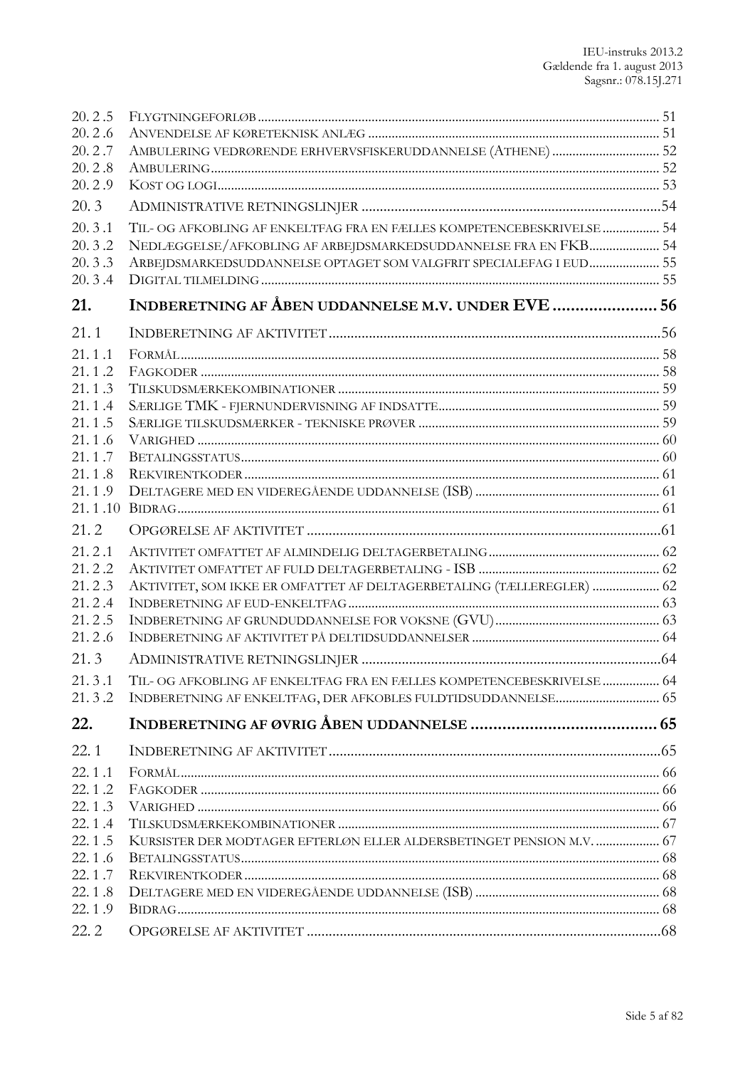| | | |
|---|---|---|
| 20. 2 .5 | Flygtningeforløb | 51 |
| 20. 2 .6 | Anvendelse af køreteknisk anlæg | 51 |
| 20. 2 .7 | Ambulering vedrørende erhvervsfiskeruddannelse (Athene) | 52 |
| 20. 2 .8 | Ambulering | 52 |
| 20. 2 .9 | Kost og logi | 53 |
| 20. 3 | Administrative retningslinjer | 54 |
| 20. 3 .1 | Til- og afkobling af enkeltfag fra en fælles kompetencebeskrivelse | 54 |
| 20. 3 .2 | Nedlæggelse/afkobling af arbejdsmarkedsuddannelse fra en FKB | 54 |
| 20. 3 .3 | Arbejdsmarkedsuddannelse optaget som valgfrit specialefag i EUD | 55 |
| 20. 3 .4 | Digital tilmelding | 55 |
| **21.** | **Indberetning af Åben uddannelse m.v. under EVE** | **56** |
| 21. 1 | Indberetning af aktivitet | 56 |
| 21. 1 .1 | Formål | 58 |
| 21. 1 .2 | Fagkoder | 58 |
| 21. 1 .3 | Tilskudsmærkekombinationer | 59 |
| 21. 1 .4 | Særlige TMK - fjernundervisning af indsatte | 59 |
| 21. 1 .5 | Særlige tilskudsmærker - tekniske prøver | 59 |
| 21. 1 .6 | Varighed | 60 |
| 21. 1 .7 | Betalingsstatus | 60 |
| 21. 1 .8 | Rekvirentkoder | 61 |
| 21. 1 .9 | Deltagere med en videregående uddannelse (ISB) | 61 |
| 21. 1 .10 | Bidrag | 61 |
| 21. 2 | Opgørelse af aktivitet | 61 |
| 21. 2 .1 | Aktivitet omfattet af almindelig deltagerbetaling | 62 |
| 21. 2 .2 | Aktivitet omfattet af fuld deltagerbetaling - ISB | 62 |
| 21. 2 .3 | Aktivitet, som ikke er omfattet af deltagerbetaling (tælleregler) | 62 |
| 21. 2 .4 | Indberetning af EUD-enkeltfag | 63 |
| 21. 2 .5 | Indberetning af grunduddannelse for voksne (GVU) | 63 |
| 21. 2 .6 | Indberetning af aktivitet på deltidsuddannelser | 64 |
| 21. 3 | Administrative retningslinjer | 64 |
| 21. 3 .1 | Til- og afkobling af enkeltfag fra en fælles kompetencebeskrivelse | 64 |
| 21. 3 .2 | Indberetning af enkeltfag, der afkobles fuldtidsuddannelse | 65 |
| **22.** | **Indberetning af øvrig Åben uddannelse** | **65** |
| 22. 1 | Indberetning af aktivitet | 65 |
| 22. 1 .1 | Formål | 66 |
| 22. 1 .2 | Fagkoder | 66 |
| 22. 1 .3 | Varighed | 66 |
| 22. 1 .4 | Tilskudsmærkekombinationer | 67 |
| 22. 1 .5 | Kursister der modtager efterløn eller aldersbetinget pension m.v. | 67 |
| 22. 1 .6 | Betalingsstatus | 68 |
| 22. 1 .7 | Rekvirentkoder | 68 |
| 22. 1 .8 | Deltagere med en videregående uddannelse (ISB) | 68 |
| 22. 1 .9 | Bidrag | 68 |
| 22. 2 | Opgørelse af aktivitet | 68 |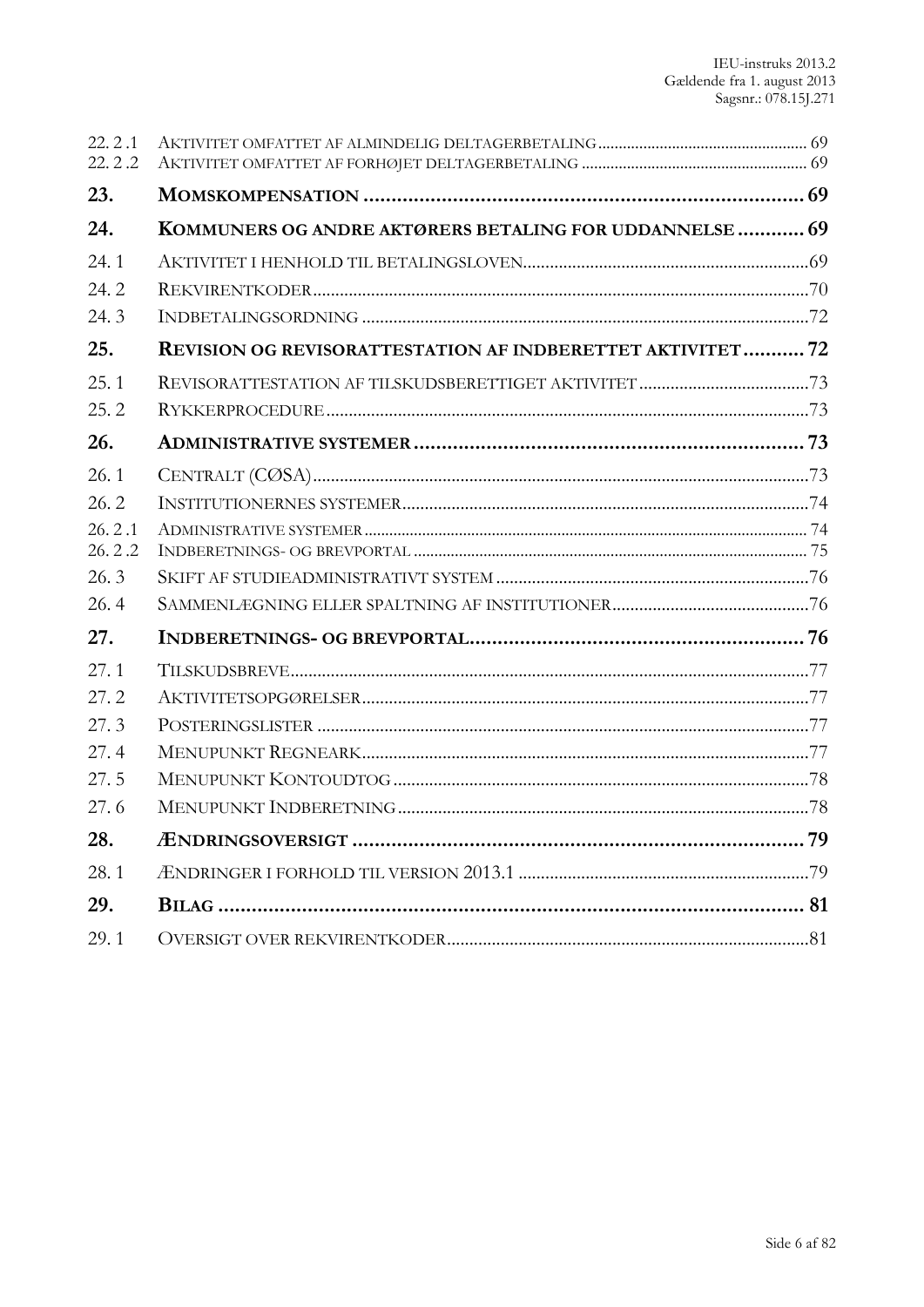| | | |
|---|---|---|
| 22. 2 .1 | Aktivitet omfattet af almindelig deltagerbetaling | 69 |
| 22. 2 .2 | Aktivitet omfattet af forhøjet deltagerbetaling | 69 |
| **23.** | **Momskompensation** | **69** |
| **24.** | **Kommuners og andre aktørers betaling for uddannelse** | **69** |
| 24. 1 | Aktivitet i henhold til betalingsloven | 69 |
| 24. 2 | Rekvirentkoder | 70 |
| 24. 3 | Indbetalingsordning | 72 |
| **25.** | **Revision og revisorattestation af indberettet aktivitet** | **72** |
| 25. 1 | Revisorattestation af tilskudsberettiget aktivitet | 73 |
| 25. 2 | Rykkerprocedure | 73 |
| **26.** | **Administrative systemer** | **73** |
| 26. 1 | Centralt (CØSA) | 73 |
| 26. 2 | Institutionernes systemer | 74 |
| 26. 2 .1 | Administrative systemer | 74 |
| 26. 2 .2 | Indberetnings- og brevportal | 75 |
| 26. 3 | Skift af studieadministrativt system | 76 |
| 26. 4 | Sammenlægning eller spaltning af institutioner | 76 |
| **27.** | **Indberetnings- og brevportal** | **76** |
| 27. 1 | Tilskudsbreve | 77 |
| 27. 2 | Aktivitetsopgørelser | 77 |
| 27. 3 | Posteringslister | 77 |
| 27. 4 | Menupunkt Regneark | 77 |
| 27. 5 | Menupunkt Kontoudtog | 78 |
| 27. 6 | Menupunkt Indberetning | 78 |
| **28.** | **Ændringsoversigt** | **79** |
| 28. 1 | Ændringer i forhold til version 2013.1 | 79 |
| **29.** | **Bilag** | **81** |
| 29. 1 | Oversigt over rekvirentkoder | 81 |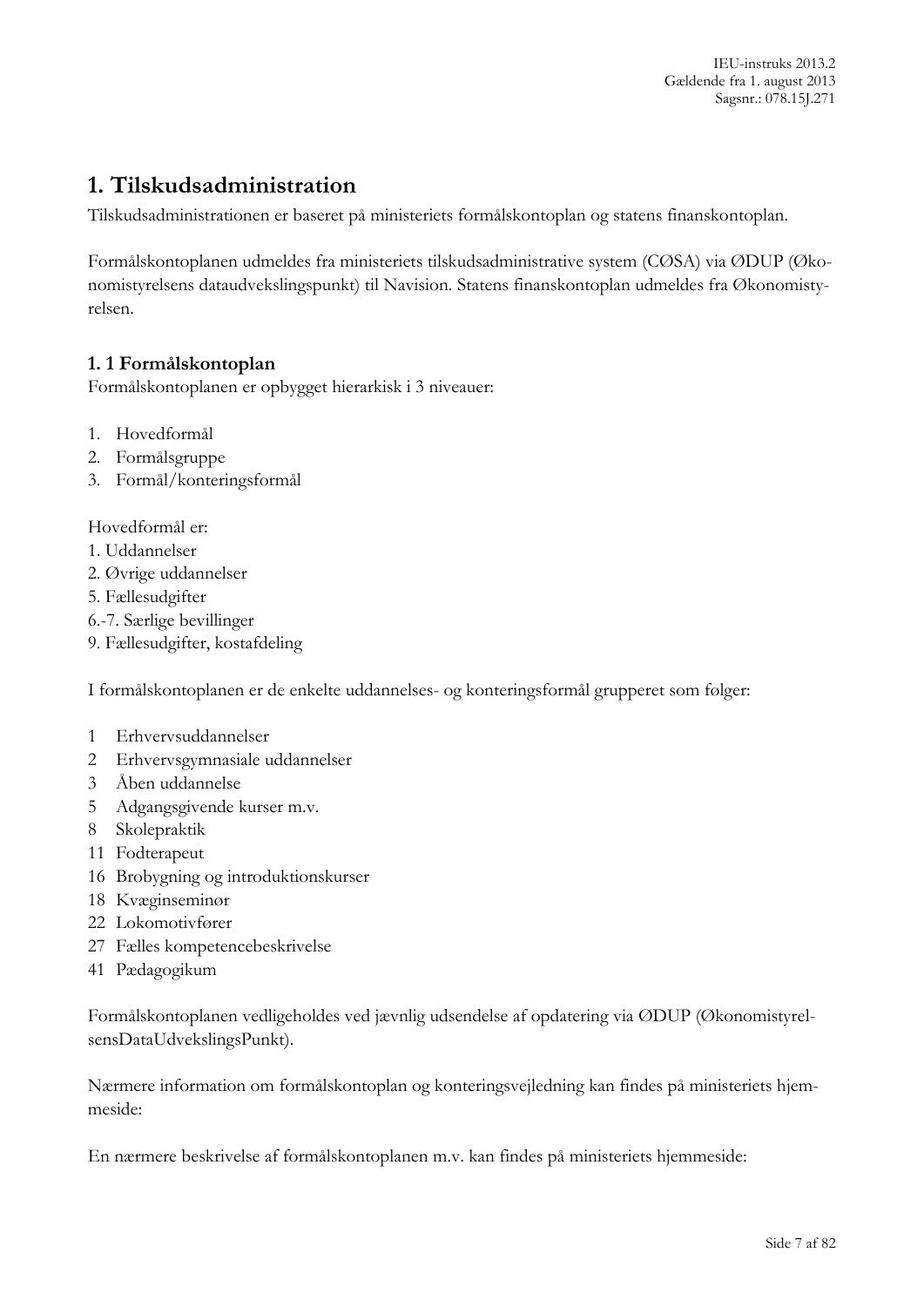# 1. Tilskudsadministration

Tilskudsadministrationen er baseret på ministeriets formålskontoplan og statens finanskontoplan.

Formålskontoplanen udmeldes fra ministeriets tilskudsadministrative system (CØSA) via ØDUP (Økonomistyrelsens dataudvekslingspunkt) til Navision. Statens finanskontoplan udmeldes fra Økonomistyrelsen.

## 1. 1 Formålskontoplan

Formålskontoplanen er opbygget hierarkisk i 3 niveauer:

1. Hovedformål
2. Formålsgruppe
3. Formål/konteringsformål

Hovedformål er:
1. Uddannelser
2. Øvrige uddannelser
5. Fællesudgifter
6.-7. Særlige bevillinger
9. Fællesudgifter, kostafdeling

I formålskontoplanen er de enkelte uddannelses- og konteringsformål grupperet som følger:

1 Erhvervsuddannelser
2 Erhvervsgymnasiale uddannelser
3 Åben uddannelse
5 Adgangsgivende kurser m.v.
8 Skolepraktik
11 Fodterapeut
16 Brobygning og introduktionskurser
18 Kvæginseminør
22 Lokomotivfører
27 Fælles kompetencebeskrivelse
41 Pædagogikum

Formålskontoplanen vedligeholdes ved jævnlig udsendelse af opdatering via ØDUP (ØkonomistyrelsensDataUdvekslingsPunkt).

Nærmere information om formålskontoplan og konteringsvejledning kan findes på ministeriets hjemmeside:

En nærmere beskrivelse af formålskontoplanen m.v. kan findes på ministeriets hjemmeside: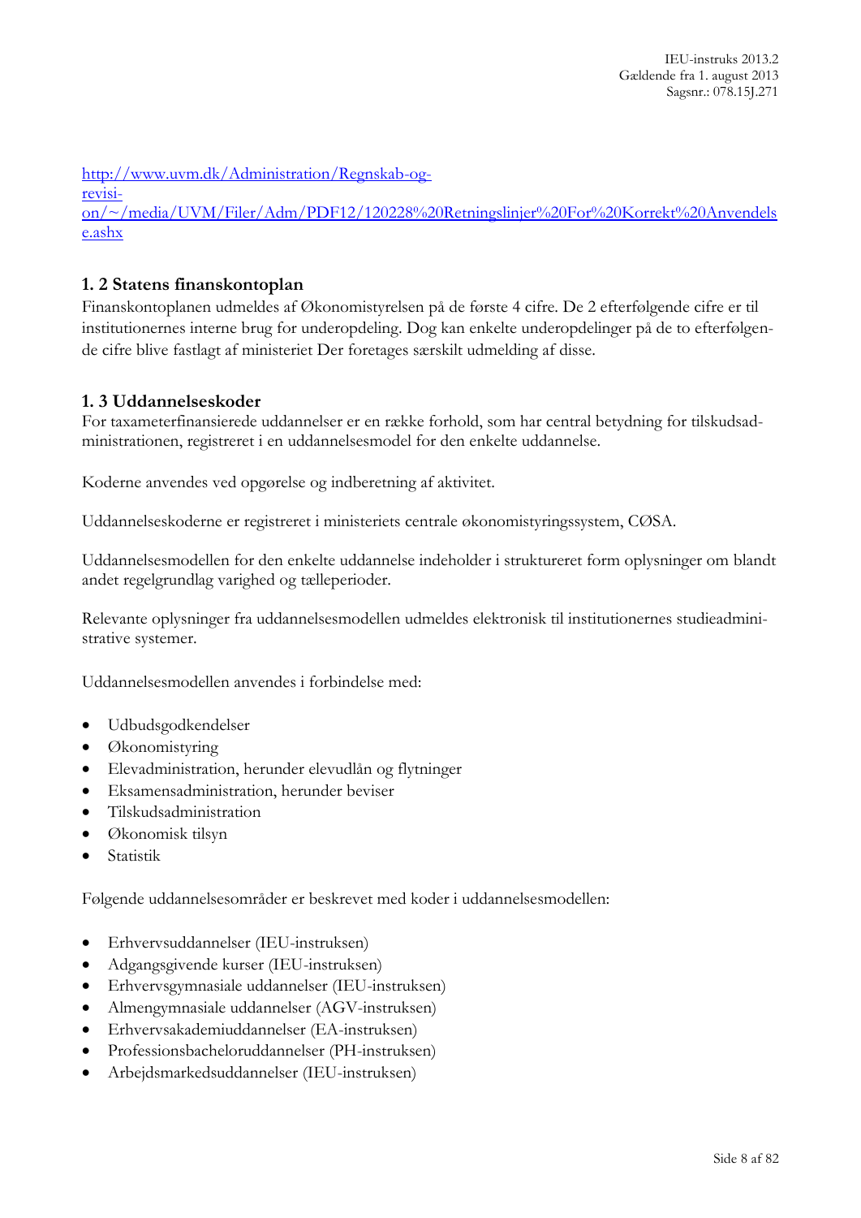http://www.uvm.dk/Administration/Regnskab-og-revision/~/media/UVM/Filer/Adm/PDF12/120228%20Retningslinjer%20For%20Korrekt%20Anvendelse.ashx

## 1. 2 Statens finanskontoplan

Finanskontoplanen udmeldes af Økonomistyrelsen på de første 4 cifre. De 2 efterfølgende cifre er til institutionernes interne brug for underopdeling. Dog kan enkelte underopdelinger på de to efterfølgende cifre blive fastlagt af ministeriet Der foretages særskilt udmelding af disse.

## 1. 3 Uddannelseskoder

For taxameterfinansierede uddannelser er en række forhold, som har central betydning for tilskudsadministrationen, registreret i en uddannelsesmodel for den enkelte uddannelse.

Koderne anvendes ved opgørelse og indberetning af aktivitet.

Uddannelseskoderne er registreret i ministeriets centrale økonomistyringssystem, CØSA.

Uddannelsesmodellen for den enkelte uddannelse indeholder i struktureret form oplysninger om blandt andet regelgrundlag varighed og tælleperioder.

Relevante oplysninger fra uddannelsesmodellen udmeldes elektronisk til institutionernes studieadministrative systemer.

Uddannelsesmodellen anvendes i forbindelse med:

- Udbudsgodkendelser
- Økonomistyring
- Elevadministration, herunder elevudlån og flytninger
- Eksamensadministration, herunder beviser
- Tilskudsadministration
- Økonomisk tilsyn
- Statistik

Følgende uddannelsesområder er beskrevet med koder i uddannelsesmodellen:

- Erhvervsuddannelser (IEU-instruksen)
- Adgangsgivende kurser (IEU-instruksen)
- Erhvervsgymnasiale uddannelser (IEU-instruksen)
- Almengymnasiale uddannelser (AGV-instruksen)
- Erhvervsakademiuddannelser (EA-instruksen)
- Professionsbacheloruddannelser (PH-instruksen)
- Arbejdsmarkedsuddannelser (IEU-instruksen)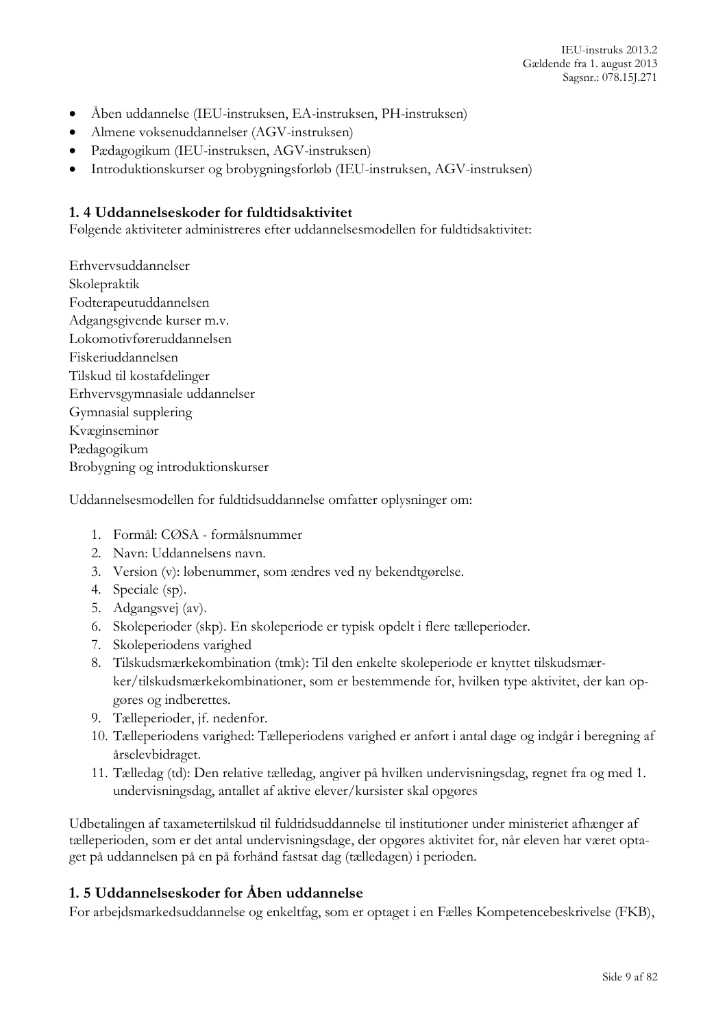- Åben uddannelse (IEU-instruksen, EA-instruksen, PH-instruksen)
- Almene voksenuddannelser (AGV-instruksen)
- Pædagogikum (IEU-instruksen, AGV-instruksen)
- Introduktionskurser og brobygningsforløb (IEU-instruksen, AGV-instruksen)

### 1. 4 Uddannelseskoder for fuldtidsaktivitet

Følgende aktiviteter administreres efter uddannelsesmodellen for fuldtidsaktivitet:

Erhvervsuddannelser
Skolepraktik
Fodterapeutuddannelsen
Adgangsgivende kurser m.v.
Lokomotivføreruddannelsen
Fiskeriuddannelsen
Tilskud til kostafdelinger
Erhvervsgymnasiale uddannelser
Gymnasial supplering
Kvæginseminør
Pædagogikum
Brobygning og introduktionskurser

Uddannelsesmodellen for fuldtidsuddannelse omfatter oplysninger om:

1. Formål: CØSA - formålsnummer
2. Navn: Uddannelsens navn.
3. Version (v): løbenummer, som ændres ved ny bekendtgørelse.
4. Speciale (sp).
5. Adgangsvej (av).
6. Skoleperioder (skp). En skoleperiode er typisk opdelt i flere tælleperioder.
7. Skoleperiodens varighed
8. Tilskudsmærkekombination (tmk): Til den enkelte skoleperiode er knyttet tilskudsmærker/tilskudsmærkekombinationer, som er bestemmende for, hvilken type aktivitet, der kan opgøres og indberettes.
9. Tælleperioder, jf. nedenfor.
10. Tælleperiodens varighed: Tælleperiodens varighed er anført i antal dage og indgår i beregning af årselevbidraget.
11. Tælledag (td): Den relative tælledag, angiver på hvilken undervisningsdag, regnet fra og med 1. undervisningsdag, antallet af aktive elever/kursister skal opgøres

Udbetalingen af taxametertilskud til fuldtidsuddannelse til institutioner under ministeriet afhænger af tælleperioden, som er det antal undervisningsdage, der opgøres aktivitet for, når eleven har været optaget på uddannelsen på en på forhånd fastsat dag (tælledagen) i perioden.

### 1. 5 Uddannelseskoder for Åben uddannelse

For arbejdsmarkedsuddannelse og enkeltfag, som er optaget i en Fælles Kompetencebeskrivelse (FKB),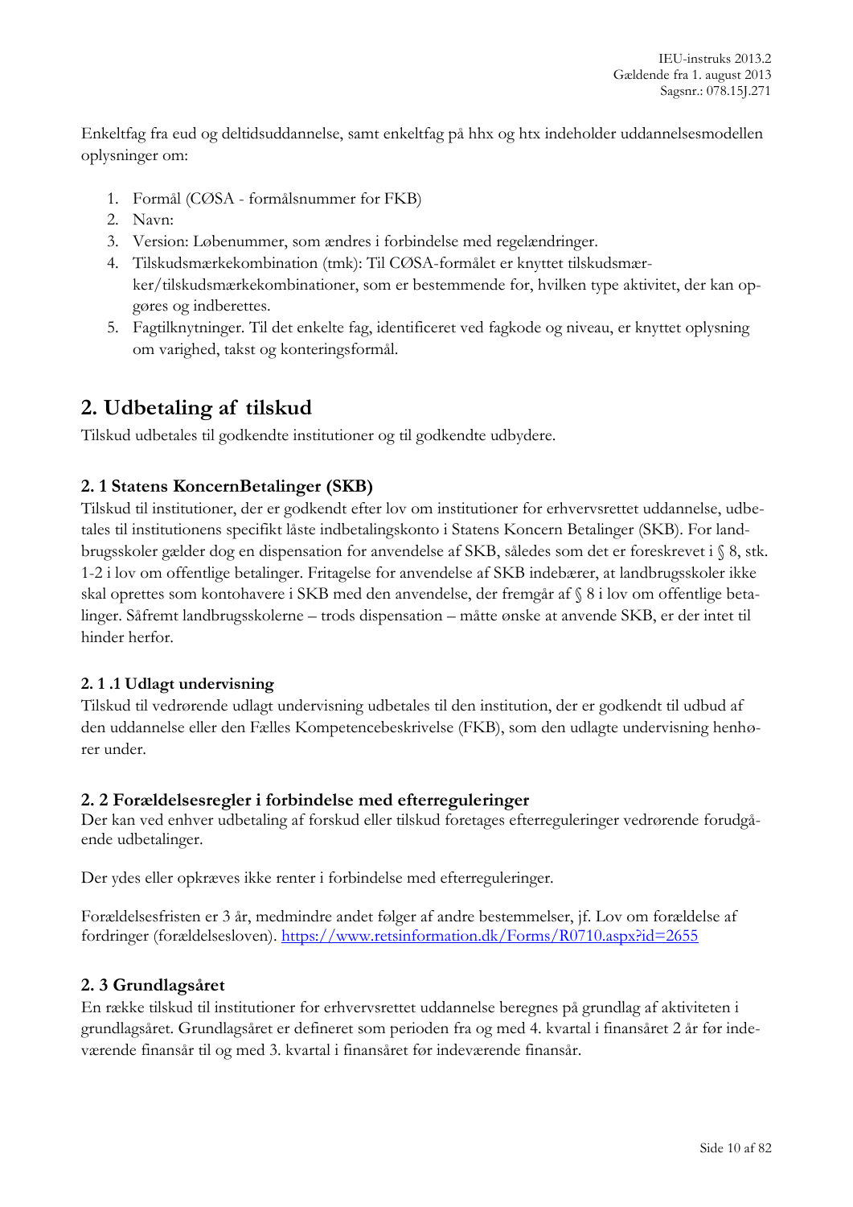Enkeltfag fra eud og deltidsuddannelse, samt enkeltfag på hhx og htx indeholder uddannelsesmodellen oplysninger om:

1. Formål (CØSA - formålsnummer for FKB)
2. Navn:
3. Version: Løbenummer, som ændres i forbindelse med regelændringer.
4. Tilskudsmærkekombination (tmk): Til CØSA-formålet er knyttet tilskudsmærker/tilskudsmærkekombinationer, som er bestemmende for, hvilken type aktivitet, der kan opgøres og indberettes.
5. Fagtilknytninger. Til det enkelte fag, identificeret ved fagkode og niveau, er knyttet oplysning om varighed, takst og konteringsformål.

## 2. Udbetaling af tilskud

Tilskud udbetales til godkendte institutioner og til godkendte udbydere.

### 2. 1 Statens KoncernBetalinger (SKB)

Tilskud til institutioner, der er godkendt efter lov om institutioner for erhvervsrettet uddannelse, udbetales til institutionens specifikt låste indbetalingskonto i Statens Koncern Betalinger (SKB). For landbrugsskoler gælder dog en dispensation for anvendelse af SKB, således som det er foreskrevet i § 8, stk. 1-2 i lov om offentlige betalinger. Fritagelse for anvendelse af SKB indebærer, at landbrugsskoler ikke skal oprettes som kontohavere i SKB med den anvendelse, der fremgår af § 8 i lov om offentlige betalinger. Såfremt landbrugsskolerne – trods dispensation – måtte ønske at anvende SKB, er der intet til hinder herfor.

#### 2. 1 .1 Udlagt undervisning

Tilskud til vedrørende udlagt undervisning udbetales til den institution, der er godkendt til udbud af den uddannelse eller den Fælles Kompetencebeskrivelse (FKB), som den udlagte undervisning henhører under.

### 2. 2 Forældelsesregler i forbindelse med efterreguleringer

Der kan ved enhver udbetaling af forskud eller tilskud foretages efterreguleringer vedrørende forudgående udbetalinger.

Der ydes eller opkræves ikke renter i forbindelse med efterreguleringer.

Forældelsesfristen er 3 år, medmindre andet følger af andre bestemmelser, jf. Lov om forældelse af fordringer (forældelsesloven). https://www.retsinformation.dk/Forms/R0710.aspx?id=2655

### 2. 3 Grundlagsåret

En række tilskud til institutioner for erhvervsrettet uddannelse beregnes på grundlag af aktiviteten i grundlagsåret. Grundlagsåret er defineret som perioden fra og med 4. kvartal i finansåret 2 år før indeværende finansår til og med 3. kvartal i finansåret før indeværende finansår.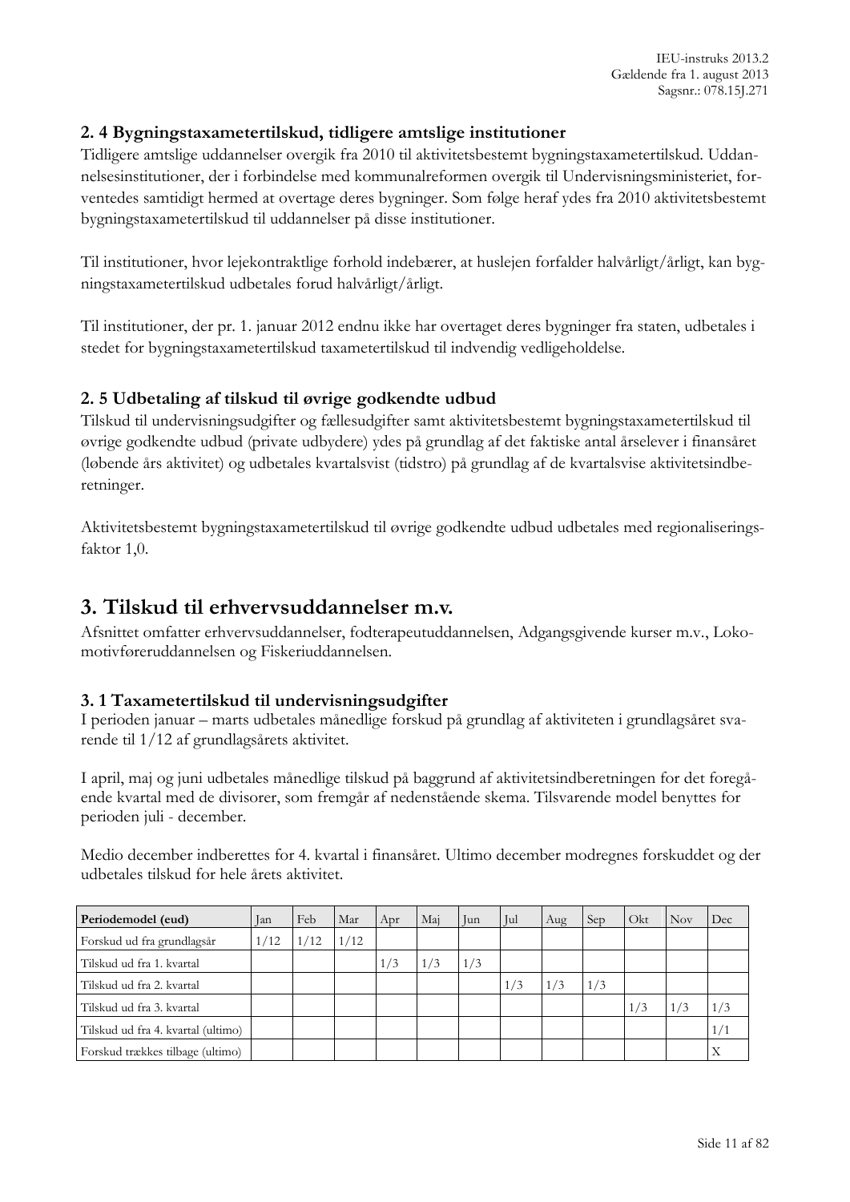## 2. 4 Bygningstaxametertilskud, tidligere amtslige institutioner

Tidligere amtslige uddannelser overgik fra 2010 til aktivitetsbestemt bygningstaxametertilskud. Uddannelsesinstitutioner, der i forbindelse med kommunalreformen overgik til Undervisningsministeriet, forventedes samtidigt hermed at overtage deres bygninger. Som følge heraf ydes fra 2010 aktivitetsbestemt bygningstaxametertilskud til uddannelser på disse institutioner.

Til institutioner, hvor lejekontraktlige forhold indebærer, at huslejen forfalder halvårligt/årligt, kan bygningstaxametertilskud udbetales forud halvårligt/årligt.

Til institutioner, der pr. 1. januar 2012 endnu ikke har overtaget deres bygninger fra staten, udbetales i stedet for bygningstaxametertilskud taxametertilskud til indvendig vedligeholdelse.

## 2. 5 Udbetaling af tilskud til øvrige godkendte udbud

Tilskud til undervisningsudgifter og fællesudgifter samt aktivitetsbestemt bygningstaxametertilskud til øvrige godkendte udbud (private udbydere) ydes på grundlag af det faktiske antal årselever i finansåret (løbende års aktivitet) og udbetales kvartalsvist (tidstro) på grundlag af de kvartalsvise aktivitetsindberetninger.

Aktivitetsbestemt bygningstaxametertilskud til øvrige godkendte udbud udbetales med regionaliseringsfaktor 1,0.

# 3. Tilskud til erhvervsuddannelser m.v.

Afsnittet omfatter erhvervsuddannelser, fodterapeutuddannelsen, Adgangsgivende kurser m.v., Lokomotivføreruddannelsen og Fiskeriuddannelsen.

## 3. 1 Taxametertilskud til undervisningsudgifter

I perioden januar – marts udbetales månedlige forskud på grundlag af aktiviteten i grundlagsåret svarende til 1/12 af grundlagsårets aktivitet.

I april, maj og juni udbetales månedlige tilskud på baggrund af aktivitetsindberetningen for det foregående kvartal med de divisorer, som fremgår af nedenstående skema. Tilsvarende model benyttes for perioden juli - december.

Medio december indberettes for 4. kvartal i finansåret. Ultimo december modregnes forskuddet og der udbetales tilskud for hele årets aktivitet.

| Periodemodel (eud) | Jan | Feb | Mar | Apr | Maj | Jun | Jul | Aug | Sep | Okt | Nov | Dec |
|---|---|---|---|---|---|---|---|---|---|---|---|---|
| Forskud ud fra grundlagsår | 1/12 | 1/12 | 1/12 | | | | | | | | | |
| Tilskud ud fra 1. kvartal | | | | 1/3 | 1/3 | 1/3 | | | | | | |
| Tilskud ud fra 2. kvartal | | | | | | | 1/3 | 1/3 | 1/3 | | | |
| Tilskud ud fra 3. kvartal | | | | | | | | | | 1/3 | 1/3 | 1/3 |
| Tilskud ud fra 4. kvartal (ultimo) | | | | | | | | | | | | 1/1 |
| Forskud trækkes tilbage (ultimo) | | | | | | | | | | | | X |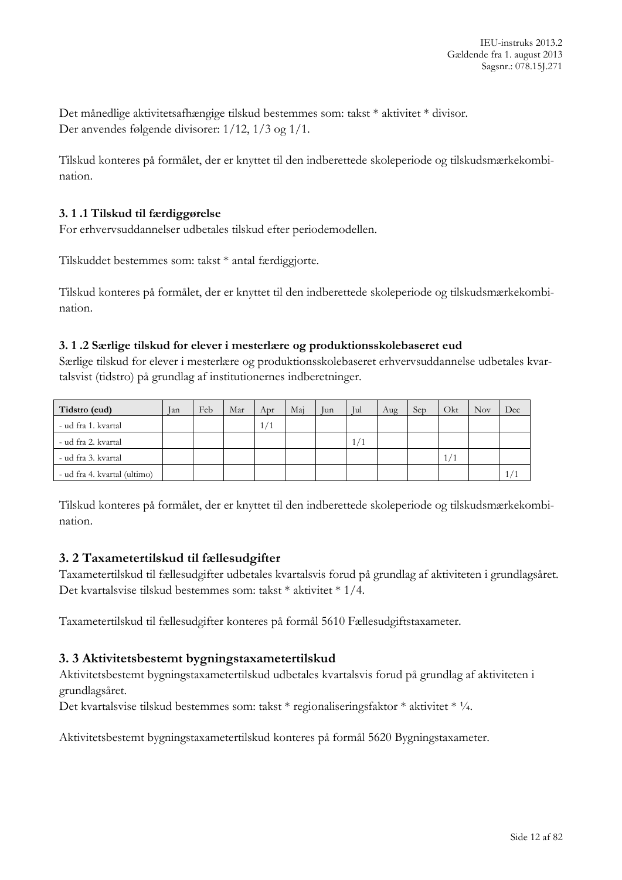Det månedlige aktivitetsafhængige tilskud bestemmes som: takst * aktivitet * divisor.
Der anvendes følgende divisorer: 1/12, 1/3 og 1/1.

Tilskud konteres på formålet, der er knyttet til den indberettede skoleperiode og tilskudsmærkekombination.

### 3. 1 .1 Tilskud til færdiggørelse

For erhvervsuddannelser udbetales tilskud efter periodemodellen.

Tilskuddet bestemmes som: takst * antal færdiggjorte.

Tilskud konteres på formålet, der er knyttet til den indberettede skoleperiode og tilskudsmærkekombination.

### 3. 1 .2 Særlige tilskud for elever i mesterlære og produktionsskolebaseret eud

Særlige tilskud for elever i mesterlære og produktionsskolebaseret erhvervsuddannelse udbetales kvartalsvist (tidstro) på grundlag af institutionernes indberetninger.

| Tidstro (eud) | Jan | Feb | Mar | Apr | Maj | Jun | Jul | Aug | Sep | Okt | Nov | Dec |
|---|---|---|---|---|---|---|---|---|---|---|---|---|
| - ud fra 1. kvartal | | | | 1/1 | | | | | | | | |
| - ud fra 2. kvartal | | | | | | | 1/1 | | | | | |
| - ud fra 3. kvartal | | | | | | | | | | 1/1 | | |
| - ud fra 4. kvartal (ultimo) | | | | | | | | | | | | 1/1 |

Tilskud konteres på formålet, der er knyttet til den indberettede skoleperiode og tilskudsmærkekombination.

## 3. 2 Taxametertilskud til fællesudgifter

Taxametertilskud til fællesudgifter udbetales kvartalsvis forud på grundlag af aktiviteten i grundlagsåret. Det kvartalsvise tilskud bestemmes som: takst * aktivitet * 1/4.

Taxametertilskud til fællesudgifter konteres på formål 5610 Fællesudgiftstaxameter.

## 3. 3 Aktivitetsbestemt bygningstaxametertilskud

Aktivitetsbestemt bygningstaxametertilskud udbetales kvartalsvis forud på grundlag af aktiviteten i grundlagsåret.
Det kvartalsvise tilskud bestemmes som: takst * regionaliseringsfaktor * aktivitet * ¼.

Aktivitetsbestemt bygningstaxametertilskud konteres på formål 5620 Bygningstaxameter.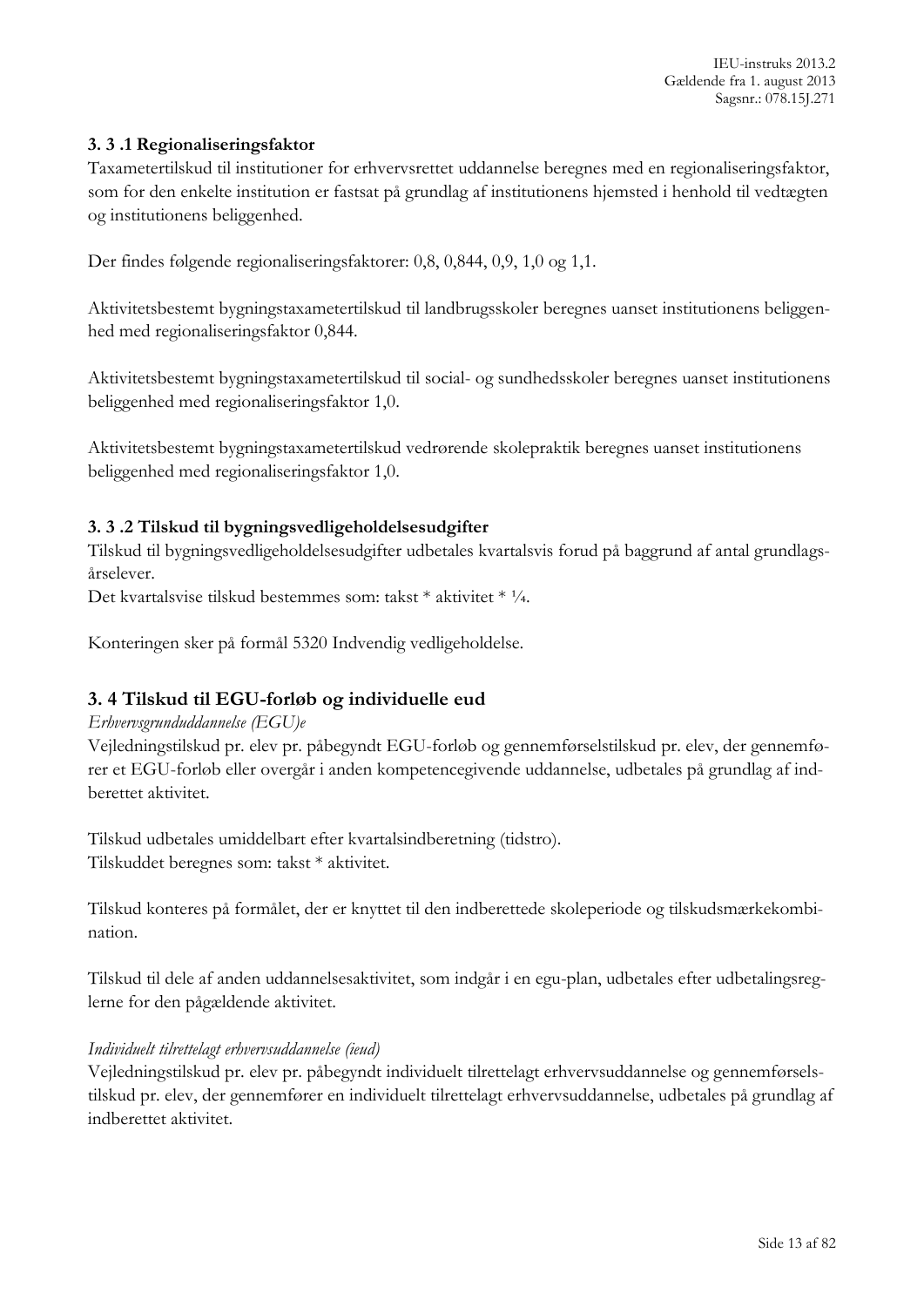### 3. 3 .1 Regionaliseringsfaktor

Taxametertilskud til institutioner for erhvervsrettet uddannelse beregnes med en regionaliseringsfaktor, som for den enkelte institution er fastsat på grundlag af institutionens hjemsted i henhold til vedtægten og institutionens beliggenhed.

Der findes følgende regionaliseringsfaktorer: 0,8, 0,844, 0,9, 1,0 og 1,1.

Aktivitetsbestemt bygningstaxametertilskud til landbrugsskoler beregnes uanset institutionens beliggenhed med regionaliseringsfaktor 0,844.

Aktivitetsbestemt bygningstaxametertilskud til social- og sundhedsskoler beregnes uanset institutionens beliggenhed med regionaliseringsfaktor 1,0.

Aktivitetsbestemt bygningstaxametertilskud vedrørende skolepraktik beregnes uanset institutionens beliggenhed med regionaliseringsfaktor 1,0.

### 3. 3 .2 Tilskud til bygningsvedligeholdelsesudgifter

Tilskud til bygningsvedligeholdelsesudgifter udbetales kvartalsvis forud på baggrund af antal grundlagsårselever.
Det kvartalsvise tilskud bestemmes som: takst * aktivitet * ¼.

Konteringen sker på formål 5320 Indvendig vedligeholdelse.

## 3. 4 Tilskud til EGU-forløb og individuelle eud

*Erhvervsgrunduddannelse (EGU)e*

Vejledningstilskud pr. elev pr. påbegyndt EGU-forløb og gennemførselstilskud pr. elev, der gennemfører et EGU-forløb eller overgår i anden kompetencegivende uddannelse, udbetales på grundlag af indberettet aktivitet.

Tilskud udbetales umiddelbart efter kvartalsindberetning (tidstro).
Tilskuddet beregnes som: takst * aktivitet.

Tilskud konteres på formålet, der er knyttet til den indberettede skoleperiode og tilskudsmærkekombination.

Tilskud til dele af anden uddannelsesaktivitet, som indgår i en egu-plan, udbetales efter udbetalingsreglerne for den pågældende aktivitet.

*Individuelt tilrettelagt erhvervsuddannelse (ieud)*

Vejledningstilskud pr. elev pr. påbegyndt individuelt tilrettelagt erhvervsuddannelse og gennemførselstilskud pr. elev, der gennemfører en individuelt tilrettelagt erhvervsuddannelse, udbetales på grundlag af indberettet aktivitet.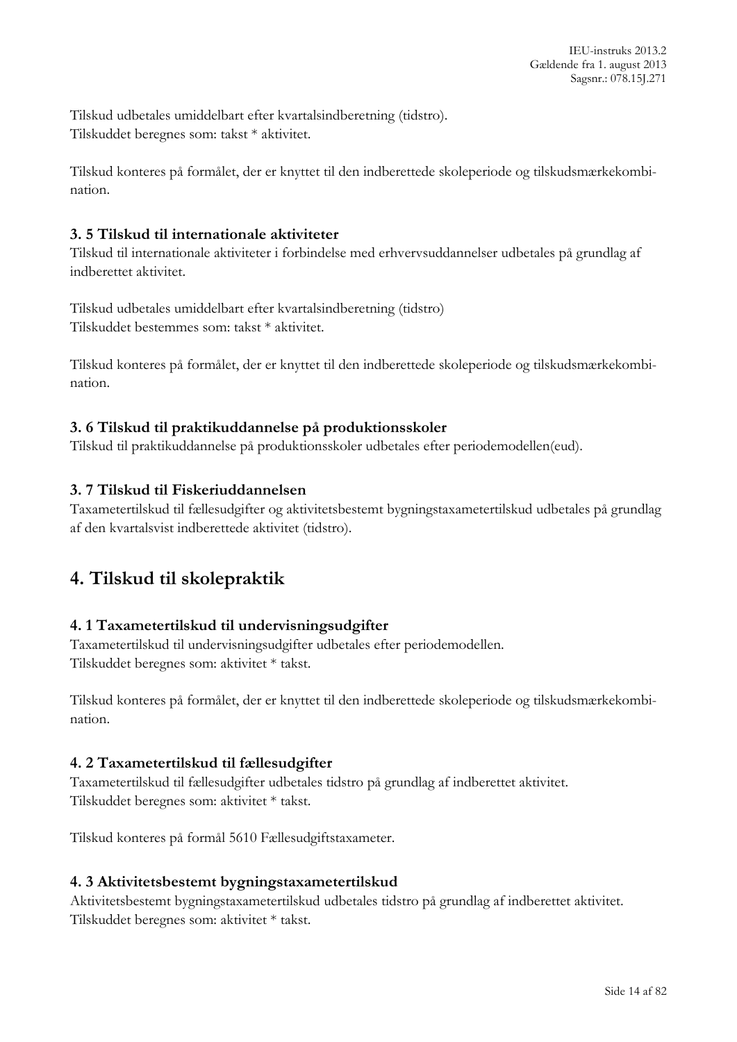Tilskud udbetales umiddelbart efter kvartalsindberetning (tidstro).
Tilskuddet beregnes som: takst * aktivitet.

Tilskud konteres på formålet, der er knyttet til den indberettede skoleperiode og tilskudsmærkekombination.

### 3. 5 Tilskud til internationale aktiviteter

Tilskud til internationale aktiviteter i forbindelse med erhvervsuddannelser udbetales på grundlag af indberettet aktivitet.

Tilskud udbetales umiddelbart efter kvartalsindberetning (tidstro)
Tilskuddet bestemmes som: takst * aktivitet.

Tilskud konteres på formålet, der er knyttet til den indberettede skoleperiode og tilskudsmærkekombination.

### 3. 6 Tilskud til praktikuddannelse på produktionsskoler

Tilskud til praktikuddannelse på produktionsskoler udbetales efter periodemodellen(eud).

### 3. 7 Tilskud til Fiskeriuddannelsen

Taxametertilskud til fællesudgifter og aktivitetsbestemt bygningstaxametertilskud udbetales på grundlag af den kvartalsvist indberettede aktivitet (tidstro).

## 4. Tilskud til skolepraktik

### 4. 1 Taxametertilskud til undervisningsudgifter

Taxametertilskud til undervisningsudgifter udbetales efter periodemodellen.
Tilskuddet beregnes som: aktivitet * takst.

Tilskud konteres på formålet, der er knyttet til den indberettede skoleperiode og tilskudsmærkekombination.

### 4. 2 Taxametertilskud til fællesudgifter

Taxametertilskud til fællesudgifter udbetales tidstro på grundlag af indberettet aktivitet.
Tilskuddet beregnes som: aktivitet * takst.

Tilskud konteres på formål 5610 Fællesudgiftstaxameter.

### 4. 3 Aktivitetsbestemt bygningstaxametertilskud

Aktivitetsbestemt bygningstaxametertilskud udbetales tidstro på grundlag af indberettet aktivitet.
Tilskuddet beregnes som: aktivitet * takst.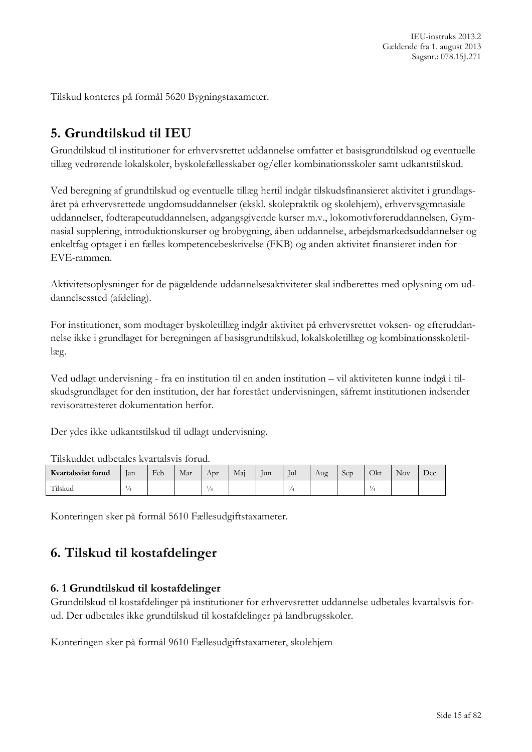Tilskud konteres på formål 5620 Bygningstaxameter.

## 5. Grundtilskud til IEU

Grundtilskud til institutioner for erhvervsrettet uddannelse omfatter et basisgrundtilskud og eventuelle tillæg vedrørende lokalskoler, byskolefællesskaber og/eller kombinationsskoler samt udkantstilskud.

Ved beregning af grundtilskud og eventuelle tillæg hertil indgår tilskudsfinansieret aktivitet i grundlagsåret på erhvervsrettede ungdomsuddannelser (ekskl. skolepraktik og skolehjem), erhvervsgymnasiale uddannelser, fodterapeutuddannelsen, adgangsgivende kurser m.v., lokomotivføreruddannelsen, Gymnasial supplering, introduktionskurser og brobygning, åben uddannelse, arbejdsmarkedsuddannelser og enkeltfag optaget i en fælles kompetencebeskrivelse (FKB) og anden aktivitet finansieret inden for EVE-rammen.

Aktivitetsoplysninger for de pågældende uddannelsesaktiviteter skal indberettes med oplysning om uddannelsessted (afdeling).

For institutioner, som modtager byskoletillæg indgår aktivitet på erhvervsrettet voksen- og efteruddannelse ikke i grundlaget for beregningen af basisgrundtilskud, lokalskoletillæg og kombinationsskoletillæg.

Ved udlagt undervisning - fra en institution til en anden institution – vil aktiviteten kunne indgå i tilskudsgrundlaget for den institution, der har forestået undervisningen, såfremt institutionen indsender revisorattesteret dokumentation herfor.

Der ydes ikke udkantstilskud til udlagt undervisning.

Tilskuddet udbetales kvartalsvis forud.

| **Kvartalsvist forud** | Jan | Feb | Mar | Apr | Maj | Jun | Jul | Aug | Sep | Okt | Nov | Dec |
|---|---|---|---|---|---|---|---|---|---|---|---|---|
| Tilskud | ¼ | | | ¼ | | | ¼ | | | ¼ | | |

Konteringen sker på formål 5610 Fællesudgiftstaxameter.

## 6. Tilskud til kostafdelinger

### 6. 1 Grundtilskud til kostafdelinger

Grundtilskud til kostafdelinger på institutioner for erhvervsrettet uddannelse udbetales kvartalsvis forud. Der udbetales ikke grundtilskud til kostafdelinger på landbrugsskoler.

Konteringen sker på formål 9610 Fællesudgiftstaxameter, skolehjem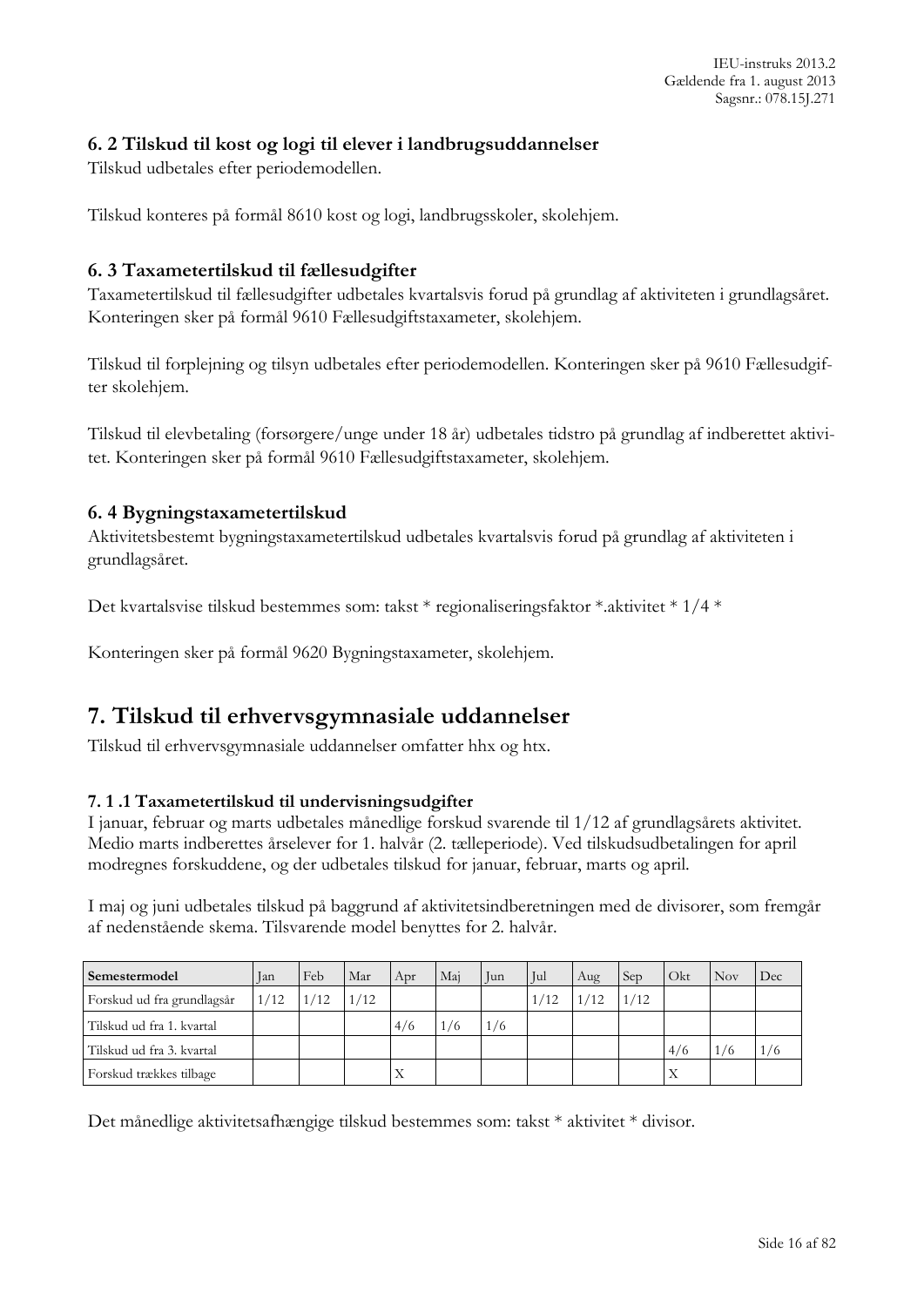### 6. 2 Tilskud til kost og logi til elever i landbrugsuddannelser

Tilskud udbetales efter periodemodellen.

Tilskud konteres på formål 8610 kost og logi, landbrugsskoler, skolehjem.

### 6. 3 Taxametertilskud til fællesudgifter

Taxametertilskud til fællesudgifter udbetales kvartalsvis forud på grundlag af aktiviteten i grundlagsåret. Konteringen sker på formål 9610 Fællesudgiftstaxameter, skolehjem.

Tilskud til forplejning og tilsyn udbetales efter periodemodellen. Konteringen sker på 9610 Fællesudgifter skolehjem.

Tilskud til elevbetaling (forsørgere/unge under 18 år) udbetales tidstro på grundlag af indberettet aktivitet. Konteringen sker på formål 9610 Fællesudgiftstaxameter, skolehjem.

### 6. 4 Bygningstaxametertilskud

Aktivitetsbestemt bygningstaxametertilskud udbetales kvartalsvis forud på grundlag af aktiviteten i grundlagsåret.

Det kvartalsvise tilskud bestemmes som: takst * regionaliseringsfaktor *.aktivitet * 1/4 *

Konteringen sker på formål 9620 Bygningstaxameter, skolehjem.

## 7. Tilskud til erhvervsgymnasiale uddannelser

Tilskud til erhvervsgymnasiale uddannelser omfatter hhx og htx.

### 7. 1 .1 Taxametertilskud til undervisningsudgifter

I januar, februar og marts udbetales månedlige forskud svarende til 1/12 af grundlagsårets aktivitet. Medio marts indberettes årselever for 1. halvår (2. tælleperiode). Ved tilskudsudbetalingen for april modregnes forskuddene, og der udbetales tilskud for januar, februar, marts og april.

I maj og juni udbetales tilskud på baggrund af aktivitetsindberetningen med de divisorer, som fremgår af nedenstående skema. Tilsvarende model benyttes for 2. halvår.

| Semestermodel | Jan | Feb | Mar | Apr | Maj | Jun | Jul | Aug | Sep | Okt | Nov | Dec |
|---|---|---|---|---|---|---|---|---|---|---|---|---|
| Forskud ud fra grundlagsår | 1/12 | 1/12 | 1/12 | | | | 1/12 | 1/12 | 1/12 | | | |
| Tilskud ud fra 1. kvartal | | | | 4/6 | 1/6 | 1/6 | | | | | | |
| Tilskud ud fra 3. kvartal | | | | | | | | | | 4/6 | 1/6 | 1/6 |
| Forskud trækkes tilbage | | | | X | | | | | | X | | |

Det månedlige aktivitetsafhængige tilskud bestemmes som: takst * aktivitet * divisor.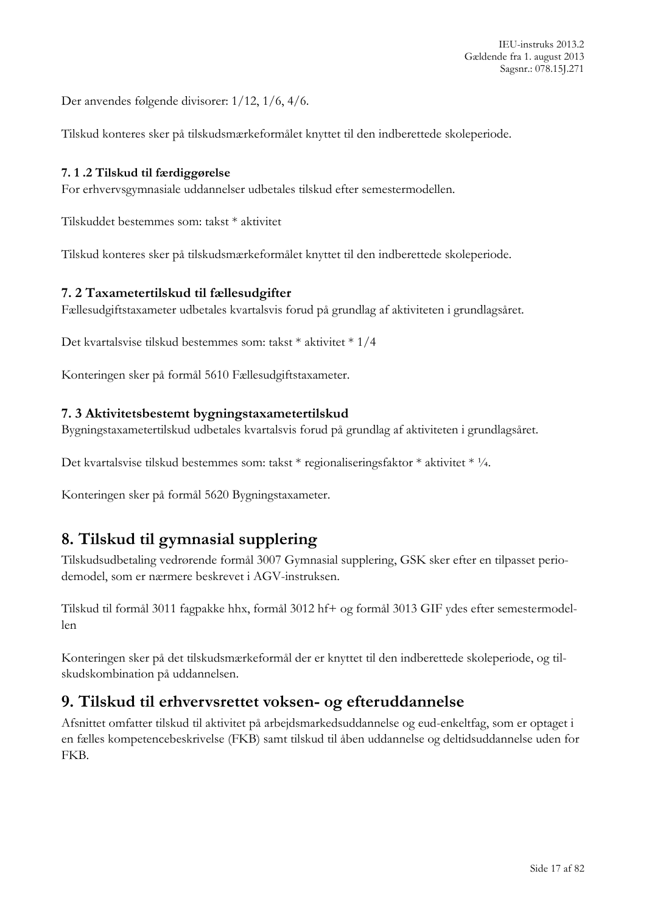Der anvendes følgende divisorer: 1/12, 1/6, 4/6.

Tilskud konteres sker på tilskudsmærkeformålet knyttet til den indberettede skoleperiode.

#### 7. 1 .2 Tilskud til færdiggørelse

For erhvervsgymnasiale uddannelser udbetales tilskud efter semestermodellen.

Tilskuddet bestemmes som: takst * aktivitet

Tilskud konteres sker på tilskudsmærkeformålet knyttet til den indberettede skoleperiode.

### 7. 2 Taxametertilskud til fællesudgifter

Fællesudgiftstaxameter udbetales kvartalsvis forud på grundlag af aktiviteten i grundlagsåret.

Det kvartalsvise tilskud bestemmes som: takst * aktivitet * 1/4

Konteringen sker på formål 5610 Fællesudgiftstaxameter.

### 7. 3 Aktivitetsbestemt bygningstaxametertilskud

Bygningstaxametertilskud udbetales kvartalsvis forud på grundlag af aktiviteten i grundlagsåret.

Det kvartalsvise tilskud bestemmes som: takst * regionaliseringsfaktor * aktivitet * ¼.

Konteringen sker på formål 5620 Bygningstaxameter.

## 8. Tilskud til gymnasial supplering

Tilskudsudbetaling vedrørende formål 3007 Gymnasial supplering, GSK sker efter en tilpasset periodemodel, som er nærmere beskrevet i AGV-instruksen.

Tilskud til formål 3011 fagpakke hhx, formål 3012 hf+ og formål 3013 GIF ydes efter semestermodellen

Konteringen sker på det tilskudsmærkeformål der er knyttet til den indberettede skoleperiode, og tilskudskombination på uddannelsen.

## 9. Tilskud til erhvervsrettet voksen- og efteruddannelse

Afsnittet omfatter tilskud til aktivitet på arbejdsmarkedsuddannelse og eud-enkeltfag, som er optaget i en fælles kompetencebeskrivelse (FKB) samt tilskud til åben uddannelse og deltidsuddannelse uden for FKB.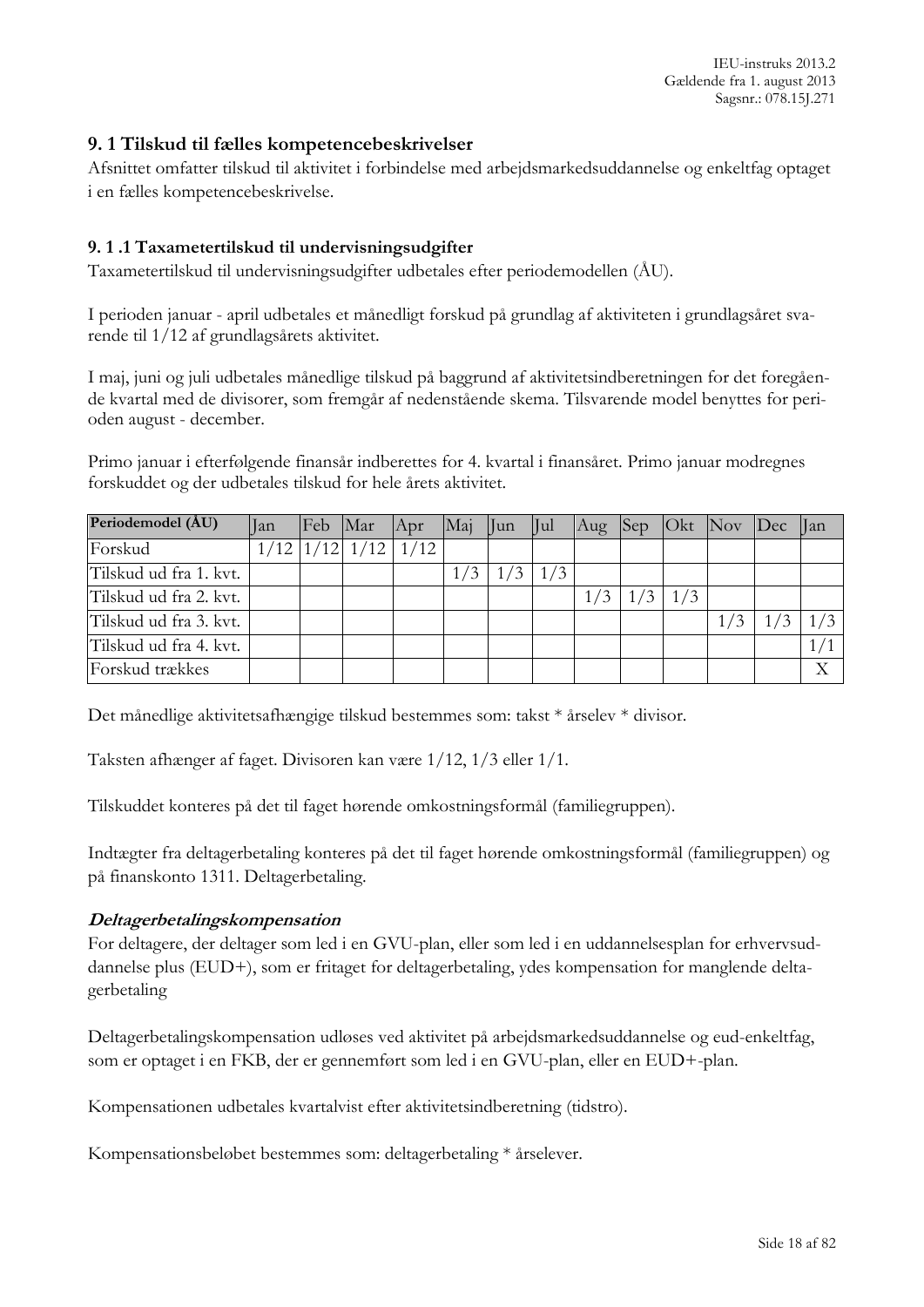## 9. 1 Tilskud til fælles kompetencebeskrivelser

Afsnittet omfatter tilskud til aktivitet i forbindelse med arbejdsmarkedsuddannelse og enkeltfag optaget i en fælles kompetencebeskrivelse.

### 9. 1 .1 Taxametertilskud til undervisningsudgifter

Taxametertilskud til undervisningsudgifter udbetales efter periodemodellen (ÅU).

I perioden januar - april udbetales et månedligt forskud på grundlag af aktiviteten i grundlagsåret svarende til 1/12 af grundlagsårets aktivitet.

I maj, juni og juli udbetales månedlige tilskud på baggrund af aktivitetsindberetningen for det foregående kvartal med de divisorer, som fremgår af nedenstående skema. Tilsvarende model benyttes for perioden august - december.

Primo januar i efterfølgende finansår indberettes for 4. kvartal i finansåret. Primo januar modregnes forskuddet og der udbetales tilskud for hele årets aktivitet.

| Periodemodel (ÅU) | Jan | Feb | Mar | Apr | Maj | Jun | Jul | Aug | Sep | Okt | Nov | Dec | Jan |
|---|---|---|---|---|---|---|---|---|---|---|---|---|---|
| Forskud | 1/12 | 1/12 | 1/12 | 1/12 | | | | | | | | | |
| Tilskud ud fra 1. kvt. | | | | | 1/3 | 1/3 | 1/3 | | | | | | |
| Tilskud ud fra 2. kvt. | | | | | | | | 1/3 | 1/3 | 1/3 | | | |
| Tilskud ud fra 3. kvt. | | | | | | | | | | | 1/3 | 1/3 | 1/3 |
| Tilskud ud fra 4. kvt. | | | | | | | | | | | | | 1/1 |
| Forskud trækkes | | | | | | | | | | | | | X |

Det månedlige aktivitetsafhængige tilskud bestemmes som: takst * årselev * divisor.

Taksten afhænger af faget. Divisoren kan være 1/12, 1/3 eller 1/1.

Tilskuddet konteres på det til faget hørende omkostningsformål (familiegruppen).

Indtægter fra deltagerbetaling konteres på det til faget hørende omkostningsformål (familiegruppen) og på finanskonto 1311. Deltagerbetaling.

***Deltagerbetalingskompensation***

For deltagere, der deltager som led i en GVU-plan, eller som led i en uddannelsesplan for erhvervsuddannelse plus (EUD+), som er fritaget for deltagerbetaling, ydes kompensation for manglende deltagerbetaling

Deltagerbetalingskompensation udløses ved aktivitet på arbejdsmarkedsuddannelse og eud-enkeltfag, som er optaget i en FKB, der er gennemført som led i en GVU-plan, eller en EUD+-plan.

Kompensationen udbetales kvartalvist efter aktivitetsindberetning (tidstro).

Kompensationsbeløbet bestemmes som: deltagerbetaling * årselever.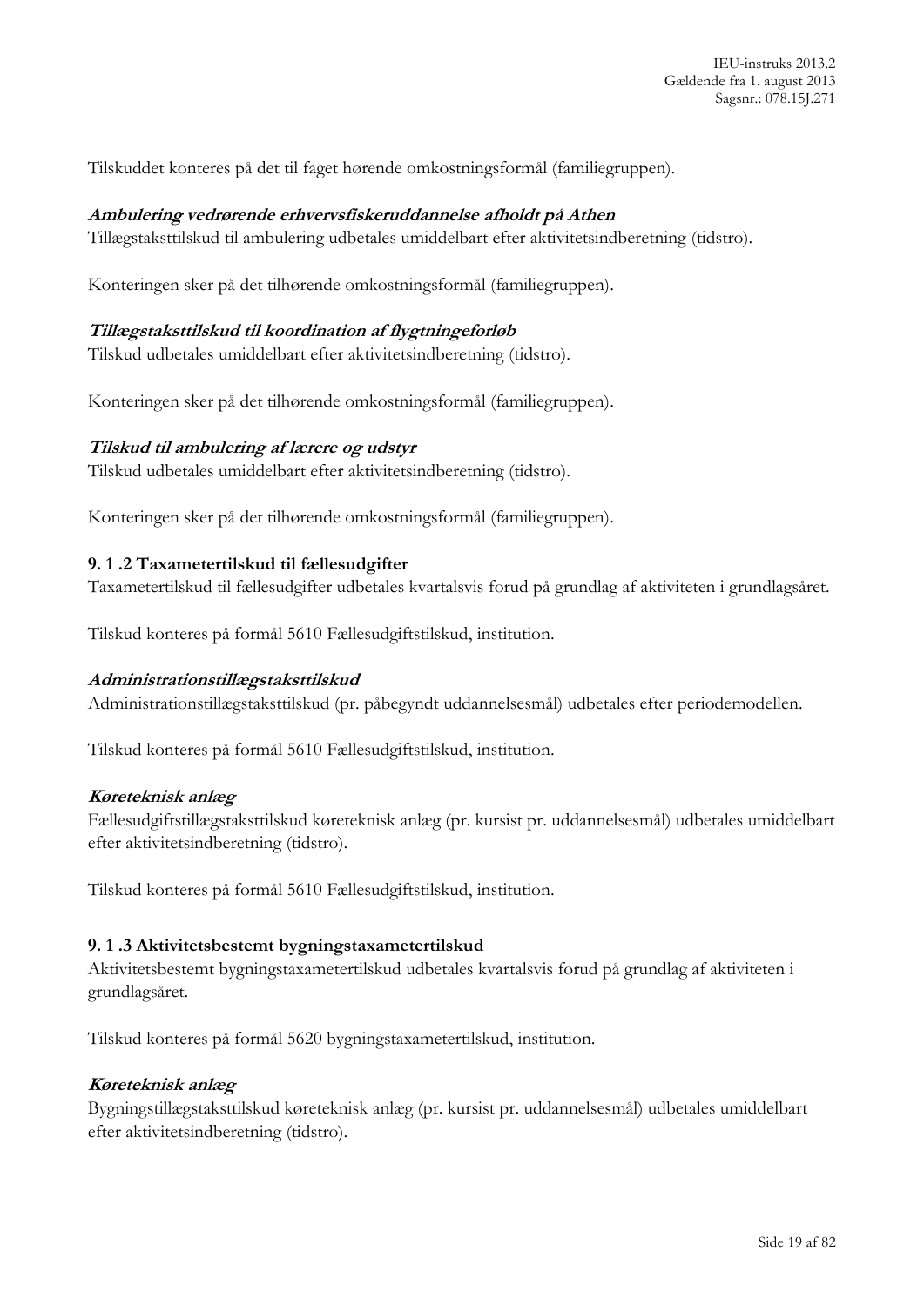Tilskuddet konteres på det til faget hørende omkostningsformål (familiegruppen).

***Ambulering vedrørende erhvervsfiskeruddannelse afholdt på Athen***

Tillægstaksttilskud til ambulering udbetales umiddelbart efter aktivitetsindberetning (tidstro).

Konteringen sker på det tilhørende omkostningsformål (familiegruppen).

***Tillægstaksttilskud til koordination af flygtningeforløb***

Tilskud udbetales umiddelbart efter aktivitetsindberetning (tidstro).

Konteringen sker på det tilhørende omkostningsformål (familiegruppen).

***Tilskud til ambulering af lærere og udstyr***

Tilskud udbetales umiddelbart efter aktivitetsindberetning (tidstro).

Konteringen sker på det tilhørende omkostningsformål (familiegruppen).

#### 9. 1 .2 Taxametertilskud til fællesudgifter

Taxametertilskud til fællesudgifter udbetales kvartalsvis forud på grundlag af aktiviteten i grundlagsåret.

Tilskud konteres på formål 5610 Fællesudgiftstilskud, institution.

***Administrationstillægstaksttilskud***

Administrationstillægstaksttilskud (pr. påbegyndt uddannelsesmål) udbetales efter periodemodellen.

Tilskud konteres på formål 5610 Fællesudgiftstilskud, institution.

***Køreteknisk anlæg***

Fællesudgiftstillægstaksttilskud køreteknisk anlæg (pr. kursist pr. uddannelsesmål) udbetales umiddelbart efter aktivitetsindberetning (tidstro).

Tilskud konteres på formål 5610 Fællesudgiftstilskud, institution.

#### 9. 1 .3 Aktivitetsbestemt bygningstaxametertilskud

Aktivitetsbestemt bygningstaxametertilskud udbetales kvartalsvis forud på grundlag af aktiviteten i grundlagsåret.

Tilskud konteres på formål 5620 bygningstaxametertilskud, institution.

***Køreteknisk anlæg***

Bygningstillægstaksttilskud køreteknisk anlæg (pr. kursist pr. uddannelsesmål) udbetales umiddelbart efter aktivitetsindberetning (tidstro).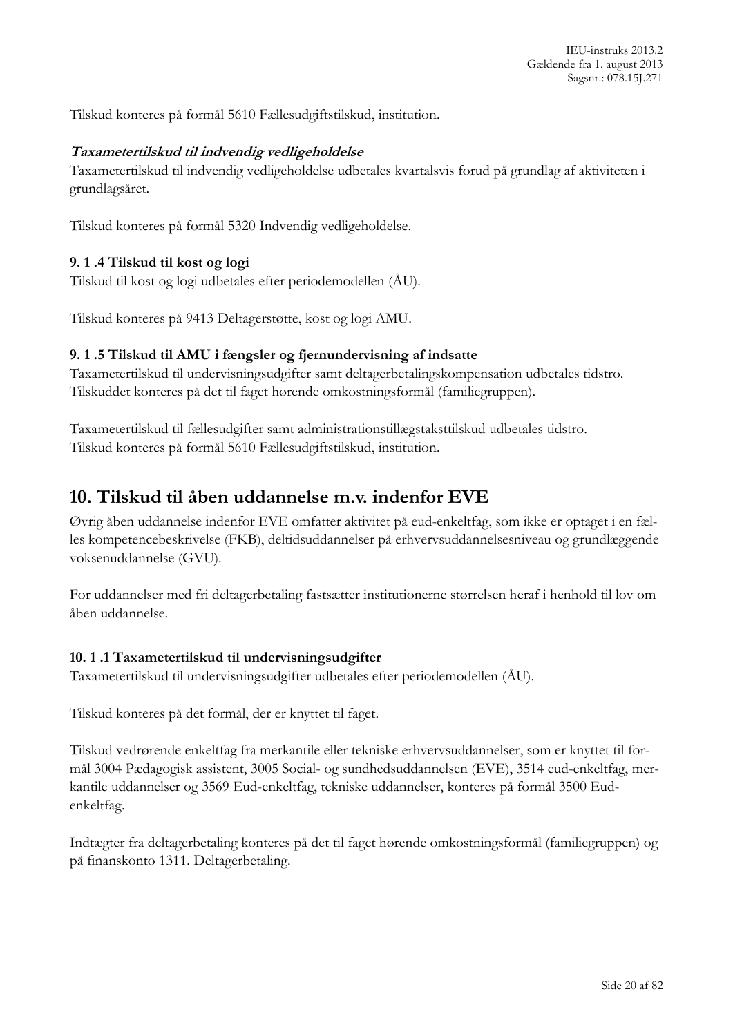Tilskud konteres på formål 5610 Fællesudgiftstilskud, institution.

***Taxametertilskud til indvendig vedligeholdelse***

Taxametertilskud til indvendig vedligeholdelse udbetales kvartalsvis forud på grundlag af aktiviteten i grundlagsåret.

Tilskud konteres på formål 5320 Indvendig vedligeholdelse.

### 9. 1 .4 Tilskud til kost og logi

Tilskud til kost og logi udbetales efter periodemodellen (ÅU).

Tilskud konteres på 9413 Deltagerstøtte, kost og logi AMU.

### 9. 1 .5 Tilskud til AMU i fængsler og fjernundervisning af indsatte

Taxametertilskud til undervisningsudgifter samt deltagerbetalingskompensation udbetales tidstro. Tilskuddet konteres på det til faget hørende omkostningsformål (familiegruppen).

Taxametertilskud til fællesudgifter samt administrationstillægstaksttilskud udbetales tidstro. Tilskud konteres på formål 5610 Fællesudgiftstilskud, institution.

## 10. Tilskud til åben uddannelse m.v. indenfor EVE

Øvrig åben uddannelse indenfor EVE omfatter aktivitet på eud-enkeltfag, som ikke er optaget i en fælles kompetencebeskrivelse (FKB), deltidsuddannelser på erhvervsuddannelsesniveau og grundlæggende voksenuddannelse (GVU).

For uddannelser med fri deltagerbetaling fastsætter institutionerne størrelsen heraf i henhold til lov om åben uddannelse.

### 10. 1 .1 Taxametertilskud til undervisningsudgifter

Taxametertilskud til undervisningsudgifter udbetales efter periodemodellen (ÅU).

Tilskud konteres på det formål, der er knyttet til faget.

Tilskud vedrørende enkeltfag fra merkantile eller tekniske erhvervsuddannelser, som er knyttet til formål 3004 Pædagogisk assistent, 3005 Social- og sundhedsuddannelsen (EVE), 3514 eud-enkeltfag, merkantile uddannelser og 3569 Eud-enkeltfag, tekniske uddannelser, konteres på formål 3500 Eud-enkeltfag.

Indtægter fra deltagerbetaling konteres på det til faget hørende omkostningsformål (familiegruppen) og på finanskonto 1311. Deltagerbetaling.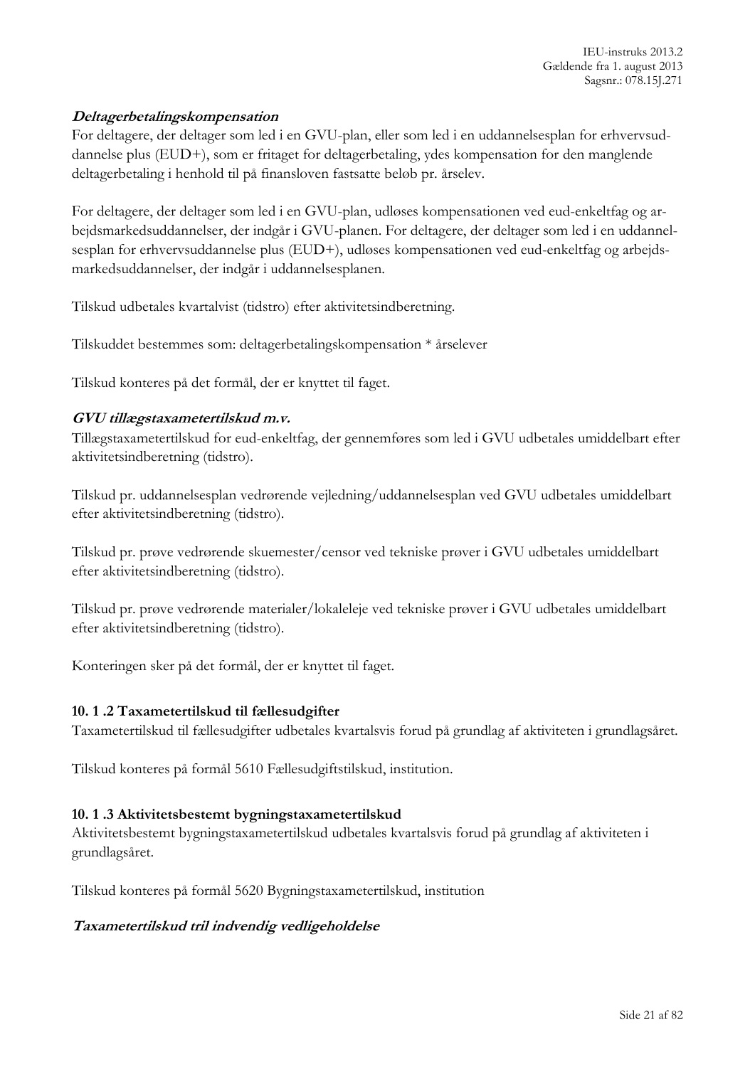***Deltagerbetalingskompensation***

For deltagere, der deltager som led i en GVU-plan, eller som led i en uddannelsesplan for erhvervsuddannelse plus (EUD+), som er fritaget for deltagerbetaling, ydes kompensation for den manglende deltagerbetaling i henhold til på finansloven fastsatte beløb pr. årselev.

For deltagere, der deltager som led i en GVU-plan, udløses kompensationen ved eud-enkeltfag og arbejdsmarkedsuddannelser, der indgår i GVU-planen. For deltagere, der deltager som led i en uddannelsesplan for erhvervsuddannelse plus (EUD+), udløses kompensationen ved eud-enkeltfag og arbejdsmarkedsuddannelser, der indgår i uddannelsesplanen.

Tilskud udbetales kvartalvist (tidstro) efter aktivitetsindberetning.

Tilskuddet bestemmes som: deltagerbetalingskompensation * årselever

Tilskud konteres på det formål, der er knyttet til faget.

***GVU tillægstaxametertilskud m.v.***

Tillægstaxametertilskud for eud-enkeltfag, der gennemføres som led i GVU udbetales umiddelbart efter aktivitetsindberetning (tidstro).

Tilskud pr. uddannelsesplan vedrørende vejledning/uddannelsesplan ved GVU udbetales umiddelbart efter aktivitetsindberetning (tidstro).

Tilskud pr. prøve vedrørende skuemester/censor ved tekniske prøver i GVU udbetales umiddelbart efter aktivitetsindberetning (tidstro).

Tilskud pr. prøve vedrørende materialer/lokaleleje ved tekniske prøver i GVU udbetales umiddelbart efter aktivitetsindberetning (tidstro).

Konteringen sker på det formål, der er knyttet til faget.

### 10. 1 .2 Taxametertilskud til fællesudgifter

Taxametertilskud til fællesudgifter udbetales kvartalsvis forud på grundlag af aktiviteten i grundlagsåret.

Tilskud konteres på formål 5610 Fællesudgiftstilskud, institution.

### 10. 1 .3 Aktivitetsbestemt bygningstaxametertilskud

Aktivitetsbestemt bygningstaxametertilskud udbetales kvartalsvis forud på grundlag af aktiviteten i grundlagsåret.

Tilskud konteres på formål 5620 Bygningstaxametertilskud, institution

***Taxametertilskud tril indvendig vedligeholdelse***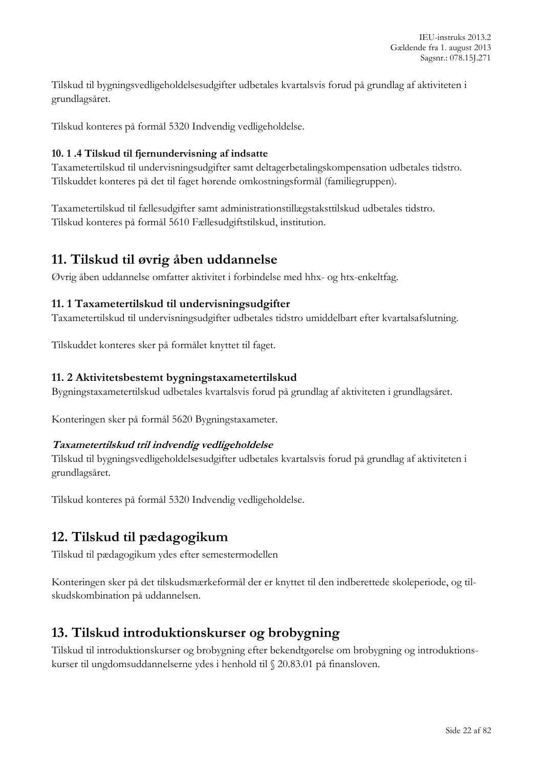Tilskud til bygningsvedligeholdelsesudgifter udbetales kvartalsvis forud på grundlag af aktiviteten i grundlagsåret.

Tilskud konteres på formål 5320 Indvendig vedligeholdelse.

### 10. 1 .4 Tilskud til fjernundervisning af indsatte

Taxametertilskud til undervisningsudgifter samt deltagerbetalingskompensation udbetales tidstro. Tilskuddet konteres på det til faget hørende omkostningsformål (familiegruppen).

Taxametertilskud til fællesudgifter samt administrationstillægstaksttilskud udbetales tidstro. Tilskud konteres på formål 5610 Fællesudgiftstilskud, institution.

## 11. Tilskud til øvrig åben uddannelse

Øvrig åben uddannelse omfatter aktivitet i forbindelse med hhx- og htx-enkeltfag.

### 11. 1 Taxametertilskud til undervisningsudgifter

Taxametertilskud til undervisningsudgifter udbetales tidstro umiddelbart efter kvartalsafslutning.

Tilskuddet konteres sker på formålet knyttet til faget.

### 11. 2 Aktivitetsbestemt bygningstaxametertilskud

Bygningstaxametertilskud udbetales kvartalsvis forud på grundlag af aktiviteten i grundlagsåret.

Konteringen sker på formål 5620 Bygningstaxameter.

***Taxametertilskud tril indvendig vedligeholdelse***

Tilskud til bygningsvedligeholdelsesudgifter udbetales kvartalsvis forud på grundlag af aktiviteten i grundlagsåret.

Tilskud konteres på formål 5320 Indvendig vedligeholdelse.

## 12. Tilskud til pædagogikum

Tilskud til pædagogikum ydes efter semestermodellen

Konteringen sker på det tilskudsmærkeformål der er knyttet til den indberettede skoleperiode, og tilskudskombination på uddannelsen.

## 13. Tilskud introduktionskurser og brobygning

Tilskud til introduktionskurser og brobygning efter bekendtgørelse om brobygning og introduktionskurser til ungdomsuddannelserne ydes i henhold til § 20.83.01 på finansloven.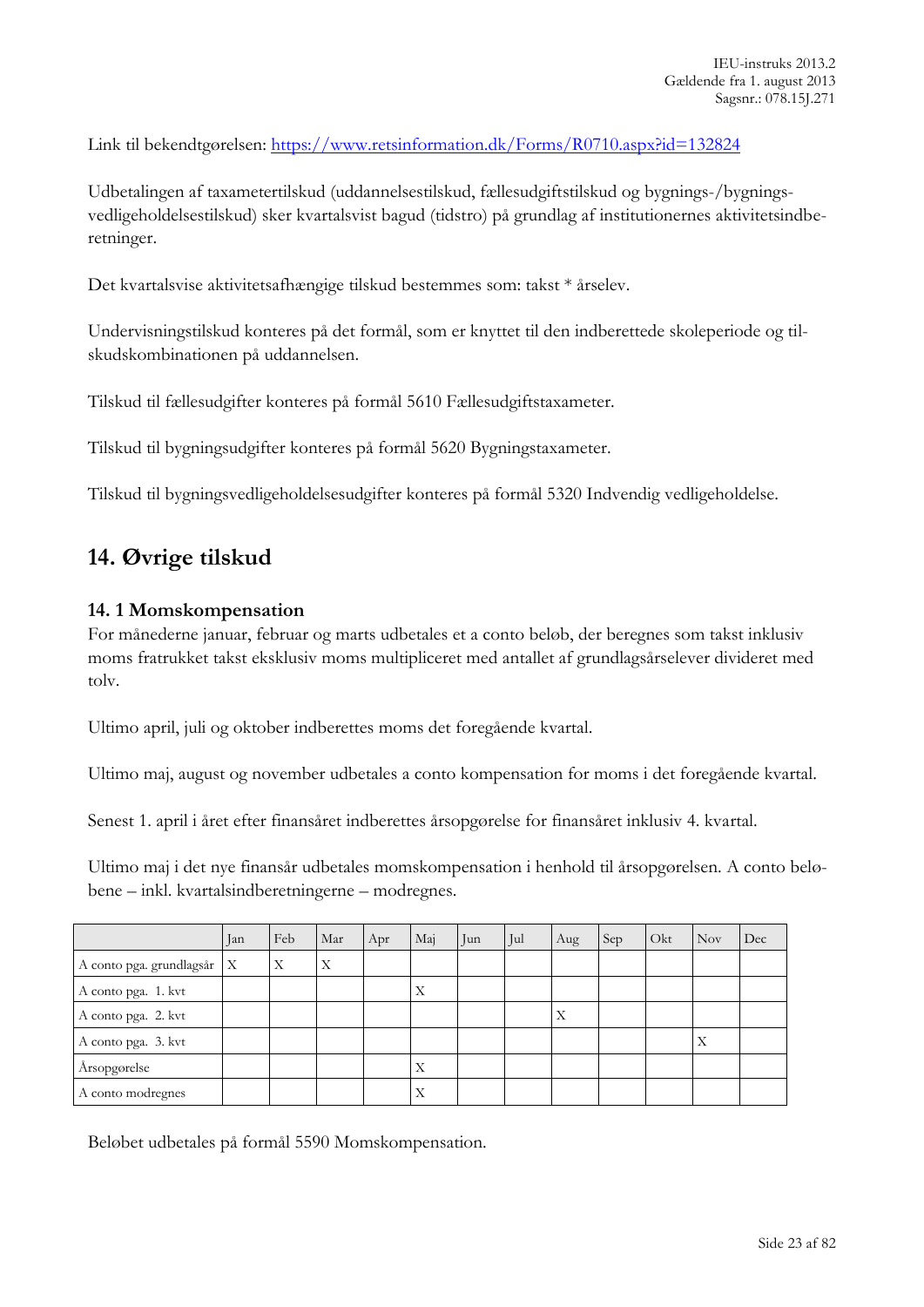Link til bekendtgørelsen: https://www.retsinformation.dk/Forms/R0710.aspx?id=132824

Udbetalingen af taxametertilskud (uddannelsestilskud, fællesudgiftstilskud og bygnings-/bygningsvedligeholdelsestilskud) sker kvartalsvist bagud (tidstro) på grundlag af institutionernes aktivitetsindberetninger.

Det kvartalsvise aktivitetsafhængige tilskud bestemmes som: takst * årselev.

Undervisningstilskud konteres på det formål, som er knyttet til den indberettede skoleperiode og tilskudskombinationen på uddannelsen.

Tilskud til fællesudgifter konteres på formål 5610 Fællesudgiftstaxameter.

Tilskud til bygningsudgifter konteres på formål 5620 Bygningstaxameter.

Tilskud til bygningsvedligeholdelsesudgifter konteres på formål 5320 Indvendig vedligeholdelse.

# 14. Øvrige tilskud

## 14. 1 Momskompensation

For månederne januar, februar og marts udbetales et a conto beløb, der beregnes som takst inklusiv moms fratrukket takst eksklusiv moms multipliceret med antallet af grundlagsårselever divideret med tolv.

Ultimo april, juli og oktober indberettes moms det foregående kvartal.

Ultimo maj, august og november udbetales a conto kompensation for moms i det foregående kvartal.

Senest 1. april i året efter finansåret indberettes årsopgørelse for finansåret inklusiv 4. kvartal.

Ultimo maj i det nye finansår udbetales momskompensation i henhold til årsopgørelsen. A conto beløbene – inkl. kvartalsindberetningerne – modregnes.

| | Jan | Feb | Mar | Apr | Maj | Jun | Jul | Aug | Sep | Okt | Nov | Dec |
|---|---|---|---|---|---|---|---|---|---|---|---|---|
| A conto pga. grundlagsår | X | X | X | | | | | | | | | |
| A conto pga. 1. kvt | | | | | X | | | | | | | |
| A conto pga. 2. kvt | | | | | | | | X | | | | |
| A conto pga. 3. kvt | | | | | | | | | | | X | |
| Årsopgørelse | | | | | X | | | | | | | |
| A conto modregnes | | | | | X | | | | | | | |

Beløbet udbetales på formål 5590 Momskompensation.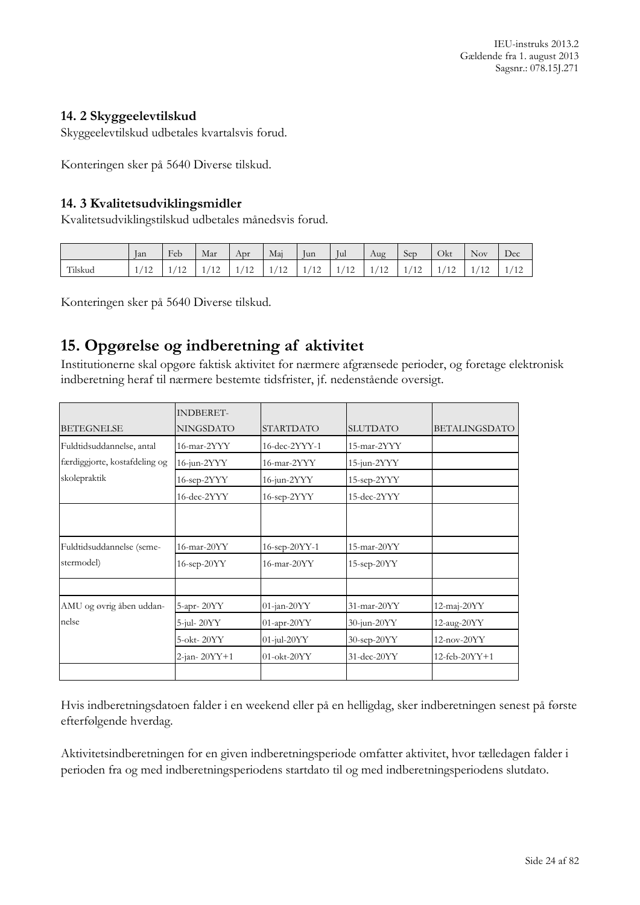### 14. 2 Skyggeelevtilskud

Skyggeelevtilskud udbetales kvartalsvis forud.

Konteringen sker på 5640 Diverse tilskud.

### 14. 3 Kvalitetsudviklingsmidler

Kvalitetsudviklingstilskud udbetales månedsvis forud.

| | Jan | Feb | Mar | Apr | Maj | Jun | Jul | Aug | Sep | Okt | Nov | Dec |
|---|---|---|---|---|---|---|---|---|---|---|---|---|
| Tilskud | 1/12 | 1/12 | 1/12 | 1/12 | 1/12 | 1/12 | 1/12 | 1/12 | 1/12 | 1/12 | 1/12 | 1/12 |

Konteringen sker på 5640 Diverse tilskud.

## 15. Opgørelse og indberetning af aktivitet

Institutionerne skal opgøre faktisk aktivitet for nærmere afgrænsede perioder, og foretage elektronisk indberetning heraf til nærmere bestemte tidsfrister, jf. nedenstående oversigt.

| BETEGNELSE | INDBERET-NINGSDATO | STARTDATO | SLUTDATO | BETALINGSDATO |
|---|---|---|---|---|
| Fuldtidsuddannelse, antal færdiggjorte, kostafdeling og skolepraktik | 16-mar-2YYY | 16-dec-2YYY-1 | 15-mar-2YYY | |
| | 16-jun-2YYY | 16-mar-2YYY | 15-jun-2YYY | |
| | 16-sep-2YYY | 16-jun-2YYY | 15-sep-2YYY | |
| | 16-dec-2YYY | 16-sep-2YYY | 15-dec-2YYY | |
| | | | | |
| Fuldtidsuddannelse (semestermodel) | 16-mar-20YY | 16-sep-20YY-1 | 15-mar-20YY | |
| | 16-sep-20YY | 16-mar-20YY | 15-sep-20YY | |
| | | | | |
| AMU og øvrig åben uddannelse | 5-apr- 20YY | 01-jan-20YY | 31-mar-20YY | 12-maj-20YY |
| | 5-jul- 20YY | 01-apr-20YY | 30-jun-20YY | 12-aug-20YY |
| | 5-okt- 20YY | 01-jul-20YY | 30-sep-20YY | 12-nov-20YY |
| | 2-jan- 20YY+1 | 01-okt-20YY | 31-dec-20YY | 12-feb-20YY+1 |
| | | | | |

Hvis indberetningsdatoen falder i en weekend eller på en helligdag, sker indberetningen senest på første efterfølgende hverdag.

Aktivitetsindberetningen for en given indberetningsperiode omfatter aktivitet, hvor tælledagen falder i perioden fra og med indberetningsperiodens startdato til og med indberetningsperiodens slutdato.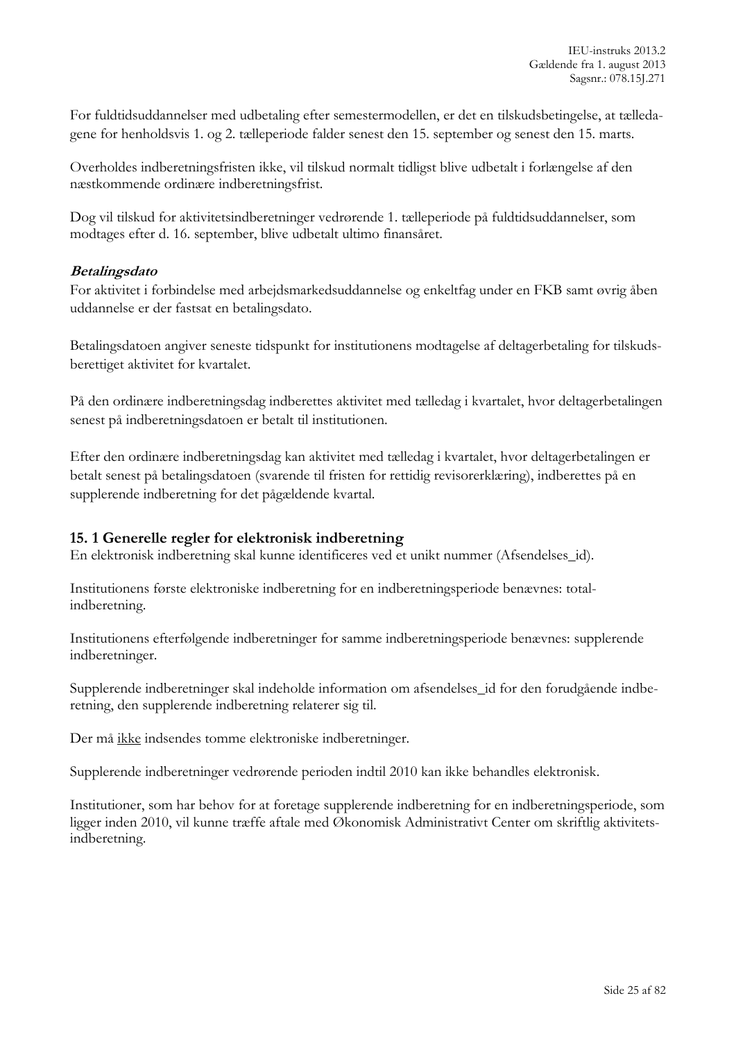For fuldtidsuddannelser med udbetaling efter semestermodellen, er det en tilskudsbetingelse, at tælledagene for henholdsvis 1. og 2. tælleperiode falder senest den 15. september og senest den 15. marts.

Overholdes indberetningsfristen ikke, vil tilskud normalt tidligst blive udbetalt i forlængelse af den næstkommende ordinære indberetningsfrist.

Dog vil tilskud for aktivitetsindberetninger vedrørende 1. tælleperiode på fuldtidsuddannelser, som modtages efter d. 16. september, blive udbetalt ultimo finansåret.

***Betalingsdato***

For aktivitet i forbindelse med arbejdsmarkedsuddannelse og enkeltfag under en FKB samt øvrig åben uddannelse er der fastsat en betalingsdato.

Betalingsdatoen angiver seneste tidspunkt for institutionens modtagelse af deltagerbetaling for tilskudsberettiget aktivitet for kvartalet.

På den ordinære indberetningsdag indberettes aktivitet med tælledag i kvartalet, hvor deltagerbetalingen senest på indberetningsdatoen er betalt til institutionen.

Efter den ordinære indberetningsdag kan aktivitet med tælledag i kvartalet, hvor deltagerbetalingen er betalt senest på betalingsdatoen (svarende til fristen for rettidig revisorerklæring), indberettes på en supplerende indberetning for det pågældende kvartal.

## 15. 1 Generelle regler for elektronisk indberetning

En elektronisk indberetning skal kunne identificeres ved et unikt nummer (Afsendelses_id).

Institutionens første elektroniske indberetning for en indberetningsperiode benævnes: total-indberetning.

Institutionens efterfølgende indberetninger for samme indberetningsperiode benævnes: supplerende indberetninger.

Supplerende indberetninger skal indeholde information om afsendelses_id for den forudgående indberetning, den supplerende indberetning relaterer sig til.

Der må <u>ikke</u> indsendes tomme elektroniske indberetninger.

Supplerende indberetninger vedrørende perioden indtil 2010 kan ikke behandles elektronisk.

Institutioner, som har behov for at foretage supplerende indberetning for en indberetningsperiode, som ligger inden 2010, vil kunne træffe aftale med Økonomisk Administrativt Center om skriftlig aktivitetsindberetning.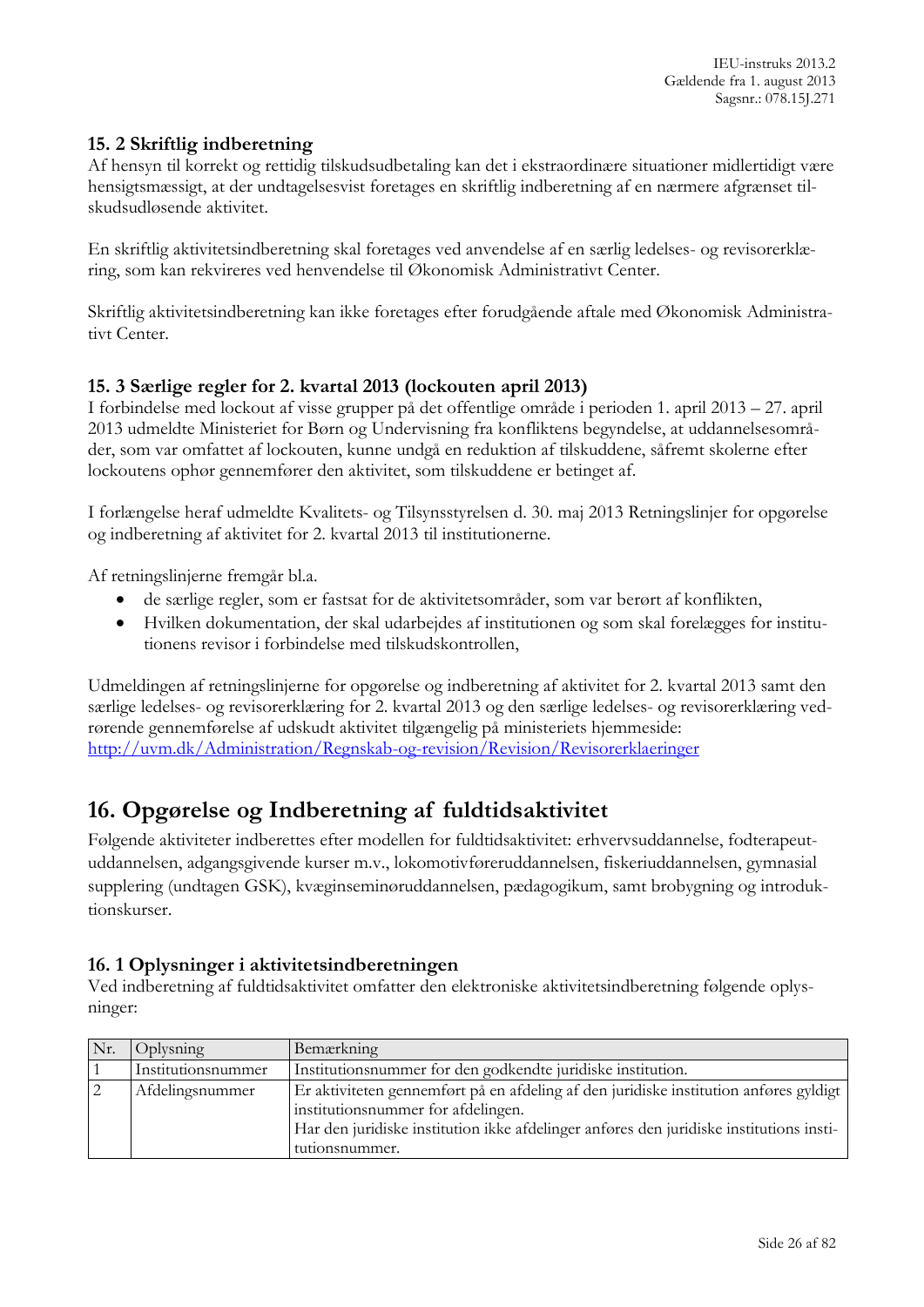### 15. 2 Skriftlig indberetning

Af hensyn til korrekt og rettidig tilskudsudbetaling kan det i ekstraordinære situationer midlertidigt være hensigtsmæssigt, at der undtagelsesvist foretages en skriftlig indberetning af en nærmere afgrænset tilskudsudløsende aktivitet.

En skriftlig aktivitetsindberetning skal foretages ved anvendelse af en særlig ledelses- og revisorerklæring, som kan rekvireres ved henvendelse til Økonomisk Administrativt Center.

Skriftlig aktivitetsindberetning kan ikke foretages efter forudgående aftale med Økonomisk Administrativt Center.

### 15. 3 Særlige regler for 2. kvartal 2013 (lockouten april 2013)

I forbindelse med lockout af visse grupper på det offentlige område i perioden 1. april 2013 – 27. april 2013 udmeldte Ministeriet for Børn og Undervisning fra konfliktens begyndelse, at uddannelsesområder, som var omfattet af lockouten, kunne undgå en reduktion af tilskuddene, såfremt skolerne efter lockoutens ophør gennemfører den aktivitet, som tilskuddene er betinget af.

I forlængelse heraf udmeldte Kvalitets- og Tilsynsstyrelsen d. 30. maj 2013 Retningslinjer for opgørelse og indberetning af aktivitet for 2. kvartal 2013 til institutionerne.

Af retningslinjerne fremgår bl.a.

- de særlige regler, som er fastsat for de aktivitetsområder, som var berørt af konflikten,
- Hvilken dokumentation, der skal udarbejdes af institutionen og som skal forelægges for institutionens revisor i forbindelse med tilskudskontrollen,

Udmeldingen af retningslinjerne for opgørelse og indberetning af aktivitet for 2. kvartal 2013 samt den særlige ledelses- og revisorerklæring for 2. kvartal 2013 og den særlige ledelses- og revisorerklæring vedrørende gennemførelse af udskudt aktivitet tilgængelig på ministeriets hjemmeside:
http://uvm.dk/Administration/Regnskab-og-revision/Revision/Revisorerklaeringer

## 16. Opgørelse og Indberetning af fuldtidsaktivitet

Følgende aktiviteter indberettes efter modellen for fuldtidsaktivitet: erhvervsuddannelse, fodterapeutuddannelsen, adgangsgivende kurser m.v., lokomotivføreruddannelsen, fiskeriuddannelsen, gymnasial supplering (undtagen GSK), kvæginseminøruddannelsen, pædagogikum, samt brobygning og introduktionskurser.

### 16. 1 Oplysninger i aktivitetsindberetningen

Ved indberetning af fuldtidsaktivitet omfatter den elektroniske aktivitetsindberetning følgende oplysninger:

| Nr. | Oplysning | Bemærkning |
|---|---|---|
| 1 | Institutionsnummer | Institutionsnummer for den godkendte juridiske institution. |
| 2 | Afdelingsnummer | Er aktiviteten gennemført på en afdeling af den juridiske institution anføres gyldigt institutionsnummer for afdelingen.<br>Har den juridiske institution ikke afdelinger anføres den juridiske institutions institutionsnummer. |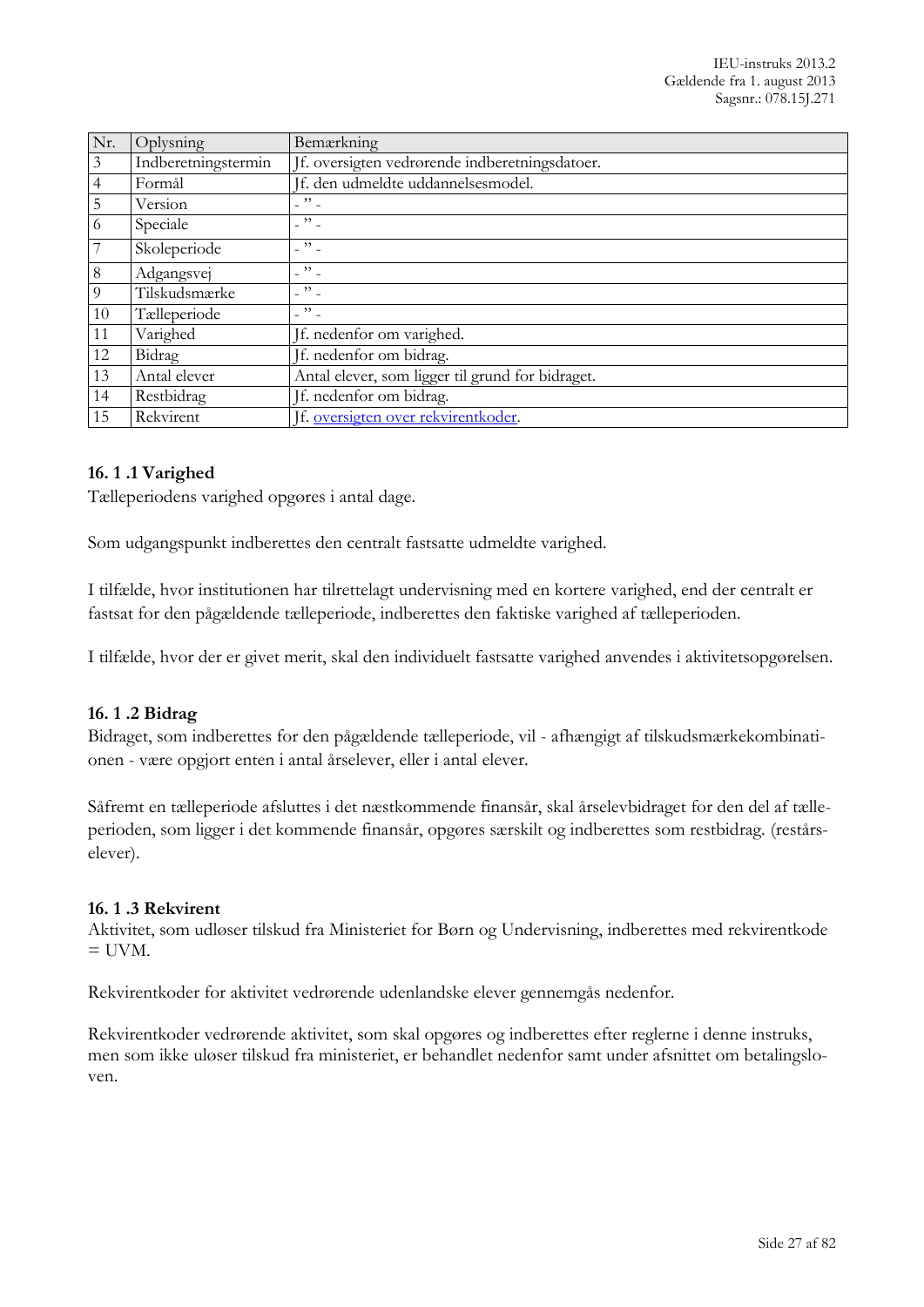| Nr. | Oplysning | Bemærkning |
|---|---|---|
| 3 | Indberetningstermin | Jf. oversigten vedrørende indberetningsdatoer. |
| 4 | Formål | Jf. den udmeldte uddannelsesmodel. |
| 5 | Version | - " - |
| 6 | Speciale | - " - |
| 7 | Skoleperiode | - " - |
| 8 | Adgangsvej | - " - |
| 9 | Tilskudsmærke | - " - |
| 10 | Tælleperiode | - " - |
| 11 | Varighed | Jf. nedenfor om varighed. |
| 12 | Bidrag | Jf. nedenfor om bidrag. |
| 13 | Antal elever | Antal elever, som ligger til grund for bidraget. |
| 14 | Restbidrag | Jf. nedenfor om bidrag. |
| 15 | Rekvirent | Jf. oversigten over rekvirentkoder. |

### 16. 1 .1 Varighed

Tælleperiodens varighed opgøres i antal dage.

Som udgangspunkt indberettes den centralt fastsatte udmeldte varighed.

I tilfælde, hvor institutionen har tilrettelagt undervisning med en kortere varighed, end der centralt er fastsat for den pågældende tælleperiode, indberettes den faktiske varighed af tælleperioden.

I tilfælde, hvor der er givet merit, skal den individuelt fastsatte varighed anvendes i aktivitetsopgørelsen.

### 16. 1 .2 Bidrag

Bidraget, som indberettes for den pågældende tælleperiode, vil - afhængigt af tilskudsmærkekombinationen - være opgjort enten i antal årselever, eller i antal elever.

Såfremt en tælleperiode afsluttes i det næstkommende finansår, skal årselevbidraget for den del af tælleperioden, som ligger i det kommende finansår, opgøres særskilt og indberettes som restbidrag. (restårselever).

### 16. 1 .3 Rekvirent

Aktivitet, som udløser tilskud fra Ministeriet for Børn og Undervisning, indberettes med rekvirentkode = UVM.

Rekvirentkoder for aktivitet vedrørende udenlandske elever gennemgås nedenfor.

Rekvirentkoder vedrørende aktivitet, som skal opgøres og indberettes efter reglerne i denne instruks, men som ikke uløser tilskud fra ministeriet, er behandlet nedenfor samt under afsnittet om betalingsloven.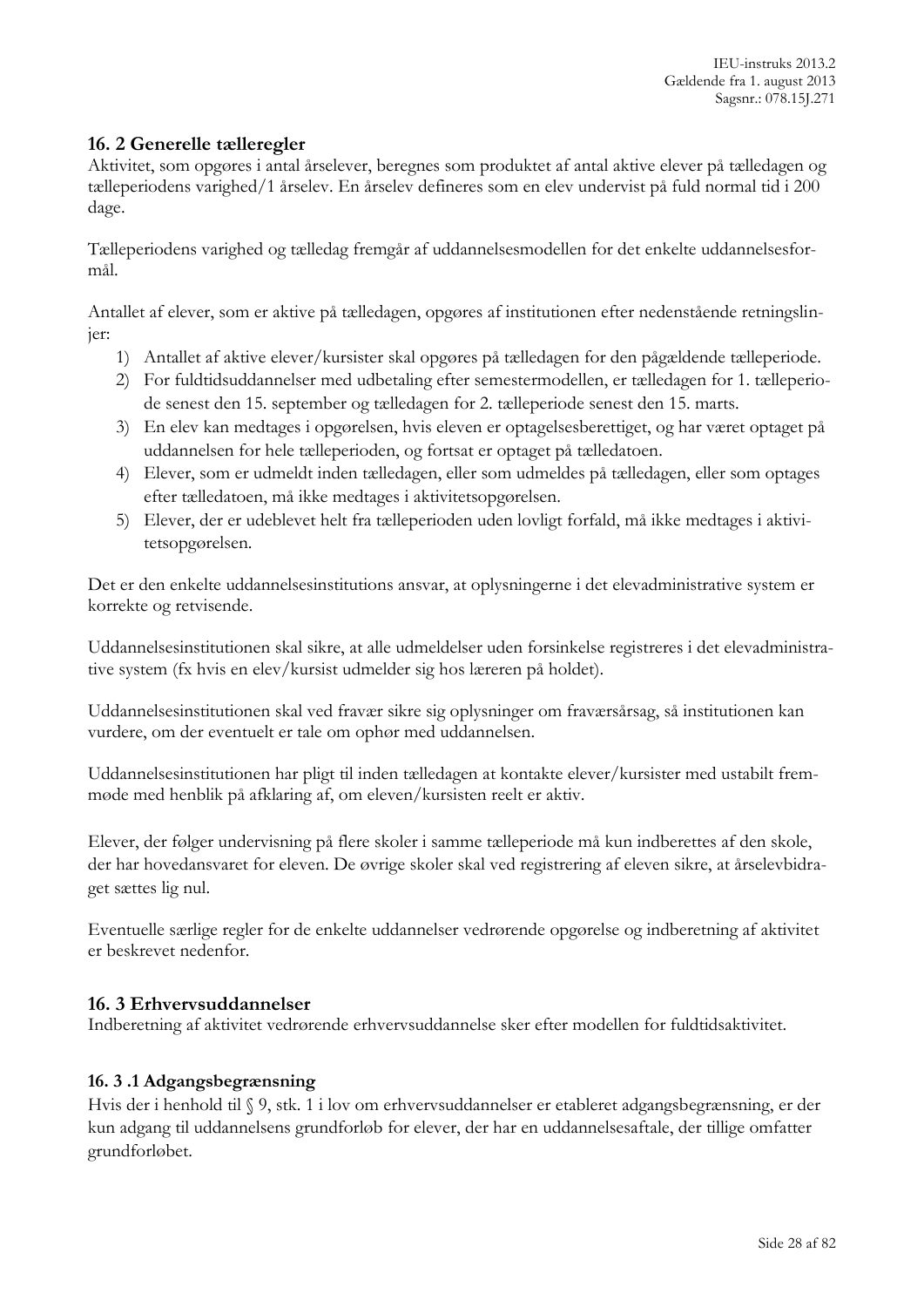## 16. 2 Generelle tælleregler

Aktivitet, som opgøres i antal årselever, beregnes som produktet af antal aktive elever på tælledagen og tælleperiodens varighed/1 årselev. En årselev defineres som en elev undervist på fuld normal tid i 200 dage.

Tælleperiodens varighed og tælledag fremgår af uddannelsesmodellen for det enkelte uddannelsesformål.

Antallet af elever, som er aktive på tælledagen, opgøres af institutionen efter nedenstående retningslinjer:

1) Antallet af aktive elever/kursister skal opgøres på tælledagen for den pågældende tælleperiode.
2) For fuldtidsuddannelser med udbetaling efter semestermodellen, er tælledagen for 1. tælleperiode senest den 15. september og tælledagen for 2. tælleperiode senest den 15. marts.
3) En elev kan medtages i opgørelsen, hvis eleven er optagelsesberettiget, og har været optaget på uddannelsen for hele tælleperioden, og fortsat er optaget på tælledatoen.
4) Elever, som er udmeldt inden tælledagen, eller som udmeldes på tælledagen, eller som optages efter tælledatoen, må ikke medtages i aktivitetsopgørelsen.
5) Elever, der er udeblevet helt fra tælleperioden uden lovligt forfald, må ikke medtages i aktivitetsopgørelsen.

Det er den enkelte uddannelsesinstitutions ansvar, at oplysningerne i det elevadministrative system er korrekte og retvisende.

Uddannelsesinstitutionen skal sikre, at alle udmeldelser uden forsinkelse registreres i det elevadministrative system (fx hvis en elev/kursist udmelder sig hos læreren på holdet).

Uddannelsesinstitutionen skal ved fravær sikre sig oplysninger om fraværsårsag, så institutionen kan vurdere, om der eventuelt er tale om ophør med uddannelsen.

Uddannelsesinstitutionen har pligt til inden tælledagen at kontakte elever/kursister med ustabilt fremmøde med henblik på afklaring af, om eleven/kursisten reelt er aktiv.

Elever, der følger undervisning på flere skoler i samme tælleperiode må kun indberettes af den skole, der har hovedansvaret for eleven. De øvrige skoler skal ved registrering af eleven sikre, at årselevbidraget sættes lig nul.

Eventuelle særlige regler for de enkelte uddannelser vedrørende opgørelse og indberetning af aktivitet er beskrevet nedenfor.

## 16. 3 Erhvervsuddannelser

Indberetning af aktivitet vedrørende erhvervsuddannelse sker efter modellen for fuldtidsaktivitet.

### 16. 3 .1 Adgangsbegrænsning

Hvis der i henhold til § 9, stk. 1 i lov om erhvervsuddannelser er etableret adgangsbegrænsning, er der kun adgang til uddannelsens grundforløb for elever, der har en uddannelsesaftale, der tillige omfatter grundforløbet.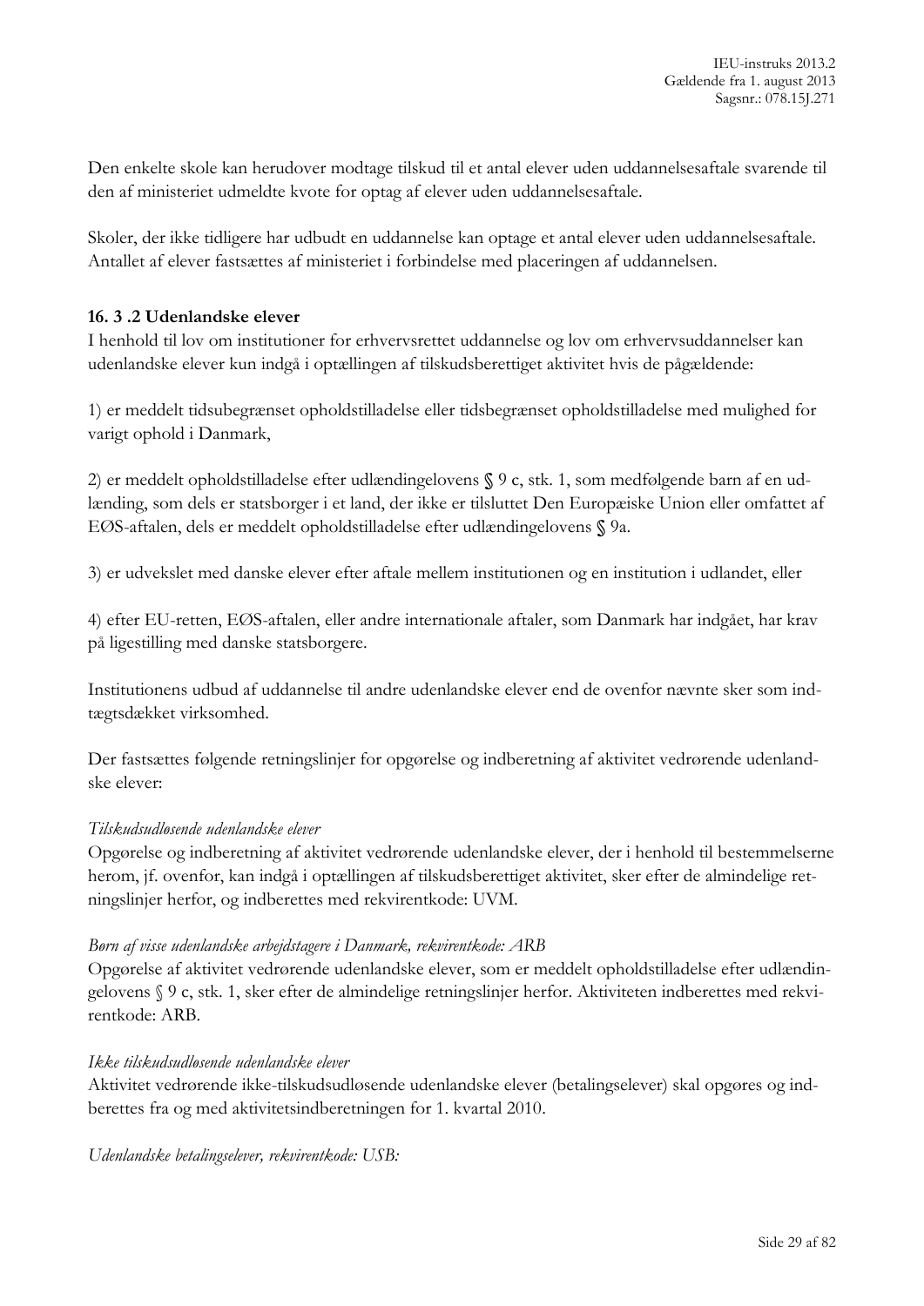Den enkelte skole kan herudover modtage tilskud til et antal elever uden uddannelsesaftale svarende til den af ministeriet udmeldte kvote for optag af elever uden uddannelsesaftale.

Skoler, der ikke tidligere har udbudt en uddannelse kan optage et antal elever uden uddannelsesaftale. Antallet af elever fastsættes af ministeriet i forbindelse med placeringen af uddannelsen.

### 16. 3 .2 Udenlandske elever

I henhold til lov om institutioner for erhvervsrettet uddannelse og lov om erhvervsuddannelser kan udenlandske elever kun indgå i optællingen af tilskudsberettiget aktivitet hvis de pågældende:

1) er meddelt tidsubegrænset opholdstilladelse eller tidsbegrænset opholdstilladelse med mulighed for varigt ophold i Danmark,

2) er meddelt opholdstilladelse efter udlændingelovens § 9 c, stk. 1, som medfølgende barn af en udlænding, som dels er statsborger i et land, der ikke er tilsluttet Den Europæiske Union eller omfattet af EØS-aftalen, dels er meddelt opholdstilladelse efter udlændingelovens § 9a.

3) er udvekslet med danske elever efter aftale mellem institutionen og en institution i udlandet, eller

4) efter EU-retten, EØS-aftalen, eller andre internationale aftaler, som Danmark har indgået, har krav på ligestilling med danske statsborgere.

Institutionens udbud af uddannelse til andre udenlandske elever end de ovenfor nævnte sker som indtægtsdækket virksomhed.

Der fastsættes følgende retningslinjer for opgørelse og indberetning af aktivitet vedrørende udenlandske elever:

*Tilskudsudløsende udenlandske elever*

Opgørelse og indberetning af aktivitet vedrørende udenlandske elever, der i henhold til bestemmelserne herom, jf. ovenfor, kan indgå i optællingen af tilskudsberettiget aktivitet, sker efter de almindelige retningslinjer herfor, og indberettes med rekvirentkode: UVM.

*Børn af visse udenlandske arbejdstagere i Danmark, rekvirentkode: ARB*

Opgørelse af aktivitet vedrørende udenlandske elever, som er meddelt opholdstilladelse efter udlændingelovens § 9 c, stk. 1, sker efter de almindelige retningslinjer herfor. Aktiviteten indberettes med rekvirentkode: ARB.

*Ikke tilskudsudløsende udenlandske elever*

Aktivitet vedrørende ikke-tilskudsudløsende udenlandske elever (betalingselever) skal opgøres og indberettes fra og med aktivitetsindberetningen for 1. kvartal 2010.

*Udenlandske betalingselever, rekvirentkode: USB:*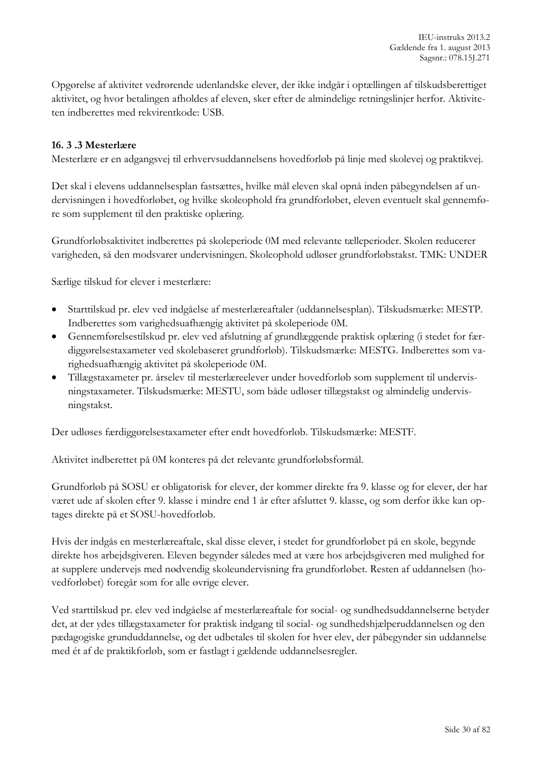Opgørelse af aktivitet vedrørende udenlandske elever, der ikke indgår i optællingen af tilskudsberettiget aktivitet, og hvor betalingen afholdes af eleven, sker efter de almindelige retningslinjer herfor. Aktiviteten indberettes med rekvirentkode: USB.

### 16. 3 .3 Mesterlære

Mesterlære er en adgangsvej til erhvervsuddannelsens hovedforløb på linje med skolevej og praktikvej.

Det skal i elevens uddannelsesplan fastsættes, hvilke mål eleven skal opnå inden påbegyndelsen af undervisningen i hovedforløbet, og hvilke skoleophold fra grundforløbet, eleven eventuelt skal gennemføre som supplement til den praktiske oplæring.

Grundforløbsaktivitet indberettes på skoleperiode 0M med relevante tælleperioder. Skolen reducerer varigheden, så den modsvarer undervisningen. Skoleophold udløser grundforløbstakst. TMK: UNDER

Særlige tilskud for elever i mesterlære:

- Starttilskud pr. elev ved indgåelse af mesterlæreaftaler (uddannelsesplan). Tilskudsmærke: MESTP. Indberettes som varighedsuafhængig aktivitet på skoleperiode 0M.
- Gennemførelsestilskud pr. elev ved afslutning af grundlæggende praktisk oplæring (i stedet for færdiggørelsestaxameter ved skolebaseret grundforløb). Tilskudsmærke: MESTG. Indberettes som varighedsuafhængig aktivitet på skoleperiode 0M.
- Tillægstaxameter pr. årselev til mesterlæreelever under hovedforløb som supplement til undervisningstaxameter. Tilskudsmærke: MESTU, som både udløser tillægstakst og almindelig undervisningstakst.

Der udløses færdiggørelsestaxameter efter endt hovedforløb. Tilskudsmærke: MESTF.

Aktivitet indberettet på 0M konteres på det relevante grundforløbsformål.

Grundforløb på SOSU er obligatorisk for elever, der kommer direkte fra 9. klasse og for elever, der har været ude af skolen efter 9. klasse i mindre end 1 år efter afsluttet 9. klasse, og som derfor ikke kan optages direkte på et SOSU-hovedforløb.

Hvis der indgås en mesterlæreaftale, skal disse elever, i stedet for grundforløbet på en skole, begynde direkte hos arbejdsgiveren. Eleven begynder således med at være hos arbejdsgiveren med mulighed for at supplere undervejs med nødvendig skoleundervisning fra grundforløbet. Resten af uddannelsen (hovedforløbet) foregår som for alle øvrige elever.

Ved starttilskud pr. elev ved indgåelse af mesterlæreaftale for social- og sundhedsuddannelserne betyder det, at der ydes tillægstaxameter for praktisk indgang til social- og sundhedshjælperuddannelsen og den pædagogiske grunduddannelse, og det udbetales til skolen for hver elev, der påbegynder sin uddannelse med ét af de praktikforløb, som er fastlagt i gældende uddannelsesregler.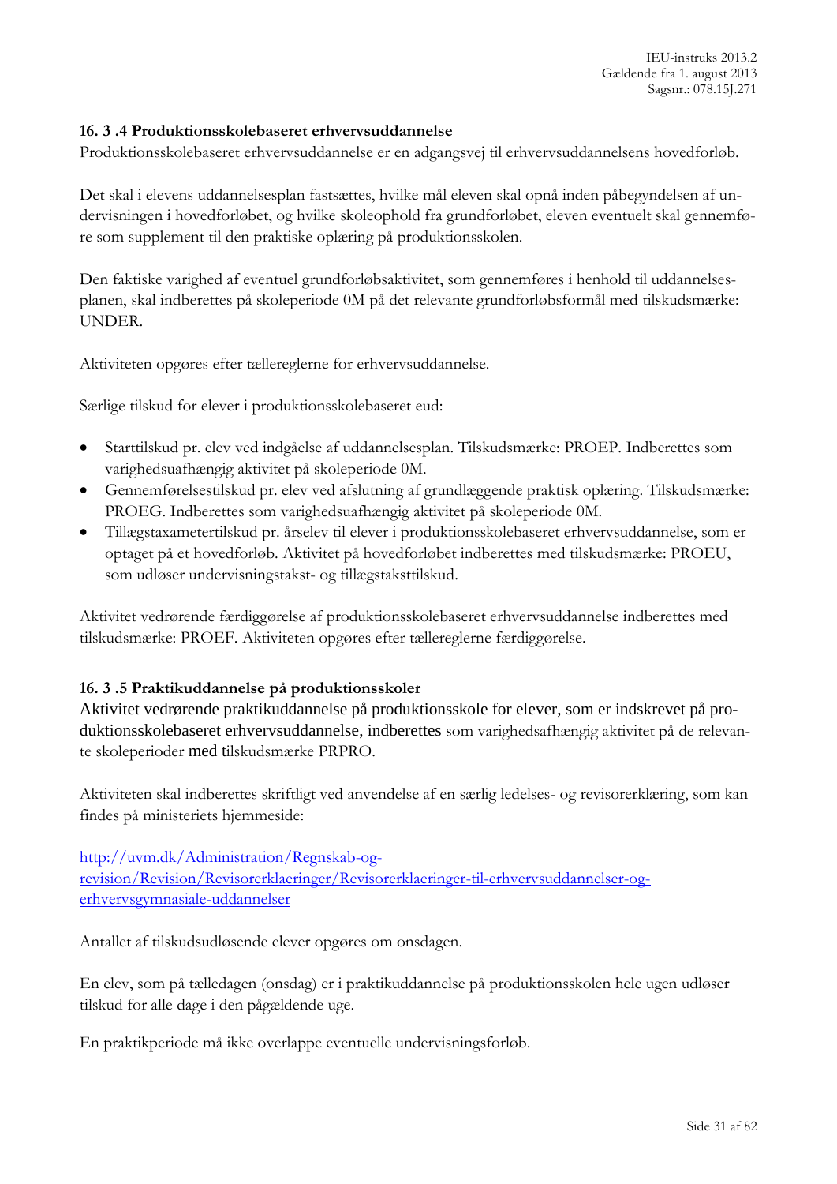### 16. 3 .4 Produktionsskolebaseret erhvervsuddannelse

Produktionsskolebaseret erhvervsuddannelse er en adgangsvej til erhvervsuddannelsens hovedforløb.

Det skal i elevens uddannelsesplan fastsættes, hvilke mål eleven skal opnå inden påbegyndelsen af undervisningen i hovedforløbet, og hvilke skoleophold fra grundforløbet, eleven eventuelt skal gennemføre som supplement til den praktiske oplæring på produktionsskolen.

Den faktiske varighed af eventuel grundforløbsaktivitet, som gennemføres i henhold til uddannelsesplanen, skal indberettes på skoleperiode 0M på det relevante grundforløbsformål med tilskudsmærke: UNDER.

Aktiviteten opgøres efter tællereglerne for erhvervsuddannelse.

Særlige tilskud for elever i produktionsskolebaseret eud:

- Starttilskud pr. elev ved indgåelse af uddannelsesplan. Tilskudsmærke: PROEP. Indberettes som varighedsuafhængig aktivitet på skoleperiode 0M.
- Gennemførelsestilskud pr. elev ved afslutning af grundlæggende praktisk oplæring. Tilskudsmærke: PROEG. Indberettes som varighedsuafhængig aktivitet på skoleperiode 0M.
- Tillægstaxametertilskud pr. årselev til elever i produktionsskolebaseret erhvervsuddannelse, som er optaget på et hovedforløb. Aktivitet på hovedforløbet indberettes med tilskudsmærke: PROEU, som udløser undervisningstakst- og tillægstakstilskud.

Aktivitet vedrørende færdiggørelse af produktionsskolebaseret erhvervsuddannelse indberettes med tilskudsmærke: PROEF. Aktiviteten opgøres efter tællereglerne færdiggørelse.

### 16. 3 .5 Praktikuddannelse på produktionsskoler

Aktivitet vedrørende praktikuddannelse på produktionsskole for elever, som er indskrevet på produktionsskolebaseret erhvervsuddannelse, indberettes som varighedsafhængig aktivitet på de relevante skoleperioder med tilskudsmærke PRPRO.

Aktiviteten skal indberettes skriftligt ved anvendelse af en særlig ledelses- og revisorerklæring, som kan findes på ministeriets hjemmeside:

[http://uvm.dk/Administration/Regnskab-og-revision/Revision/Revisorerklaeringer/Revisorerklaeringer-til-erhvervsuddannelser-og-erhvervsgymnasiale-uddannelser](http://uvm.dk/Administration/Regnskab-og-revision/Revision/Revisorerklaeringer/Revisorerklaeringer-til-erhvervsuddannelser-og-erhvervsgymnasiale-uddannelser)

Antallet af tilskudsudløsende elever opgøres om onsdagen.

En elev, som på tælledagen (onsdag) er i praktikuddannelse på produktionsskolen hele ugen udløser tilskud for alle dage i den pågældende uge.

En praktikperiode må ikke overlappe eventuelle undervisningsforløb.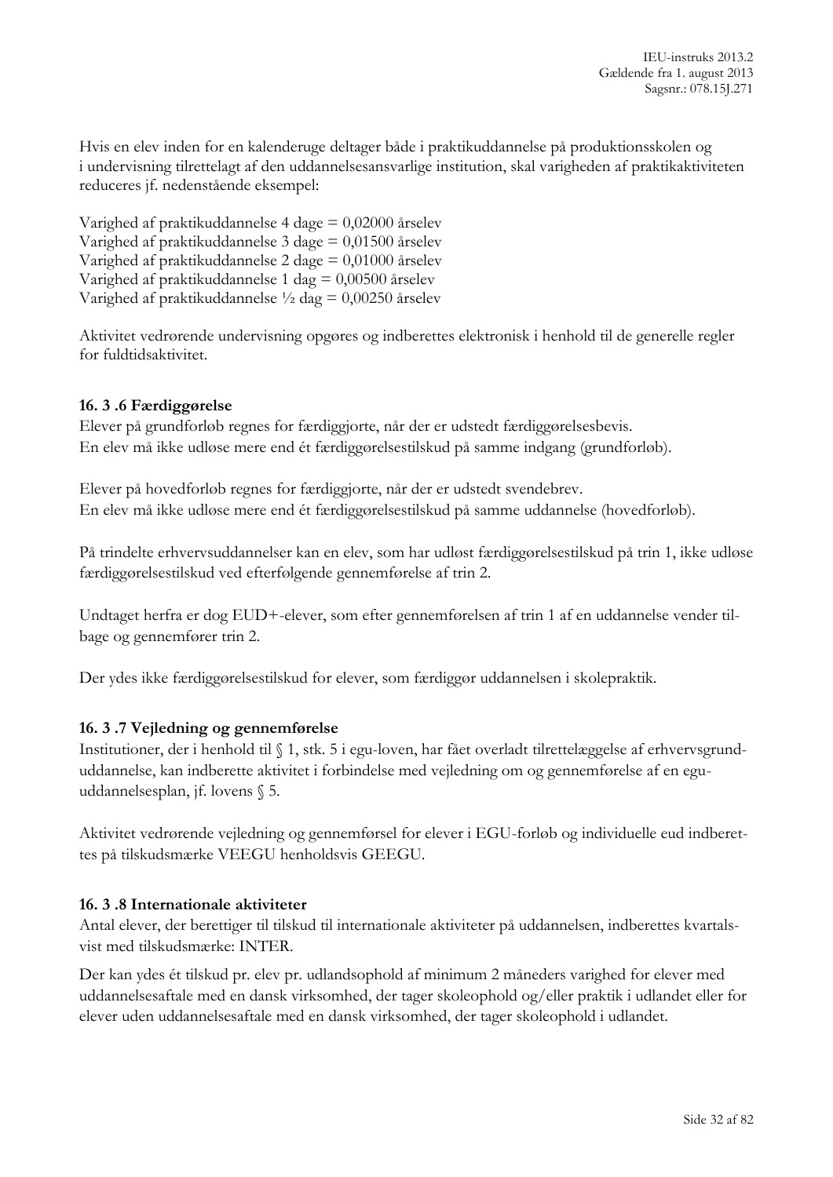Hvis en elev inden for en kalenderuge deltager både i praktikuddannelse på produktionsskolen og i undervisning tilrettelagt af den uddannelsesansvarlige institution, skal varigheden af praktikaktiviteten reduceres jf. nedenstående eksempel:

Varighed af praktikuddannelse 4 dage = 0,02000 årselev
Varighed af praktikuddannelse 3 dage = 0,01500 årselev
Varighed af praktikuddannelse 2 dage = 0,01000 årselev
Varighed af praktikuddannelse 1 dag = 0,00500 årselev
Varighed af praktikuddannelse ½ dag = 0,00250 årselev

Aktivitet vedrørende undervisning opgøres og indberettes elektronisk i henhold til de generelle regler for fuldtidsaktivitet.

#### 16. 3 .6 Færdiggørelse

Elever på grundforløb regnes for færdiggjorte, når der er udstedt færdiggørelsesbevis.
En elev må ikke udløse mere end ét færdiggørelsestilskud på samme indgang (grundforløb).

Elever på hovedforløb regnes for færdiggjorte, når der er udstedt svendebrev.
En elev må ikke udløse mere end ét færdiggørelsestilskud på samme uddannelse (hovedforløb).

På trindelte erhvervsuddannelser kan en elev, som har udløst færdiggørelsestilskud på trin 1, ikke udløse færdiggørelsestilskud ved efterfølgende gennemførelse af trin 2.

Undtaget herfra er dog EUD+-elever, som efter gennemførelsen af trin 1 af en uddannelse vender tilbage og gennemfører trin 2.

Der ydes ikke færdiggørelsestilskud for elever, som færdiggør uddannelsen i skolepraktik.

#### 16. 3 .7 Vejledning og gennemførelse

Institutioner, der i henhold til § 1, stk. 5 i egu-loven, har fået overladt tilrettelæggelse af erhvervsgrunduddannelse, kan indberette aktivitet i forbindelse med vejledning om og gennemførelse af en egu-uddannelsesplan, jf. lovens § 5.

Aktivitet vedrørende vejledning og gennemførsel for elever i EGU-forløb og individuelle eud indberettes på tilskudsmærke VEEGU henholdsvis GEEGU.

#### 16. 3 .8 Internationale aktiviteter

Antal elever, der berettiger til tilskud til internationale aktiviteter på uddannelsen, indberettes kvartalsvist med tilskudsmærke: INTER.

Der kan ydes ét tilskud pr. elev pr. udlandsophold af minimum 2 måneders varighed for elever med uddannelsesaftale med en dansk virksomhed, der tager skoleophold og/eller praktik i udlandet eller for elever uden uddannelsesaftale med en dansk virksomhed, der tager skoleophold i udlandet.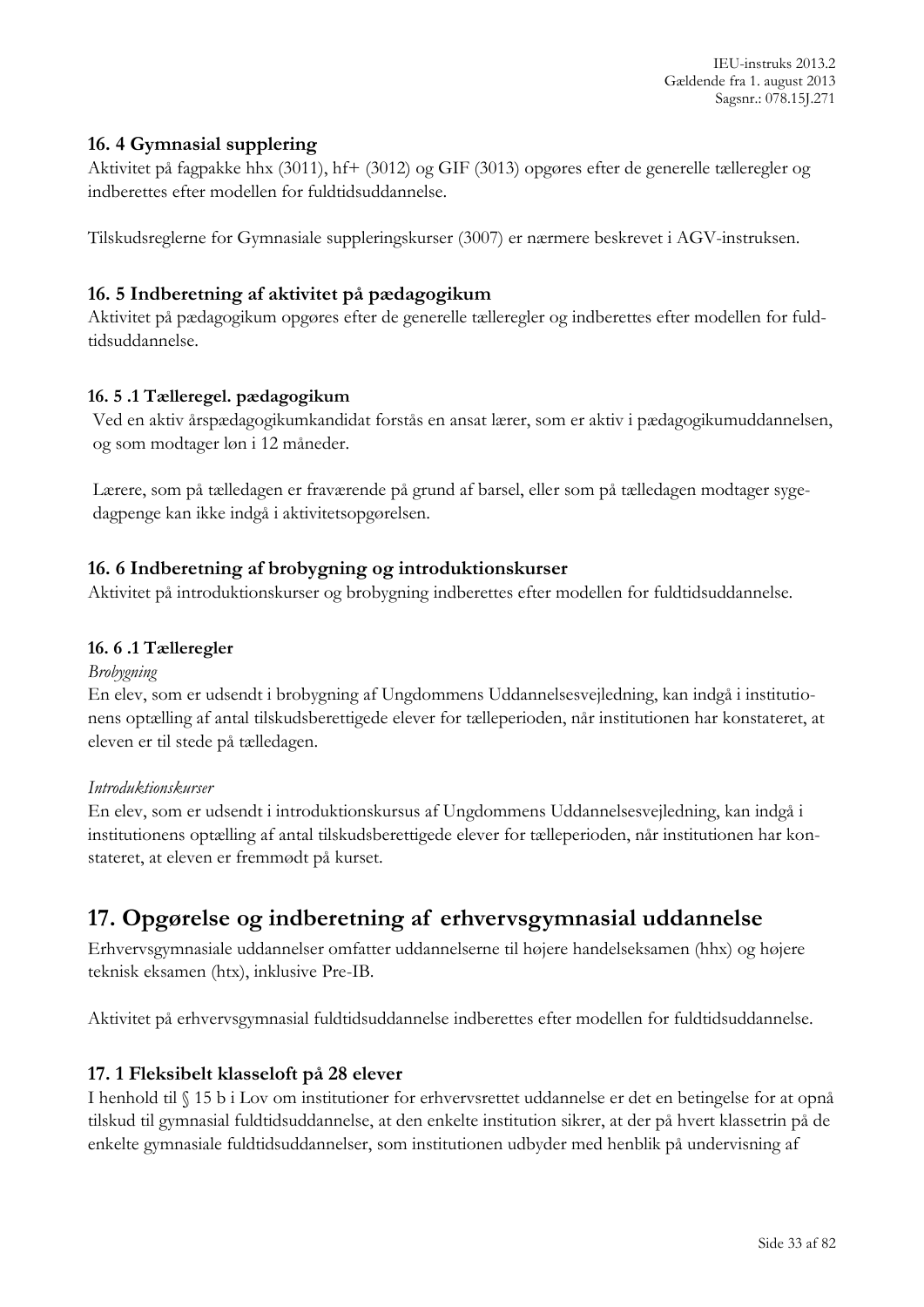### 16. 4 Gymnasial supplering

Aktivitet på fagpakke hhx (3011), hf+ (3012) og GIF (3013) opgøres efter de generelle tælleregler og indberettes efter modellen for fuldtidsuddannelse.

Tilskudsreglerne for Gymnasiale suppleringskurser (3007) er nærmere beskrevet i AGV-instruksen.

### 16. 5 Indberetning af aktivitet på pædagogikum

Aktivitet på pædagogikum opgøres efter de generelle tælleregler og indberettes efter modellen for fuldtidsuddannelse.

#### 16. 5 .1 Tælleregel. pædagogikum

Ved en aktiv årspædagogikumkandidat forstås en ansat lærer, som er aktiv i pædagogikumuddannelsen, og som modtager løn i 12 måneder.

Lærere, som på tælledagen er fraværende på grund af barsel, eller som på tælledagen modtager sygedagpenge kan ikke indgå i aktivitetsopgørelsen.

### 16. 6 Indberetning af brobygning og introduktionskurser

Aktivitet på introduktionskurser og brobygning indberettes efter modellen for fuldtidsuddannelse.

#### 16. 6 .1 Tælleregler

*Brobygning*

En elev, som er udsendt i brobygning af Ungdommens Uddannelsesvejledning, kan indgå i institutionens optælling af antal tilskudsberettigede elever for tælleperioden, når institutionen har konstateret, at eleven er til stede på tælledagen.

*Introduktionskurser*

En elev, som er udsendt i introduktionskursus af Ungdommens Uddannelsesvejledning, kan indgå i institutionens optælling af antal tilskudsberettigede elever for tælleperioden, når institutionen har konstateret, at eleven er fremmødt på kurset.

## 17. Opgørelse og indberetning af erhvervsgymnasial uddannelse

Erhvervsgymnasiale uddannelser omfatter uddannelserne til højere handelseksamen (hhx) og højere teknisk eksamen (htx), inklusive Pre-IB.

Aktivitet på erhvervsgymnasial fuldtidsuddannelse indberettes efter modellen for fuldtidsuddannelse.

### 17. 1 Fleksibelt klasseloft på 28 elever

I henhold til § 15 b i Lov om institutioner for erhvervsrettet uddannelse er det en betingelse for at opnå tilskud til gymnasial fuldtidsuddannelse, at den enkelte institution sikrer, at der på hvert klassetrin på de enkelte gymnasiale fuldtidsuddannelser, som institutionen udbyder med henblik på undervisning af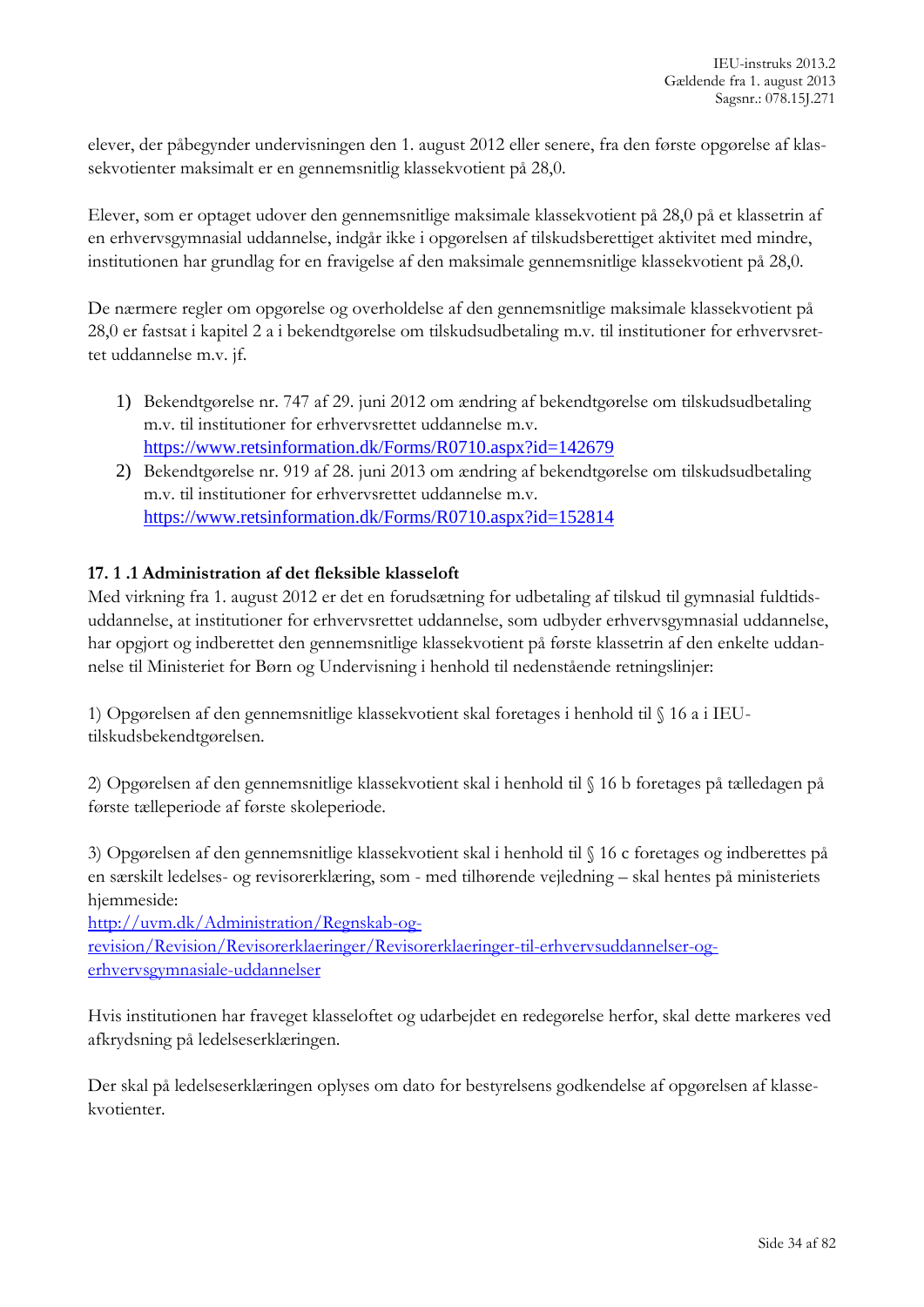elever, der påbegynder undervisningen den 1. august 2012 eller senere, fra den første opgørelse af klassekvotienter maksimalt er en gennemsnitlig klassekvotient på 28,0.

Elever, som er optaget udover den gennemsnitlige maksimale klassekvotient på 28,0 på et klassetrin af en erhvervsgymnasial uddannelse, indgår ikke i opgørelsen af tilskudsberettiget aktivitet med mindre, institutionen har grundlag for en fravigelse af den maksimale gennemsnitlige klassekvotient på 28,0.

De nærmere regler om opgørelse og overholdelse af den gennemsnitlige maksimale klassekvotient på 28,0 er fastsat i kapitel 2 a i bekendtgørelse om tilskudsudbetaling m.v. til institutioner for erhvervsrettet uddannelse m.v. jf.

1) Bekendtgørelse nr. 747 af 29. juni 2012 om ændring af bekendtgørelse om tilskudsudbetaling m.v. til institutioner for erhvervsrettet uddannelse m.v.
   https://www.retsinformation.dk/Forms/R0710.aspx?id=142679
2) Bekendtgørelse nr. 919 af 28. juni 2013 om ændring af bekendtgørelse om tilskudsudbetaling m.v. til institutioner for erhvervsrettet uddannelse m.v.
   https://www.retsinformation.dk/Forms/R0710.aspx?id=152814

### 17. 1 .1 Administration af det fleksible klasseloft

Med virkning fra 1. august 2012 er det en forudsætning for udbetaling af tilskud til gymnasial fuldtidsuddannelse, at institutioner for erhvervsrettet uddannelse, som udbyder erhvervsgymnasial uddannelse, har opgjort og indberettet den gennemsnitlige klassekvotient på første klassetrin af den enkelte uddannelse til Ministeriet for Børn og Undervisning i henhold til nedenstående retningslinjer:

1) Opgørelsen af den gennemsnitlige klassekvotient skal foretages i henhold til § 16 a i IEU-tilskudsbekendtgørelsen.

2) Opgørelsen af den gennemsnitlige klassekvotient skal i henhold til § 16 b foretages på tælledagen på første tælleperiode af første skoleperiode.

3) Opgørelsen af den gennemsnitlige klassekvotient skal i henhold til § 16 c foretages og indberettes på en særskilt ledelses- og revisorerklæring, som - med tilhørende vejledning – skal hentes på ministeriets hjemmeside:
http://uvm.dk/Administration/Regnskab-og-revision/Revision/Revisorerklaeringer/Revisorerklaeringer-til-erhvervsuddannelser-og-erhvervsgymnasiale-uddannelser

Hvis institutionen har fraveget klasseloftet og udarbejdet en redegørelse herfor, skal dette markeres ved afkrydsning på ledelseserklæringen.

Der skal på ledelseserklæringen oplyses om dato for bestyrelsens godkendelse af opgørelsen af klassekvotienter.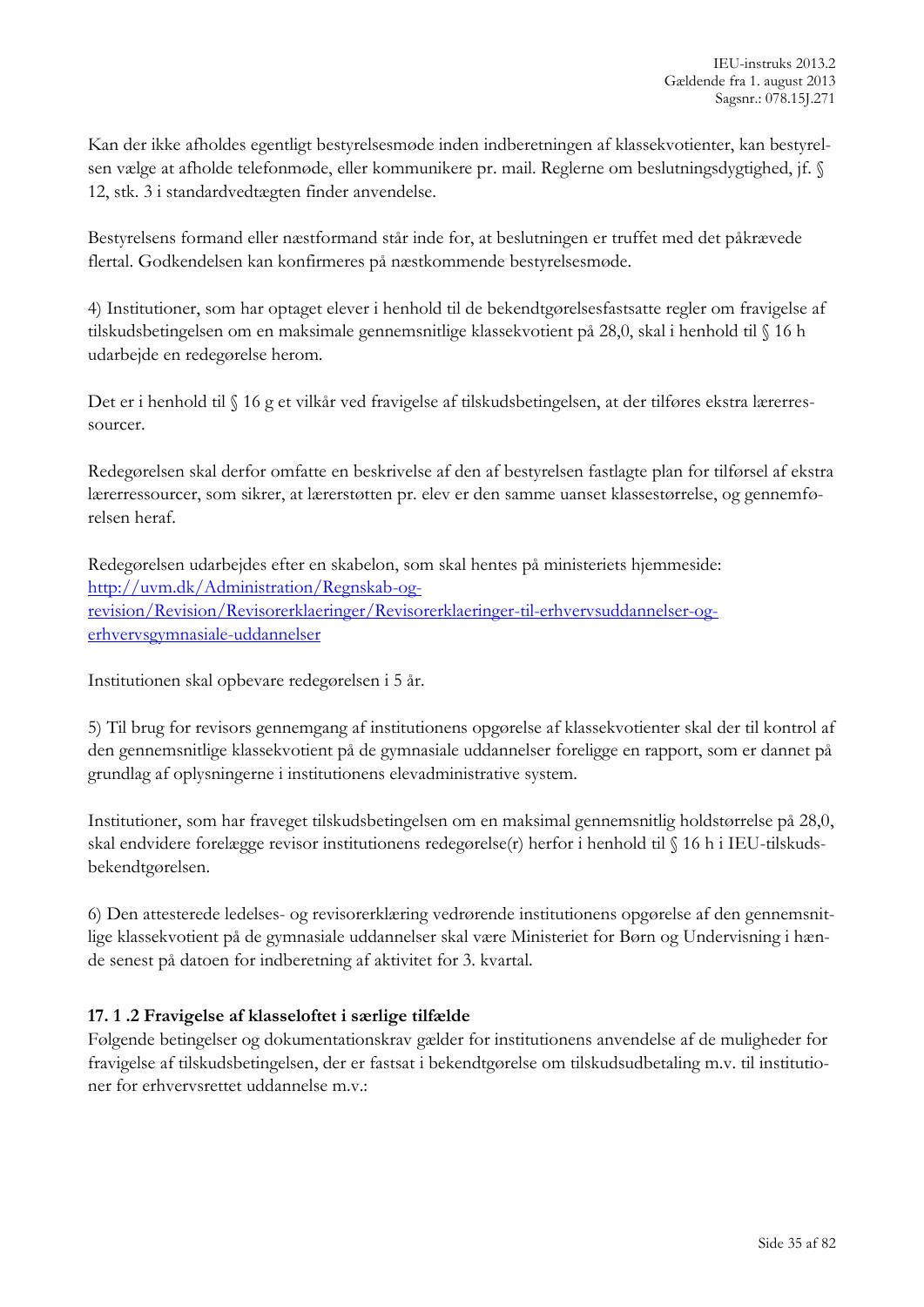Kan der ikke afholdes egentligt bestyrelsesmøde inden indberetningen af klassekvotienter, kan bestyrelsen vælge at afholde telefonmøde, eller kommunikere pr. mail. Reglerne om beslutningsdygtighed, jf. § 12, stk. 3 i standardvedtægten finder anvendelse.

Bestyrelsens formand eller næstformand står inde for, at beslutningen er truffet med det påkrævede flertal. Godkendelsen kan konfirmeres på næstkommende bestyrelsesmøde.

4) Institutioner, som har optaget elever i henhold til de bekendtgørelsesfastsatte regler om fravigelse af tilskudsbetingelsen om en maksimale gennemsnitlige klassekvotient på 28,0, skal i henhold til § 16 h udarbejde en redegørelse herom.

Det er i henhold til § 16 g et vilkår ved fravigelse af tilskudsbetingelsen, at der tilføres ekstra lærerressourcer.

Redegørelsen skal derfor omfatte en beskrivelse af den af bestyrelsen fastlagte plan for tilførsel af ekstra lærerressourcer, som sikrer, at lærerstøtten pr. elev er den samme uanset klassestørrelse, og gennemførelsen heraf.

Redegørelsen udarbejdes efter en skabelon, som skal hentes på ministeriets hjemmeside: [http://uvm.dk/Administration/Regnskab-og-revision/Revision/Revisorerklaeringer/Revisorerklaeringer-til-erhvervsuddannelser-og-erhvervsgymnasiale-uddannelser](http://uvm.dk/Administration/Regnskab-og-revision/Revision/Revisorerklaeringer/Revisorerklaeringer-til-erhvervsuddannelser-og-erhvervsgymnasiale-uddannelser)

Institutionen skal opbevare redegørelsen i 5 år.

5) Til brug for revisors gennemgang af institutionens opgørelse af klassekvotienter skal der til kontrol af den gennemsnitlige klassekvotient på de gymnasiale uddannelser foreligge en rapport, som er dannet på grundlag af oplysningerne i institutionens elevadministrative system.

Institutioner, som har fraveget tilskudsbetingelsen om en maksimal gennemsnitlig holdstørrelse på 28,0, skal endvidere forelægge revisor institutionens redegørelse(r) herfor i henhold til § 16 h i IEU-tilskudsbekendtgørelsen.

6) Den attesterede ledelses- og revisorerklæring vedrørende institutionens opgørelse af den gennemsnitlige klassekvotient på de gymnasiale uddannelser skal være Ministeriet for Børn og Undervisning i hænde senest på datoen for indberetning af aktivitet for 3. kvartal.

### 17. 1 .2 Fravigelse af klasseloftet i særlige tilfælde

Følgende betingelser og dokumentationskrav gælder for institutionens anvendelse af de muligheder for fravigelse af tilskudsbetingelsen, der er fastsat i bekendtgørelse om tilskudsudbetaling m.v. til institutioner for erhvervsrettet uddannelse m.v.: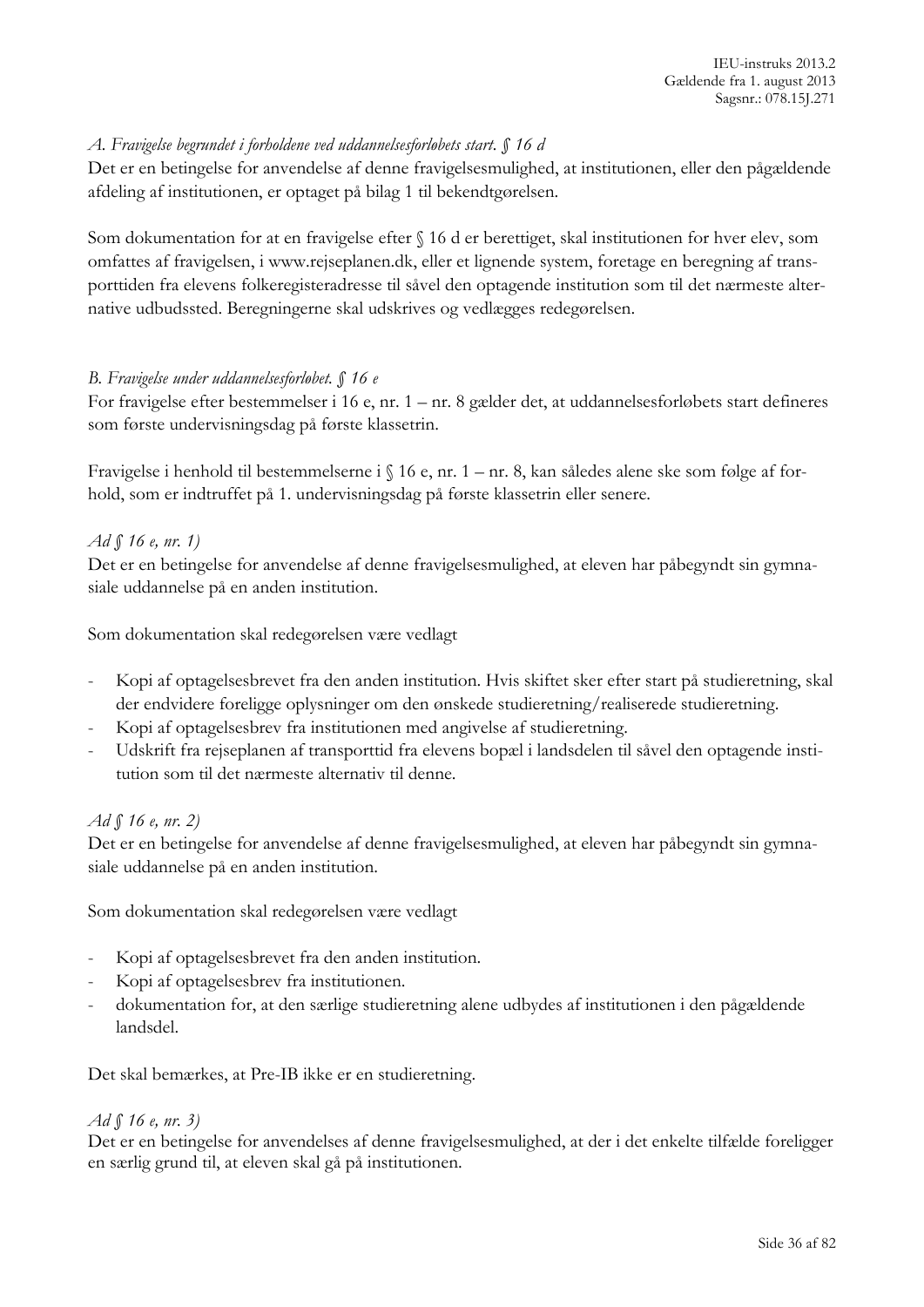*A. Fravigelse begrundet i forholdene ved uddannelsesforløbets start. § 16 d*

Det er en betingelse for anvendelse af denne fravigelsesmulighed, at institutionen, eller den pågældende afdeling af institutionen, er optaget på bilag 1 til bekendtgørelsen.

Som dokumentation for at en fravigelse efter § 16 d er berettiget, skal institutionen for hver elev, som omfattes af fravigelsen, i www.rejseplanen.dk, eller et lignende system, foretage en beregning af transporttiden fra elevens folkeregisteradresse til såvel den optagende institution som til det nærmeste alternative udbudssted. Beregningerne skal udskrives og vedlægges redegørelsen.

*B. Fravigelse under uddannelsesforløbet. § 16 e*

For fravigelse efter bestemmelser i 16 e, nr. 1 – nr. 8 gælder det, at uddannelsesforløbets start defineres som første undervisningsdag på første klassetrin.

Fravigelse i henhold til bestemmelserne i § 16 e, nr. 1 – nr. 8, kan således alene ske som følge af forhold, som er indtruffet på 1. undervisningsdag på første klassetrin eller senere.

*Ad § 16 e, nr. 1)*

Det er en betingelse for anvendelse af denne fravigelsesmulighed, at eleven har påbegyndt sin gymnasiale uddannelse på en anden institution.

Som dokumentation skal redegørelsen være vedlagt

- Kopi af optagelsesbrevet fra den anden institution. Hvis skiftet sker efter start på studieretning, skal der endvidere foreligge oplysninger om den ønskede studieretning/realiserede studieretning.
- Kopi af optagelsesbrev fra institutionen med angivelse af studieretning.
- Udskrift fra rejseplanen af transporttid fra elevens bopæl i landsdelen til såvel den optagende institution som til det nærmeste alternativ til denne.

*Ad § 16 e, nr. 2)*

Det er en betingelse for anvendelse af denne fravigelsesmulighed, at eleven har påbegyndt sin gymnasiale uddannelse på en anden institution.

Som dokumentation skal redegørelsen være vedlagt

- Kopi af optagelsesbrevet fra den anden institution.
- Kopi af optagelsesbrev fra institutionen.
- dokumentation for, at den særlige studieretning alene udbydes af institutionen i den pågældende landsdel.

Det skal bemærkes, at Pre-IB ikke er en studieretning.

*Ad § 16 e, nr. 3)*

Det er en betingelse for anvendelses af denne fravigelsesmulighed, at der i det enkelte tilfælde foreligger en særlig grund til, at eleven skal gå på institutionen.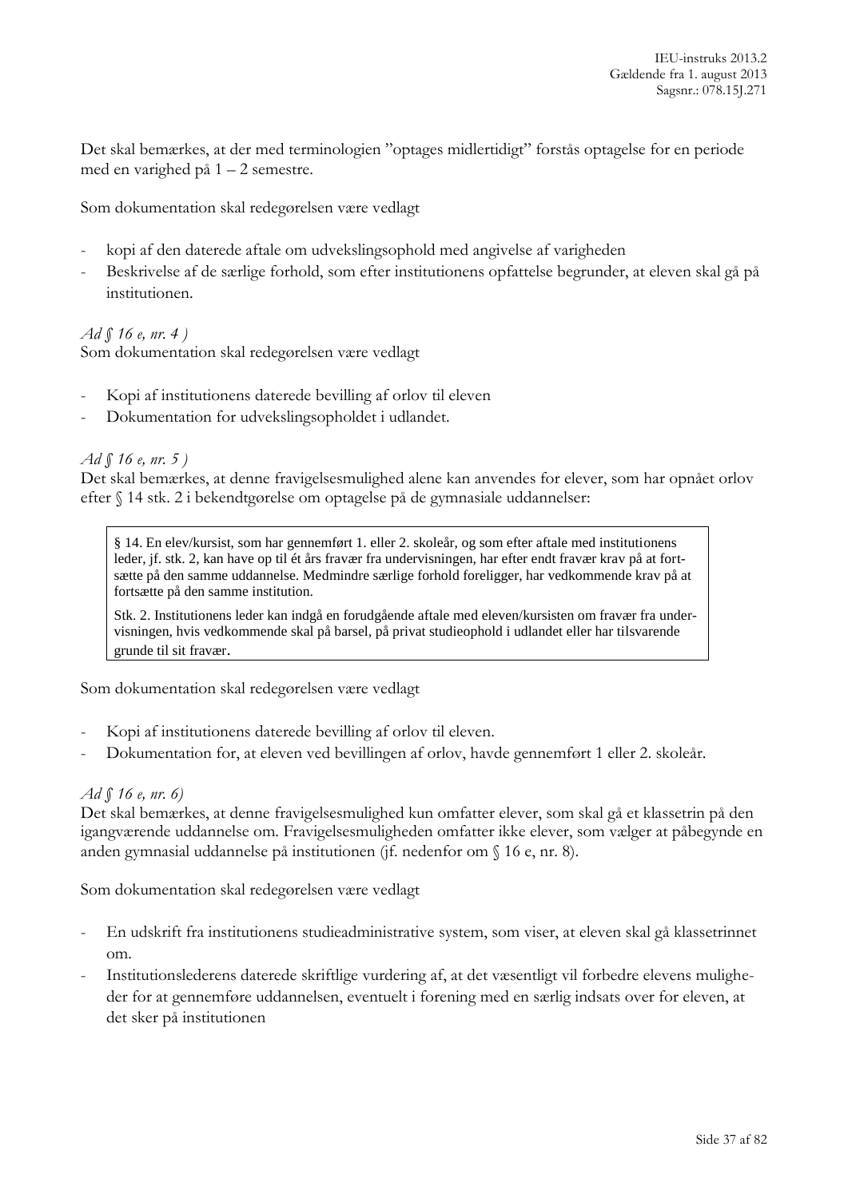Det skal bemærkes, at der med terminologien "optages midlertidigt" forstås optagelse for en periode med en varighed på 1 – 2 semestre.

Som dokumentation skal redegørelsen være vedlagt

- kopi af den daterede aftale om udvekslingsophold med angivelse af varigheden
- Beskrivelse af de særlige forhold, som efter institutionens opfattelse begrunder, at eleven skal gå på institutionen.

*Ad § 16 e, nr. 4 )*
Som dokumentation skal redegørelsen være vedlagt

- Kopi af institutionens daterede bevilling af orlov til eleven
- Dokumentation for udvekslingsopholdet i udlandet.

*Ad § 16 e, nr. 5 )*
Det skal bemærkes, at denne fravigelsesmulighed alene kan anvendes for elever, som har opnået orlov efter § 14 stk. 2 i bekendtgørelse om optagelse på de gymnasiale uddannelser:

> § 14. En elev/kursist, som har gennemført 1. eller 2. skoleår, og som efter aftale med institutionens leder, jf. stk. 2, kan have op til ét års fravær fra undervisningen, har efter endt fravær krav på at fortsætte på den samme uddannelse. Medmindre særlige forhold foreligger, har vedkommende krav på at fortsætte på den samme institution.
>
> Stk. 2. Institutionens leder kan indgå en forudgående aftale med eleven/kursisten om fravær fra undervisningen, hvis vedkommende skal på barsel, på privat studieophold i udlandet eller har tilsvarende grunde til sit fravær.

Som dokumentation skal redegørelsen være vedlagt

- Kopi af institutionens daterede bevilling af orlov til eleven.
- Dokumentation for, at eleven ved bevillingen af orlov, havde gennemført 1 eller 2. skoleår.

*Ad § 16 e, nr. 6)*
Det skal bemærkes, at denne fravigelsesmulighed kun omfatter elever, som skal gå et klassetrin på den igangværende uddannelse om. Fravigelsesmuligheden omfatter ikke elever, som vælger at påbegynde en anden gymnasial uddannelse på institutionen (jf. nedenfor om § 16 e, nr. 8).

Som dokumentation skal redegørelsen være vedlagt

- En udskrift fra institutionens studieadministrative system, som viser, at eleven skal gå klassetrinnet om.
- Institutionslederens daterede skriftlige vurdering af, at det væsentligt vil forbedre elevens muligheder for at gennemføre uddannelsen, eventuelt i forening med en særlig indsats over for eleven, at det sker på institutionen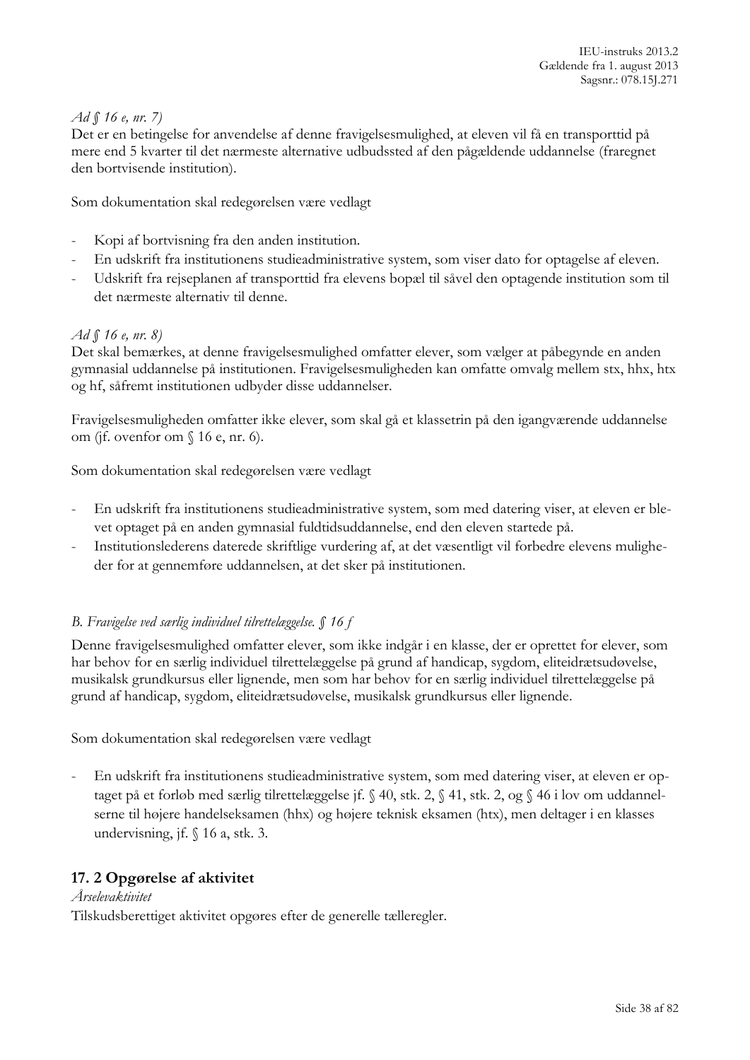*Ad § 16 e, nr. 7)*
Det er en betingelse for anvendelse af denne fravigelsesmulighed, at eleven vil få en transporttid på mere end 5 kvarter til det nærmeste alternative udbudssted af den pågældende uddannelse (fraregnet den bortvisende institution).

Som dokumentation skal redegørelsen være vedlagt

- Kopi af bortvisning fra den anden institution.
- En udskrift fra institutionens studieadministrative system, som viser dato for optagelse af eleven.
- Udskrift fra rejseplanen af transporttid fra elevens bopæl til såvel den optagende institution som til det nærmeste alternativ til denne.

*Ad § 16 e, nr. 8)*
Det skal bemærkes, at denne fravigelsesmulighed omfatter elever, som vælger at påbegynde en anden gymnasial uddannelse på institutionen. Fravigelsesmuligheden kan omfatte omvalg mellem stx, hhx, htx og hf, såfremt institutionen udbyder disse uddannelser.

Fravigelsesmuligheden omfatter ikke elever, som skal gå et klassetrin på den igangværende uddannelse om (jf. ovenfor om § 16 e, nr. 6).

Som dokumentation skal redegørelsen være vedlagt

- En udskrift fra institutionens studieadministrative system, som med datering viser, at eleven er blevet optaget på en anden gymnasial fuldtidsuddannelse, end den eleven startede på.
- Institutionslederens daterede skriftlige vurdering af, at det væsentligt vil forbedre elevens muligheder for at gennemføre uddannelsen, at det sker på institutionen.

*B. Fravigelse ved særlig individuel tilrettelæggelse. § 16 f*

Denne fravigelsesmulighed omfatter elever, som ikke indgår i en klasse, der er oprettet for elever, som har behov for en særlig individuel tilrettelæggelse på grund af handicap, sygdom, eliteidrætsudøvelse, musikalsk grundkursus eller lignende, men som har behov for en særlig individuel tilrettelæggelse på grund af handicap, sygdom, eliteidrætsudøvelse, musikalsk grundkursus eller lignende.

Som dokumentation skal redegørelsen være vedlagt

- En udskrift fra institutionens studieadministrative system, som med datering viser, at eleven er optaget på et forløb med særlig tilrettelæggelse jf. § 40, stk. 2, § 41, stk. 2, og § 46 i lov om uddannelserne til højere handelseksamen (hhx) og højere teknisk eksamen (htx), men deltager i en klasses undervisning, jf. § 16 a, stk. 3.

## 17. 2 Opgørelse af aktivitet

*Årselevaktivitet*
Tilskudsberettiget aktivitet opgøres efter de generelle tælleregler.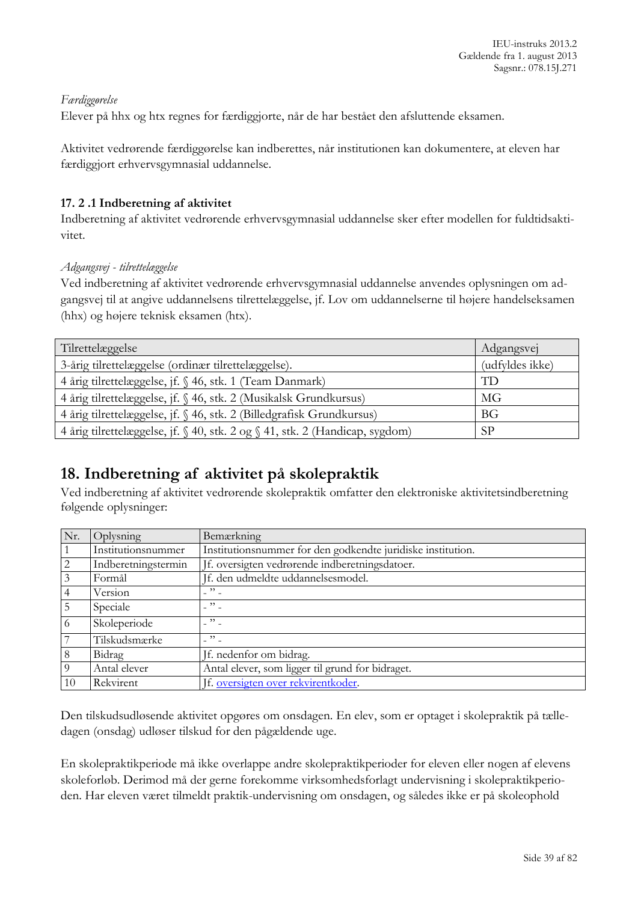*Færdiggørelse*
Elever på hhx og htx regnes for færdiggjorte, når de har bestået den afsluttende eksamen.

Aktivitet vedrørende færdiggørelse kan indberettes, når institutionen kan dokumentere, at eleven har færdiggjort erhvervsgymnasial uddannelse.

### 17. 2 .1 Indberetning af aktivitet

Indberetning af aktivitet vedrørende erhvervsgymnasial uddannelse sker efter modellen for fuldtidsaktivitet.

*Adgangsvej - tilrettelæggelse*
Ved indberetning af aktivitet vedrørende erhvervsgymnasial uddannelse anvendes oplysningen om adgangsvej til at angive uddannelsens tilrettelæggelse, jf. Lov om uddannelserne til højere handelseksamen (hhx) og højere teknisk eksamen (htx).

| Tilrettelæggelse | Adgangsvej |
|---|---|
| 3-årig tilrettelæggelse (ordinær tilrettelæggelse). | (udfyldes ikke) |
| 4 årig tilrettelæggelse, jf. § 46, stk. 1 (Team Danmark) | TD |
| 4 årig tilrettelæggelse, jf. § 46, stk. 2 (Musikalsk Grundkursus) | MG |
| 4 årig tilrettelæggelse, jf. § 46, stk. 2 (Billedgrafisk Grundkursus) | BG |
| 4 årig tilrettelæggelse, jf. § 40, stk. 2 og § 41, stk. 2 (Handicap, sygdom) | SP |

# 18. Indberetning af aktivitet på skolepraktik

Ved indberetning af aktivitet vedrørende skolepraktik omfatter den elektroniske aktivitetsindberetning følgende oplysninger:

| Nr. | Oplysning | Bemærkning |
|---|---|---|
| 1 | Institutionsnummer | Institutionsnummer for den godkendte juridiske institution. |
| 2 | Indberetningstermin | Jf. oversigten vedrørende indberetningsdatoer. |
| 3 | Formål | Jf. den udmeldte uddannelsesmodel. |
| 4 | Version | - " - |
| 5 | Speciale | - " - |
| 6 | Skoleperiode | - " - |
| 7 | Tilskudsmærke | - " - |
| 8 | Bidrag | Jf. nedenfor om bidrag. |
| 9 | Antal elever | Antal elever, som ligger til grund for bidraget. |
| 10 | Rekvirent | Jf. oversigten over rekvirentkoder. |

Den tilskudsudløsende aktivitet opgøres om onsdagen. En elev, som er optaget i skolepraktik på tælledagen (onsdag) udløser tilskud for den pågældende uge.

En skolepraktikperiode må ikke overlappe andre skolepraktikperioder for eleven eller nogen af elevens skoleforløb. Derimod må der gerne forekomme virksomhedsforlagt undervisning i skolepraktikperioden. Har eleven været tilmeldt praktik-undervisning om onsdagen, og således ikke er på skoleophold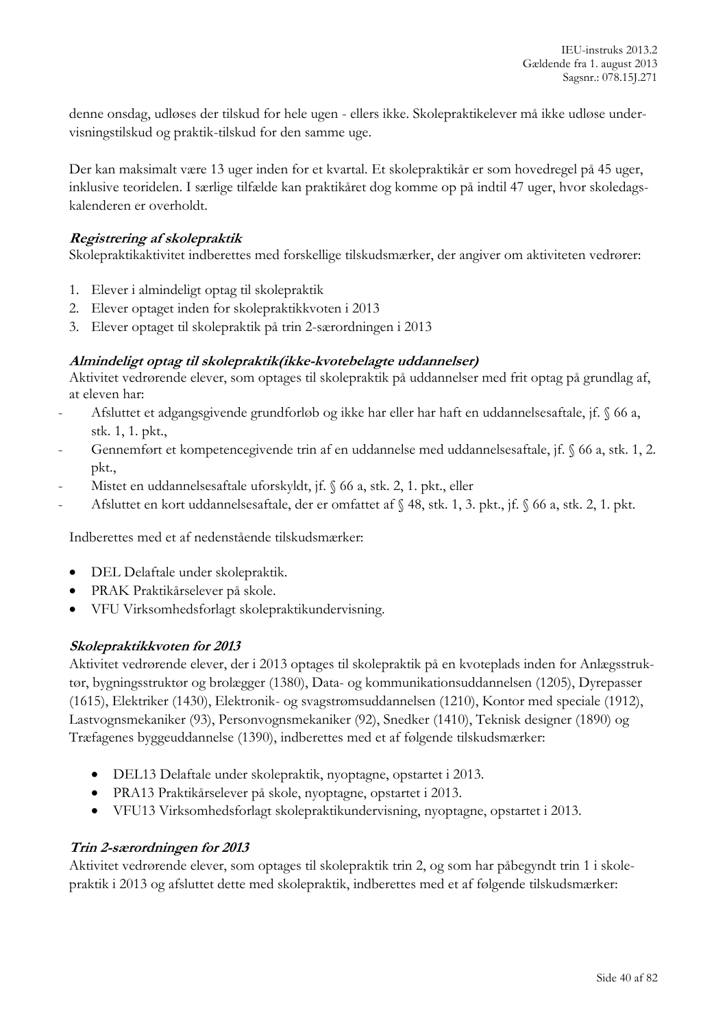denne onsdag, udløses der tilskud for hele ugen - ellers ikke. Skolepraktikelever må ikke udløse undervisningstilskud og praktik-tilskud for den samme uge.

Der kan maksimalt være 13 uger inden for et kvartal. Et skolepraktikår er som hovedregel på 45 uger, inklusive teoridelen. I særlige tilfælde kan praktikåret dog komme op på indtil 47 uger, hvor skoledagskalenderen er overholdt.

***Registrering af skolepraktik***

Skolepraktikaktivitet indberettes med forskellige tilskudsmærker, der angiver om aktiviteten vedrører:

1. Elever i almindeligt optag til skolepraktik
2. Elever optaget inden for skolepraktikkvoten i 2013
3. Elever optaget til skolepraktik på trin 2-særordningen i 2013

***Almindeligt optag til skolepraktik(ikke-kvotebelagte uddannelser)***

Aktivitet vedrørende elever, som optages til skolepraktik på uddannelser med frit optag på grundlag af, at eleven har:

- Afsluttet et adgangsgivende grundforløb og ikke har eller har haft en uddannelsesaftale, jf. § 66 a, stk. 1, 1. pkt.,
- Gennemført et kompetencegivende trin af en uddannelse med uddannelsesaftale, jf. § 66 a, stk. 1, 2. pkt.,
- Mistet en uddannelsesaftale uforskyldt, jf. § 66 a, stk. 2, 1. pkt., eller
- Afsluttet en kort uddannelsesaftale, der er omfattet af § 48, stk. 1, 3. pkt., jf. § 66 a, stk. 2, 1. pkt.

Indberettes med et af nedenstående tilskudsmærker:

- DEL Delaftale under skolepraktik.
- PRAK Praktikårselever på skole.
- VFU Virksomhedsforlagt skolepraktikundervisning.

***Skolepraktikkvoten for 2013***

Aktivitet vedrørende elever, der i 2013 optages til skolepraktik på en kvoteplads inden for Anlægsstruktør, bygningsstruktør og brolægger (1380), Data- og kommunikationsuddannelsen (1205), Dyrepasser (1615), Elektriker (1430), Elektronik- og svagstrømsuddannelsen (1210), Kontor med speciale (1912), Lastvognsmekaniker (93), Personvognsmekaniker (92), Snedker (1410), Teknisk designer (1890) og Træfagenes byggeuddannelse (1390), indberettes med et af følgende tilskudsmærker:

- DEL13 Delaftale under skolepraktik, nyoptagne, opstartet i 2013.
- PRA13 Praktikårselever på skole, nyoptagne, opstartet i 2013.
- VFU13 Virksomhedsforlagt skolepraktikundervisning, nyoptagne, opstartet i 2013.

***Trin 2-særordningen for 2013***

Aktivitet vedrørende elever, som optages til skolepraktik trin 2, og som har påbegyndt trin 1 i skolepraktik i 2013 og afsluttet dette med skolepraktik, indberettes med et af følgende tilskudsmærker: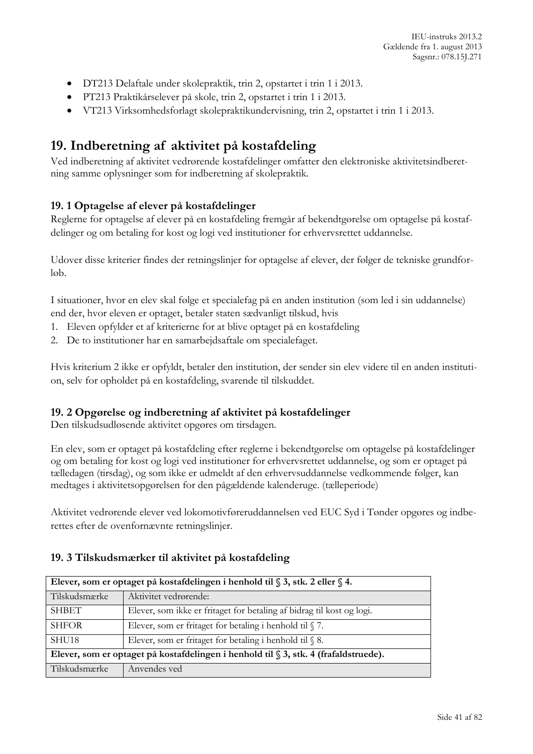- DT213 Delaftale under skolepraktik, trin 2, opstartet i trin 1 i 2013.
- PT213 Praktikårselever på skole, trin 2, opstartet i trin 1 i 2013.
- VT213 Virksomhedsforlagt skolepraktikundervisning, trin 2, opstartet i trin 1 i 2013.

# 19. Indberetning af aktivitet på kostafdeling

Ved indberetning af aktivitet vedrørende kostafdelinger omfatter den elektroniske aktivitetsindberetning samme oplysninger som for indberetning af skolepraktik.

### 19. 1 Optagelse af elever på kostafdelinger

Reglerne for optagelse af elever på en kostafdeling fremgår af bekendtgørelse om optagelse på kostafdelinger og om betaling for kost og logi ved institutioner for erhvervsrettet uddannelse.

Udover disse kriterier findes der retningslinjer for optagelse af elever, der følger de tekniske grundforløb.

I situationer, hvor en elev skal følge et specialefag på en anden institution (som led i sin uddannelse) end der, hvor eleven er optaget, betaler staten sædvanligt tilskud, hvis

1. Eleven opfylder et af kriterierne for at blive optaget på en kostafdeling
2. De to institutioner har en samarbejdsaftale om specialefaget.

Hvis kriterium 2 ikke er opfyldt, betaler den institution, der sender sin elev videre til en anden institution, selv for opholdet på en kostafdeling, svarende til tilskuddet.

### 19. 2 Opgørelse og indberetning af aktivitet på kostafdelinger

Den tilskudsudløsende aktivitet opgøres om tirsdagen.

En elev, som er optaget på kostafdeling efter reglerne i bekendtgørelse om optagelse på kostafdelinger og om betaling for kost og logi ved institutioner for erhvervsrettet uddannelse, og som er optaget på tælledagen (tirsdag), og som ikke er udmeldt af den erhvervsuddannelse vedkommende følger, kan medtages i aktivitetsopgørelsen for den pågældende kalenderuge. (tælleperiode)

Aktivitet vedrørende elever ved lokomotivføreruddannelsen ved EUC Syd i Tønder opgøres og indberettes efter de ovenfornævnte retningslinjer.

### 19. 3 Tilskudsmærker til aktivitet på kostafdeling

| **Elever, som er optaget på kostafdelingen i henhold til § 3, stk. 2 eller § 4.** | |
|---|---|
| Tilskudsmærke | Aktivitet vedrørende: |
| SHBET | Elever, som ikke er fritaget for betaling af bidrag til kost og logi. |
| SHFOR | Elever, som er fritaget for betaling i henhold til § 7. |
| SHU18 | Elever, som er fritaget for betaling i henhold til § 8. |
| **Elever, som er optaget på kostafdelingen i henhold til § 3, stk. 4 (frafaldstruede).** | |
| Tilskudsmærke | Anvendes ved |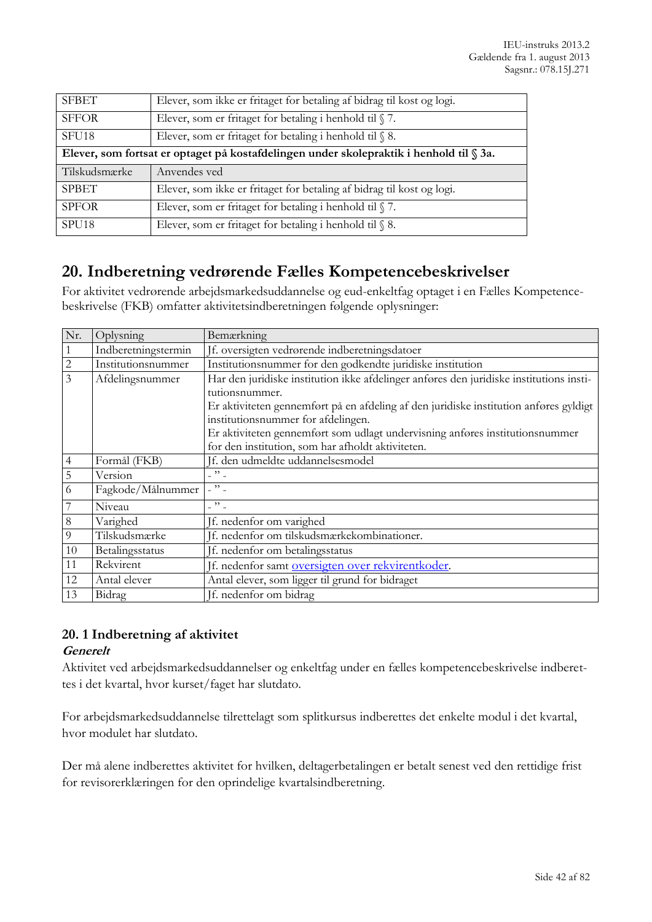| SFBET | Elever, som ikke er fritaget for betaling af bidrag til kost og logi. |
|---|---|
| SFFOR | Elever, som er fritaget for betaling i henhold til § 7. |
| SFU18 | Elever, som er fritaget for betaling i henhold til § 8. |
| **Elever, som fortsat er optaget på kostafdelingen under skolepraktik i henhold til § 3a.** | |
| Tilskudsmærke | Anvendes ved |
| SPBET | Elever, som ikke er fritaget for betaling af bidrag til kost og logi. |
| SPFOR | Elever, som er fritaget for betaling i henhold til § 7. |
| SPU18 | Elever, som er fritaget for betaling i henhold til § 8. |

## 20. Indberetning vedrørende Fælles Kompetencebeskrivelser

For aktivitet vedrørende arbejdsmarkedsuddannelse og eud-enkeltfag optaget i en Fælles Kompetencebeskrivelse (FKB) omfatter aktivitetsindberetningen følgende oplysninger:

| Nr. | Oplysning | Bemærkning |
|---|---|---|
| 1 | Indberetningstermin | Jf. oversigten vedrørende indberetningsdatoer |
| 2 | Institutionsnummer | Institutionsnummer for den godkendte juridiske institution |
| 3 | Afdelingsnummer | Har den juridiske institution ikke afdelinger anføres den juridiske institutions institutionsnummer.<br>Er aktiviteten gennemført på en afdeling af den juridiske institution anføres gyldigt institutionsnummer for afdelingen.<br>Er aktiviteten gennemført som udlagt undervisning anføres institutionsnummer for den institution, som har afholdt aktiviteten. |
| 4 | Formål (FKB) | Jf. den udmeldte uddannelsesmodel |
| 5 | Version | - " - |
| 6 | Fagkode/Målnummer | - " - |
| 7 | Niveau | - " - |
| 8 | Varighed | Jf. nedenfor om varighed |
| 9 | Tilskudsmærke | Jf. nedenfor om tilskudsmærkekombinationer. |
| 10 | Betalingsstatus | Jf. nedenfor om betalingsstatus |
| 11 | Rekvirent | Jf. nedenfor samt oversigten over rekvirentkoder. |
| 12 | Antal elever | Antal elever, som ligger til grund for bidraget |
| 13 | Bidrag | Jf. nedenfor om bidrag |

### 20. 1 Indberetning af aktivitet

***Generelt***

Aktivitet ved arbejdsmarkedsuddannelser og enkeltfag under en fælles kompetencebeskrivelse indberettes i det kvartal, hvor kurset/faget har slutdato.

For arbejdsmarkedsuddannelse tilrettelagt som splitkursus indberettes det enkelte modul i det kvartal, hvor modulet har slutdato.

Der må alene indberettes aktivitet for hvilken, deltagerbetalingen er betalt senest ved den rettidige frist for revisorerklæringen for den oprindelige kvartalsindberetning.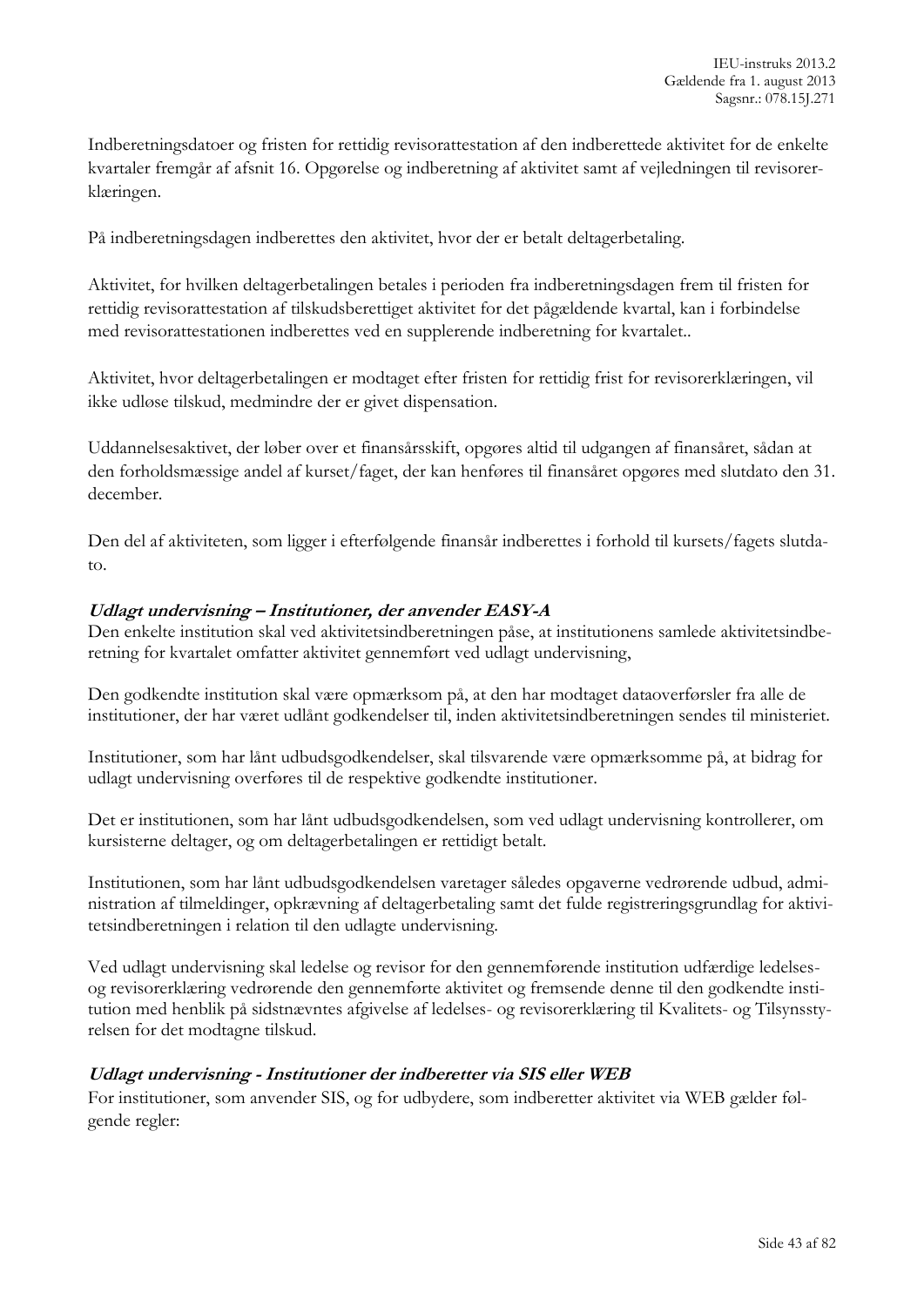Indberetningsdatoer og fristen for rettidig revisorattestation af den indberettede aktivitet for de enkelte kvartaler fremgår af afsnit 16. Opgørelse og indberetning af aktivitet samt af vejledningen til revisorerklæringen.

På indberetningsdagen indberettes den aktivitet, hvor der er betalt deltagerbetaling.

Aktivitet, for hvilken deltagerbetalingen betales i perioden fra indberetningsdagen frem til fristen for rettidig revisorattestation af tilskudsberettiget aktivitet for det pågældende kvartal, kan i forbindelse med revisorattestationen indberettes ved en supplerende indberetning for kvartalet..

Aktivitet, hvor deltagerbetalingen er modtaget efter fristen for rettidig frist for revisorerklæringen, vil ikke udløse tilskud, medmindre der er givet dispensation.

Uddannelsesaktivet, der løber over et finansårsskift, opgøres altid til udgangen af finansåret, sådan at den forholdsmæssige andel af kurset/faget, der kan henføres til finansåret opgøres med slutdato den 31. december.

Den del af aktiviteten, som ligger i efterfølgende finansår indberettes i forhold til kursets/fagets slutdato.

***Udlagt undervisning – Institutioner, der anvender EASY-A***

Den enkelte institution skal ved aktivitetsindberetningen påse, at institutionens samlede aktivitetsindberetning for kvartalet omfatter aktivitet gennemført ved udlagt undervisning,

Den godkendte institution skal være opmærksom på, at den har modtaget dataoverførsler fra alle de institutioner, der har været udlånt godkendelser til, inden aktivitetsindberetningen sendes til ministeriet.

Institutioner, som har lånt udbudsgodkendelser, skal tilsvarende være opmærksomme på, at bidrag for udlagt undervisning overføres til de respektive godkendte institutioner.

Det er institutionen, som har lånt udbudsgodkendelsen, som ved udlagt undervisning kontrollerer, om kursisterne deltager, og om deltagerbetalingen er rettidigt betalt.

Institutionen, som har lånt udbudsgodkendelsen varetager således opgaverne vedrørende udbud, administration af tilmeldinger, opkrævning af deltagerbetaling samt det fulde registreringsgrundlag for aktivitetsindberetningen i relation til den udlagte undervisning.

Ved udlagt undervisning skal ledelse og revisor for den gennemførende institution udfærdige ledelses- og revisorerklæring vedrørende den gennemførte aktivitet og fremsende denne til den godkendte institution med henblik på sidstnævntes afgivelse af ledelses- og revisorerklæring til Kvalitets- og Tilsynsstyrelsen for det modtagne tilskud.

***Udlagt undervisning - Institutioner der indberetter via SIS eller WEB***

For institutioner, som anvender SIS, og for udbydere, som indberetter aktivitet via WEB gælder følgende regler: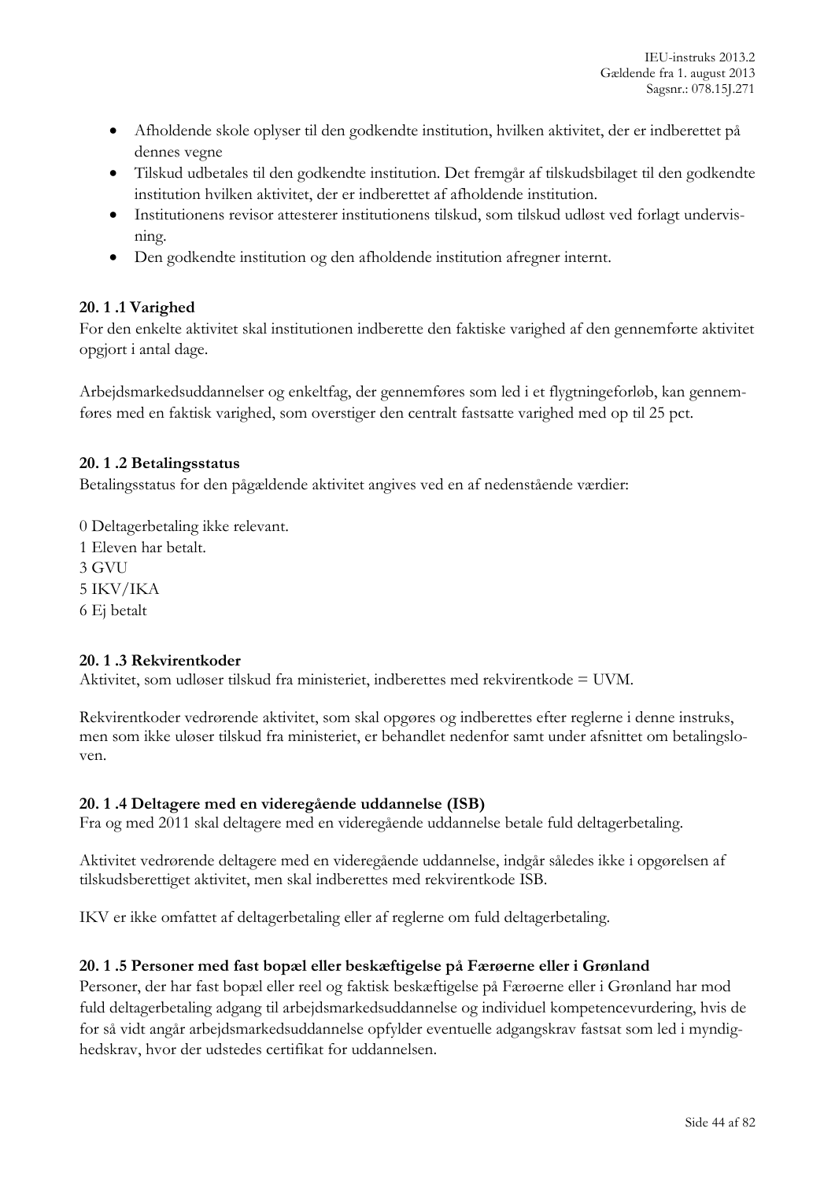- Afholdende skole oplyser til den godkendte institution, hvilken aktivitet, der er indberettet på dennes vegne
- Tilskud udbetales til den godkendte institution. Det fremgår af tilskudsbilaget til den godkendte institution hvilken aktivitet, der er indberettet af afholdende institution.
- Institutionens revisor attesterer institutionens tilskud, som tilskud udløst ved forlagt undervisning.
- Den godkendte institution og den afholdende institution afregner internt.

### 20. 1 .1 Varighed

For den enkelte aktivitet skal institutionen indberette den faktiske varighed af den gennemførte aktivitet opgjort i antal dage.

Arbejdsmarkedsuddannelser og enkeltfag, der gennemføres som led i et flygtningeforløb, kan gennemføres med en faktisk varighed, som overstiger den centralt fastsatte varighed med op til 25 pct.

### 20. 1 .2 Betalingsstatus

Betalingsstatus for den pågældende aktivitet angives ved en af nedenstående værdier:

0 Deltagerbetaling ikke relevant.
1 Eleven har betalt.
3 GVU
5 IKV/IKA
6 Ej betalt

### 20. 1 .3 Rekvirentkoder

Aktivitet, som udløser tilskud fra ministeriet, indberettes med rekvirentkode = UVM.

Rekvirentkoder vedrørende aktivitet, som skal opgøres og indberettes efter reglerne i denne instruks, men som ikke uløser tilskud fra ministeriet, er behandlet nedenfor samt under afsnittet om betalingsloven.

### 20. 1 .4 Deltagere med en videregående uddannelse (ISB)

Fra og med 2011 skal deltagere med en videregående uddannelse betale fuld deltagerbetaling.

Aktivitet vedrørende deltagere med en videregående uddannelse, indgår således ikke i opgørelsen af tilskudsberettiget aktivitet, men skal indberettes med rekvirentkode ISB.

IKV er ikke omfattet af deltagerbetaling eller af reglerne om fuld deltagerbetaling.

### 20. 1 .5 Personer med fast bopæl eller beskæftigelse på Færøerne eller i Grønland

Personer, der har fast bopæl eller reel og faktisk beskæftigelse på Færøerne eller i Grønland har mod fuld deltagerbetaling adgang til arbejdsmarkedsuddannelse og individuel kompetencevurdering, hvis de for så vidt angår arbejdsmarkedsuddannelse opfylder eventuelle adgangskrav fastsat som led i myndighedskrav, hvor der udstedes certifikat for uddannelsen.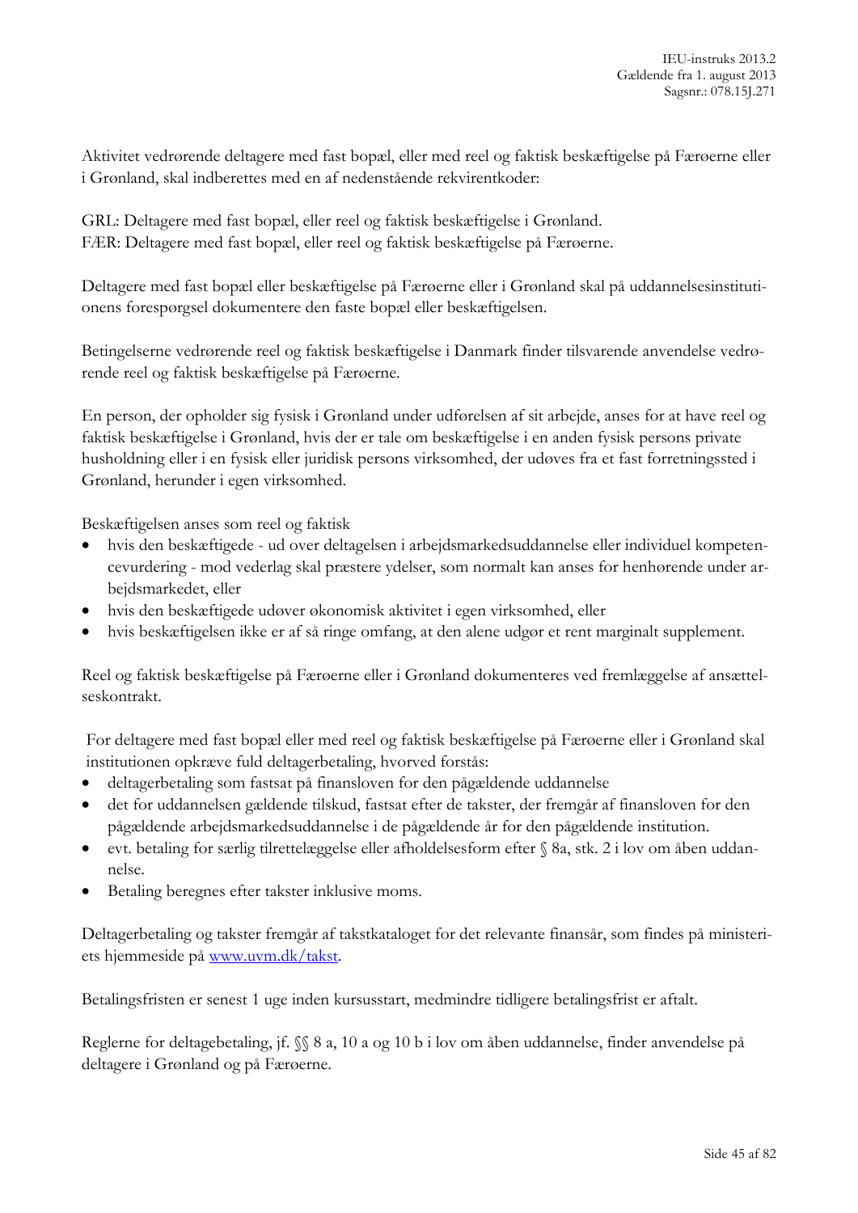Aktivitet vedrørende deltagere med fast bopæl, eller med reel og faktisk beskæftigelse på Færøerne eller i Grønland, skal indberettes med en af nedenstående rekvirentkoder:

GRL: Deltagere med fast bopæl, eller reel og faktisk beskæftigelse i Grønland.
FÆR: Deltagere med fast bopæl, eller reel og faktisk beskæftigelse på Færøerne.

Deltagere med fast bopæl eller beskæftigelse på Færøerne eller i Grønland skal på uddannelsesinstitutionens forespørgsel dokumentere den faste bopæl eller beskæftigelsen.

Betingelserne vedrørende reel og faktisk beskæftigelse i Danmark finder tilsvarende anvendelse vedrørende reel og faktisk beskæftigelse på Færøerne.

En person, der opholder sig fysisk i Grønland under udførelsen af sit arbejde, anses for at have reel og faktisk beskæftigelse i Grønland, hvis der er tale om beskæftigelse i en anden fysisk persons private husholdning eller i en fysisk eller juridisk persons virksomhed, der udøves fra et fast forretningssted i Grønland, herunder i egen virksomhed.

Beskæftigelsen anses som reel og faktisk

- hvis den beskæftigede - ud over deltagelsen i arbejdsmarkedsuddannelse eller individuel kompetencevurdering - mod vederlag skal præstere ydelser, som normalt kan anses for henhørende under arbejdsmarkedet, eller
- hvis den beskæftigede udøver økonomisk aktivitet i egen virksomhed, eller
- hvis beskæftigelsen ikke er af så ringe omfang, at den alene udgør et rent marginalt supplement.

Reel og faktisk beskæftigelse på Færøerne eller i Grønland dokumenteres ved fremlæggelse af ansættelseskontrakt.

For deltagere med fast bopæl eller med reel og faktisk beskæftigelse på Færøerne eller i Grønland skal institutionen opkræve fuld deltagerbetaling, hvorved forstås:

- deltagerbetaling som fastsat på finansloven for den pågældende uddannelse
- det for uddannelsen gældende tilskud, fastsat efter de takster, der fremgår af finansloven for den pågældende arbejdsmarkedsuddannelse i de pågældende år for den pågældende institution.
- evt. betaling for særlig tilrettelæggelse eller afholdelsesform efter § 8a, stk. 2 i lov om åben uddannelse.
- Betaling beregnes efter takster inklusive moms.

Deltagerbetaling og takster fremgår af takstkataloget for det relevante finansår, som findes på ministeriets hjemmeside på [www.uvm.dk/takst](www.uvm.dk/takst).

Betalingsfristen er senest 1 uge inden kursusstart, medmindre tidligere betalingsfrist er aftalt.

Reglerne for deltagebetaling, jf. §§ 8 a, 10 a og 10 b i lov om åben uddannelse, finder anvendelse på deltagere i Grønland og på Færøerne.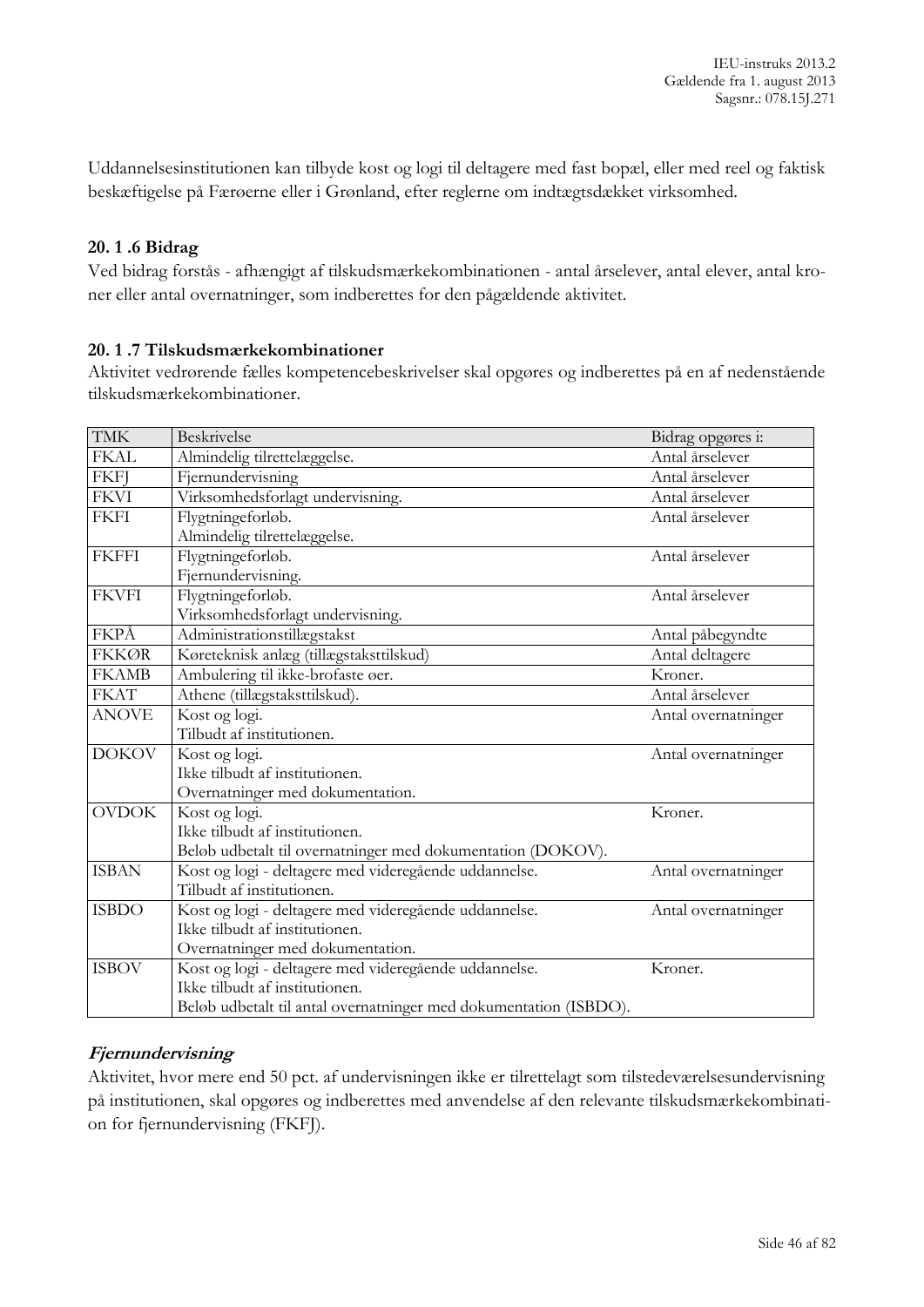Uddannelsesinstitutionen kan tilbyde kost og logi til deltagere med fast bopæl, eller med reel og faktisk beskæftigelse på Færøerne eller i Grønland, efter reglerne om indtægtsdækket virksomhed.

### 20. 1 .6 Bidrag

Ved bidrag forstås - afhængigt af tilskudsmærkekombinationen - antal årselever, antal elever, antal kroner eller antal overnatninger, som indberettes for den pågældende aktivitet.

### 20. 1 .7 Tilskudsmærkekombinationer

Aktivitet vedrørende fælles kompetencebeskrivelser skal opgøres og indberettes på en af nedenstående tilskudsmærkekombinationer.

| TMK | Beskrivelse | Bidrag opgøres i: |
|---|---|---|
| FKAL | Almindelig tilrettelæggelse. | Antal årselever |
| FKFJ | Fjernundervisning | Antal årselever |
| FKVI | Virksomhedsforlagt undervisning. | Antal årselever |
| FKFI | Flygtningeforløb.<br>Almindelig tilrettelæggelse. | Antal årselever |
| FKFFI | Flygtningeforløb.<br>Fjernundervisning. | Antal årselever |
| FKVFI | Flygtningeforløb.<br>Virksomhedsforlagt undervisning. | Antal årselever |
| FKPÅ | Administrationstillægstakst | Antal påbegyndte |
| FKKØR | Køreteknisk anlæg (tillægstaksttilskud) | Antal deltagere |
| FKAMB | Ambulering til ikke-brofaste øer. | Kroner. |
| FKAT | Athene (tillægstaksttilskud). | Antal årselever |
| ANOVE | Kost og logi.<br>Tilbudt af institutionen. | Antal overnatninger |
| DOKOV | Kost og logi.<br>Ikke tilbudt af institutionen.<br>Overnatninger med dokumentation. | Antal overnatninger |
| OVDOK | Kost og logi.<br>Ikke tilbudt af institutionen.<br>Beløb udbetalt til overnatninger med dokumentation (DOKOV). | Kroner. |
| ISBAN | Kost og logi - deltagere med videregående uddannelse.<br>Tilbudt af institutionen. | Antal overnatninger |
| ISBDO | Kost og logi - deltagere med videregående uddannelse.<br>Ikke tilbudt af institutionen.<br>Overnatninger med dokumentation. | Antal overnatninger |
| ISBOV | Kost og logi - deltagere med videregående uddannelse.<br>Ikke tilbudt af institutionen.<br>Beløb udbetalt til antal overnatninger med dokumentation (ISBDO). | Kroner. |

***Fjernundervisning***

Aktivitet, hvor mere end 50 pct. af undervisningen ikke er tilrettelagt som tilstedeværelsesundervisning på institutionen, skal opgøres og indberettes med anvendelse af den relevante tilskudsmærkekombination for fjernundervisning (FKFJ).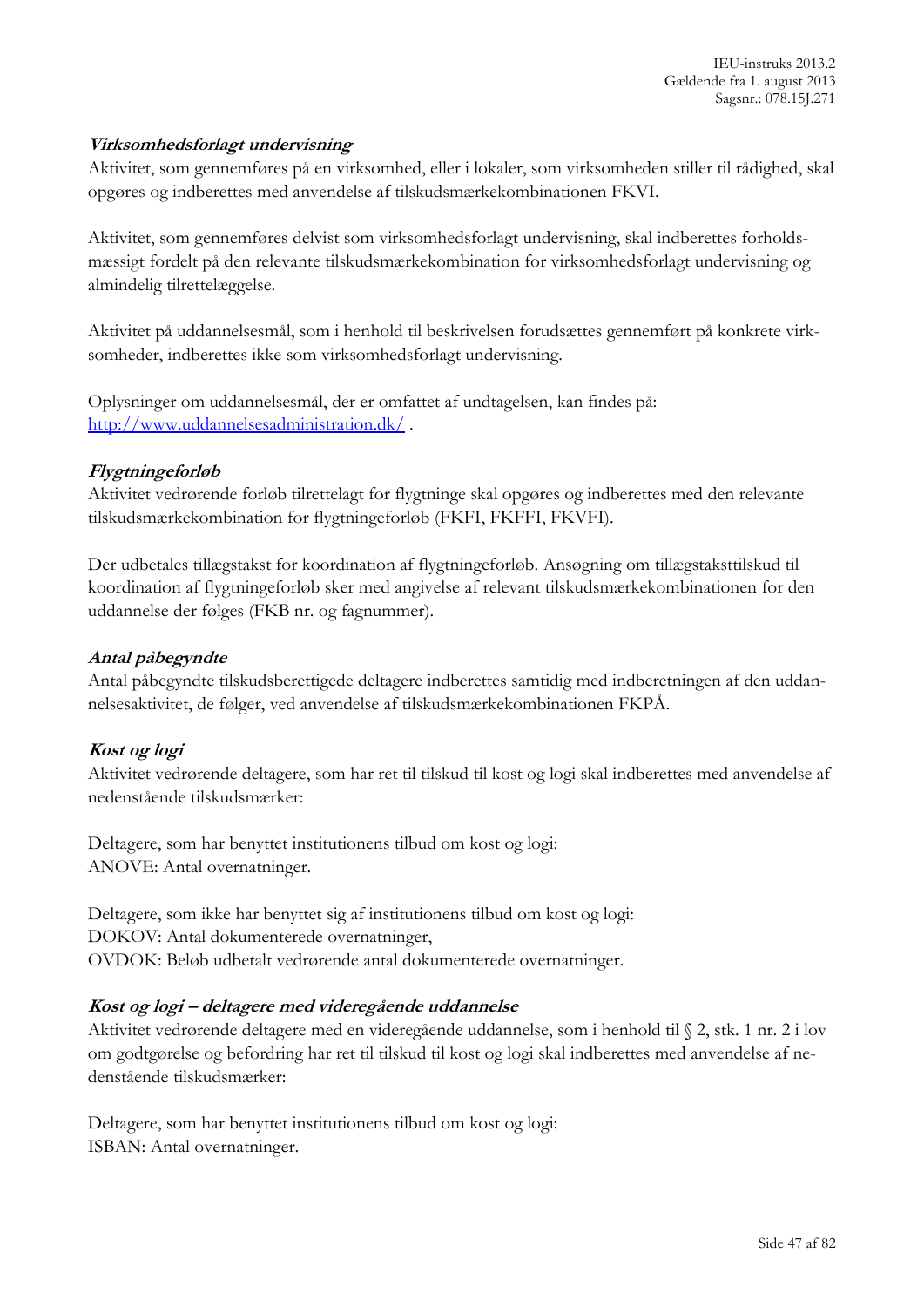***Virksomhedsforlagt undervisning***

Aktivitet, som gennemføres på en virksomhed, eller i lokaler, som virksomheden stiller til rådighed, skal opgøres og indberettes med anvendelse af tilskudsmærkekombinationen FKVI.

Aktivitet, som gennemføres delvist som virksomhedsforlagt undervisning, skal indberettes forholdsmæssigt fordelt på den relevante tilskudsmærkekombination for virksomhedsforlagt undervisning og almindelig tilrettelæggelse.

Aktivitet på uddannelsesmål, som i henhold til beskrivelsen forudsættes gennemført på konkrete virksomheder, indberettes ikke som virksomhedsforlagt undervisning.

Oplysninger om uddannelsesmål, der er omfattet af undtagelsen, kan findes på: [http://www.uddannelsesadministration.dk/](http://www.uddannelsesadministration.dk/) .

***Flygtningeforløb***

Aktivitet vedrørende forløb tilrettelagt for flygtninge skal opgøres og indberettes med den relevante tilskudsmærkekombination for flygtningeforløb (FKFI, FKFFI, FKVFI).

Der udbetales tillægstakst for koordination af flygtningeforløb. Ansøgning om tillægstaksttilskud til koordination af flygtningeforløb sker med angivelse af relevant tilskudsmærkekombinationen for den uddannelse der følges (FKB nr. og fagnummer).

***Antal påbegyndte***

Antal påbegyndte tilskudsberettigede deltagere indberettes samtidig med indberetningen af den uddannelsesaktivitet, de følger, ved anvendelse af tilskudsmærkekombinationen FKPÅ.

***Kost og logi***

Aktivitet vedrørende deltagere, som har ret til tilskud til kost og logi skal indberettes med anvendelse af nedenstående tilskudsmærker:

Deltagere, som har benyttet institutionens tilbud om kost og logi:
ANOVE: Antal overnatninger.

Deltagere, som ikke har benyttet sig af institutionens tilbud om kost og logi:
DOKOV: Antal dokumenterede overnatninger,
OVDOK: Beløb udbetalt vedrørende antal dokumenterede overnatninger.

***Kost og logi – deltagere med videregående uddannelse***

Aktivitet vedrørende deltagere med en videregående uddannelse, som i henhold til § 2, stk. 1 nr. 2 i lov om godtgørelse og befordring har ret til tilskud til kost og logi skal indberettes med anvendelse af nedenstående tilskudsmærker:

Deltagere, som har benyttet institutionens tilbud om kost og logi:
ISBAN: Antal overnatninger.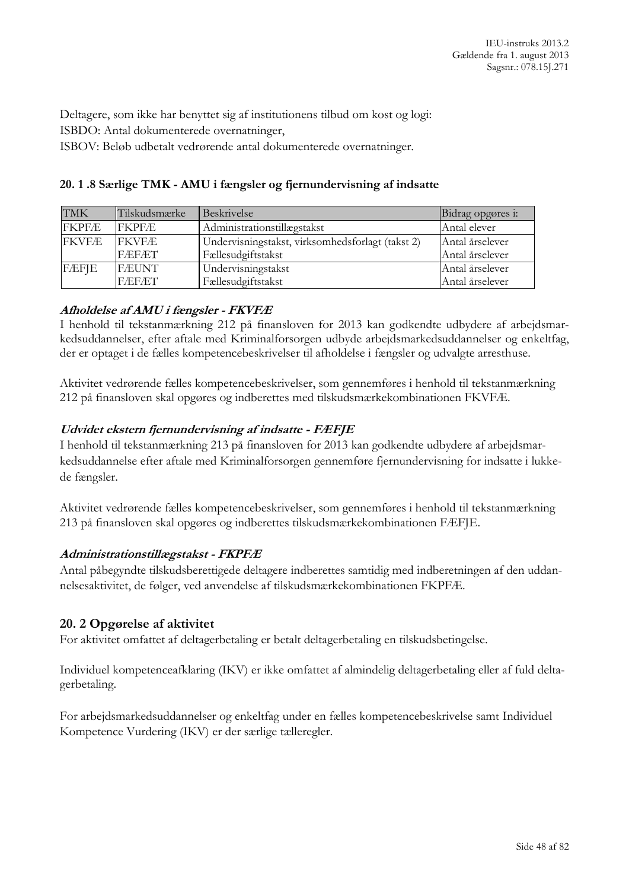Deltagere, som ikke har benyttet sig af institutionens tilbud om kost og logi:
ISBDO: Antal dokumenterede overnatninger,
ISBOV: Beløb udbetalt vedrørende antal dokumenterede overnatninger.

### 20. 1 .8 Særlige TMK - AMU i fængsler og fjernundervisning af indsatte

| TMK | Tilskudsmærke | Beskrivelse | Bidrag opgøres i: |
|---|---|---|---|
| FKPFÆ | FKPFÆ | Administrationstillægstakst | Antal elever |
| FKVFÆ | FKVFÆ | Undervisningstakst, virksomhedsforlagt (takst 2) | Antal årselever |
| | FÆFÆT | Fællesudgiftstakst | Antal årselever |
| FÆFJE | FÆUNT | Undervisningstakst | Antal årselever |
| | FÆFÆT | Fællesudgiftstakst | Antal årselever |

***Afholdelse af AMU i fængsler - FKVFÆ***

I henhold til tekstanmærkning 212 på finansloven for 2013 kan godkendte udbydere af arbejdsmarkedsuddannelser, efter aftale med Kriminalforsorgen udbyde arbejdsmarkedsuddannelser og enkeltfag, der er optaget i de fælles kompetencebeskrivelser til afholdelse i fængsler og udvalgte arresthuse.

Aktivitet vedrørende fælles kompetencebeskrivelser, som gennemføres i henhold til tekstanmærkning 212 på finansloven skal opgøres og indberettes med tilskudsmærkekombinationen FKVFÆ.

***Udvidet ekstern fjernundervisning af indsatte - FÆFJE***

I henhold til tekstanmærkning 213 på finansloven for 2013 kan godkendte udbydere af arbejdsmarkedsuddannelse efter aftale med Kriminalforsorgen gennemføre fjernundervisning for indsatte i lukkede fængsler.

Aktivitet vedrørende fælles kompetencebeskrivelser, som gennemføres i henhold til tekstanmærkning 213 på finansloven skal opgøres og indberettes tilskudsmærkekombinationen FÆFJE.

***Administrationstillægstakst - FKPFÆ***

Antal påbegyndte tilskudsberettigede deltagere indberettes samtidig med indberetningen af den uddannelsesaktivitet, de følger, ved anvendelse af tilskudsmærkekombinationen FKPFÆ.

## 20. 2 Opgørelse af aktivitet

For aktivitet omfattet af deltagerbetaling er betalt deltagerbetaling en tilskudsbetingelse.

Individuel kompetenceafklaring (IKV) er ikke omfattet af almindelig deltagerbetaling eller af fuld deltagerbetaling.

For arbejdsmarkedsuddannelser og enkeltfag under en fælles kompetencebeskrivelse samt Individuel Kompetence Vurdering (IKV) er der særlige tælleregler.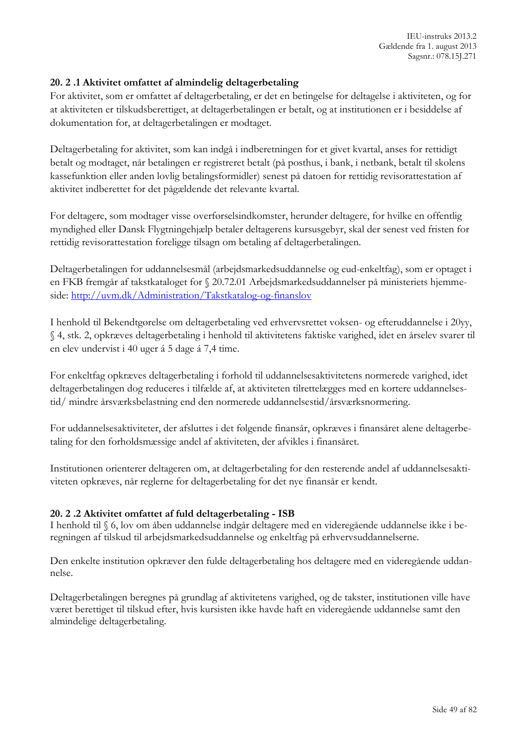### 20. 2 .1 Aktivitet omfattet af almindelig deltagerbetaling

For aktivitet, som er omfattet af deltagerbetaling, er det en betingelse for deltagelse i aktiviteten, og for at aktiviteten er tilskudsberettiget, at deltagerbetalingen er betalt, og at institutionen er i besiddelse af dokumentation for, at deltagerbetalingen er modtaget.

Deltagerbetaling for aktivitet, som kan indgå i indberetningen for et givet kvartal, anses for rettidigt betalt og modtaget, når betalingen er registreret betalt (på posthus, i bank, i netbank, betalt til skolens kassefunktion eller anden lovlig betalingsformidler) senest på datoen for rettidig revisorattestation af aktivitet indberettet for det pågældende det relevante kvartal.

For deltagere, som modtager visse overførselsindkomster, herunder deltagere, for hvilke en offentlig myndighed eller Dansk Flygtningehjælp betaler deltagerens kursusgebyr, skal der senest ved fristen for rettidig revisorattestation foreligge tilsagn om betaling af deltagerbetalingen.

Deltagerbetalingen for uddannelsesmål (arbejdsmarkedsuddannelse og eud-enkeltfag), som er optaget i en FKB fremgår af takstkataloget for § 20.72.01 Arbejdsmarkedsuddannelser på ministeriets hjemmeside: [http://uvm.dk/Administration/Takstkatalog-og-finanslov](http://uvm.dk/Administration/Takstkatalog-og-finanslov)

I henhold til Bekendtgørelse om deltagerbetaling ved erhvervsrettet voksen- og efteruddannelse i 20yy, § 4, stk. 2, opkræves deltagerbetaling i henhold til aktivitetens faktiske varighed, idet en årselev svarer til en elev undervist i 40 uger á 5 dage á 7,4 time.

For enkeltfag opkræves deltagerbetaling i forhold til uddannelsesaktivitetens normerede varighed, idet deltagerbetalingen dog reduceres i tilfælde af, at aktiviteten tilrettelægges med en kortere uddannelsestid/ mindre årsværksbelastning end den normerede uddannelsestid/årsværksnormering.

For uddannelsesaktiviteter, der afsluttes i det følgende finansår, opkræves i finansåret alene deltagerbetaling for den forholdsmæssige andel af aktiviteten, der afvikles i finansåret.

Institutionen orienterer deltageren om, at deltagerbetaling for den resterende andel af uddannelsesaktiviteten opkræves, når reglerne for deltagerbetaling for det nye finansår er kendt.

### 20. 2 .2 Aktivitet omfattet af fuld deltagerbetaling - ISB

I henhold til § 6, lov om åben uddannelse indgår deltagere med en videregående uddannelse ikke i beregningen af tilskud til arbejdsmarkedsuddannelse og enkeltfag på erhvervsuddannelserne.

Den enkelte institution opkræver den fulde deltagerbetaling hos deltagere med en videregående uddannelse.

Deltagerbetalingen beregnes på grundlag af aktivitetens varighed, og de takster, institutionen ville have været berettiget til tilskud efter, hvis kursisten ikke havde haft en videregående uddannelse samt den almindelige deltagerbetaling.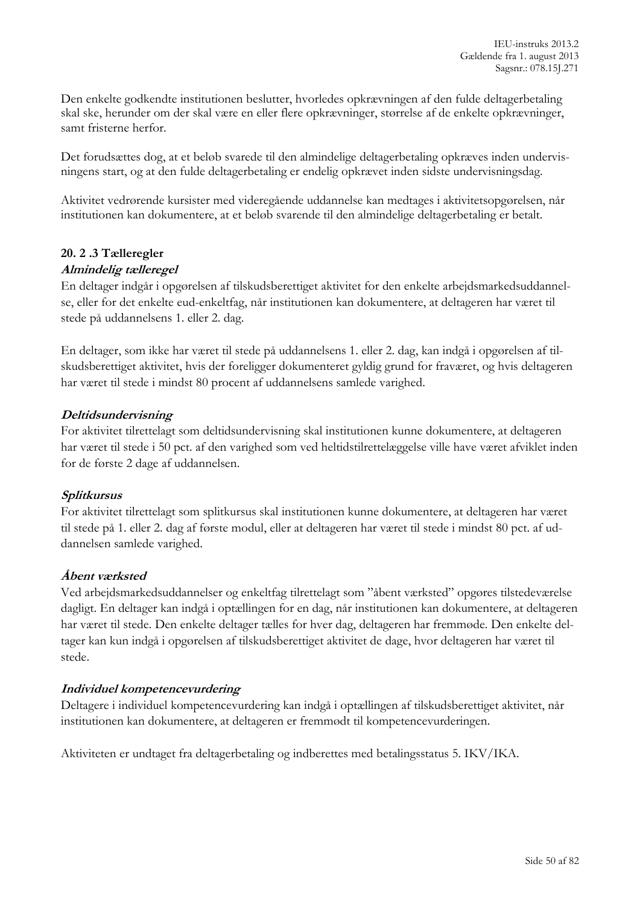Den enkelte godkendte institutionen beslutter, hvorledes opkrævningen af den fulde deltagerbetaling skal ske, herunder om der skal være en eller flere opkrævninger, størrelse af de enkelte opkrævninger, samt fristerne herfor.

Det forudsættes dog, at et beløb svarede til den almindelige deltagerbetaling opkræves inden undervisningens start, og at den fulde deltagerbetaling er endelig opkrævet inden sidste undervisningsdag.

Aktivitet vedrørende kursister med videregående uddannelse kan medtages i aktivitetsopgørelsen, når institutionen kan dokumentere, at et beløb svarende til den almindelige deltagerbetaling er betalt.

**20. 2 .3 Tælleregler**

***Almindelig tælleregel***

En deltager indgår i opgørelsen af tilskudsberettiget aktivitet for den enkelte arbejdsmarkedsuddannelse, eller for det enkelte eud-enkeltfag, når institutionen kan dokumentere, at deltageren har været til stede på uddannelsens 1. eller 2. dag.

En deltager, som ikke har været til stede på uddannelsens 1. eller 2. dag, kan indgå i opgørelsen af tilskudsberettiget aktivitet, hvis der foreligger dokumenteret gyldig grund for fraværet, og hvis deltageren har været til stede i mindst 80 procent af uddannelsens samlede varighed.

***Deltidsundervisning***

For aktivitet tilrettelagt som deltidsundervisning skal institutionen kunne dokumentere, at deltageren har været til stede i 50 pct. af den varighed som ved heltidstilrettelæggelse ville have været afviklet inden for de første 2 dage af uddannelsen.

***Splitkursus***

For aktivitet tilrettelagt som splitkursus skal institutionen kunne dokumentere, at deltageren har været til stede på 1. eller 2. dag af første modul, eller at deltageren har været til stede i mindst 80 pct. af uddannelsen samlede varighed.

***Åbent værksted***

Ved arbejdsmarkedsuddannelser og enkeltfag tilrettelagt som "åbent værksted" opgøres tilstedeværelse dagligt. En deltager kan indgå i optællingen for en dag, når institutionen kan dokumentere, at deltageren har været til stede. Den enkelte deltager tælles for hver dag, deltageren har fremmøde. Den enkelte deltager kan kun indgå i opgørelsen af tilskudsberettiget aktivitet de dage, hvor deltageren har været til stede.

***Individuel kompetencevurdering***

Deltagere i individuel kompetencevurdering kan indgå i optællingen af tilskudsberettiget aktivitet, når institutionen kan dokumentere, at deltageren er fremmødt til kompetencevurderingen.

Aktiviteten er undtaget fra deltagerbetaling og indberettes med betalingsstatus 5. IKV/IKA.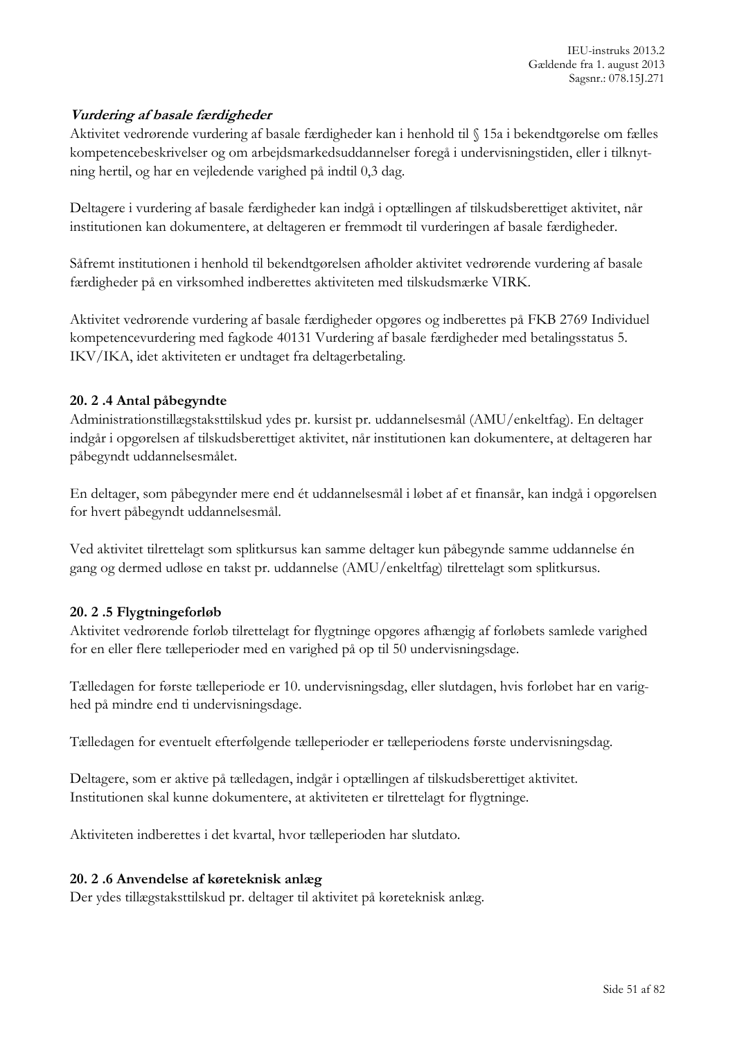***Vurdering af basale færdigheder***

Aktivitet vedrørende vurdering af basale færdigheder kan i henhold til § 15a i bekendtgørelse om fælles kompetencebeskrivelser og om arbejdsmarkedsuddannelser foregå i undervisningstiden, eller i tilknytning hertil, og har en vejledende varighed på indtil 0,3 dag.

Deltagere i vurdering af basale færdigheder kan indgå i optællingen af tilskudsberettiget aktivitet, når institutionen kan dokumentere, at deltageren er fremmødt til vurderingen af basale færdigheder.

Såfremt institutionen i henhold til bekendtgørelsen afholder aktivitet vedrørende vurdering af basale færdigheder på en virksomhed indberettes aktiviteten med tilskudsmærke VIRK.

Aktivitet vedrørende vurdering af basale færdigheder opgøres og indberettes på FKB 2769 Individuel kompetencevurdering med fagkode 40131 Vurdering af basale færdigheder med betalingsstatus 5. IKV/IKA, idet aktiviteten er undtaget fra deltagerbetaling.

#### 20. 2 .4 Antal påbegyndte

Administrationstillægstaksttilskud ydes pr. kursist pr. uddannelsesmål (AMU/enkeltfag). En deltager indgår i opgørelsen af tilskudsberettiget aktivitet, når institutionen kan dokumentere, at deltageren har påbegyndt uddannelsesmålet.

En deltager, som påbegynder mere end ét uddannelsesmål i løbet af et finansår, kan indgå i opgørelsen for hvert påbegyndt uddannelsesmål.

Ved aktivitet tilrettelagt som splitkursus kan samme deltager kun påbegynde samme uddannelse én gang og dermed udløse en takst pr. uddannelse (AMU/enkeltfag) tilrettelagt som splitkursus.

#### 20. 2 .5 Flygtningeforløb

Aktivitet vedrørende forløb tilrettelagt for flygtninge opgøres afhængig af forløbets samlede varighed for en eller flere tælleperioder med en varighed på op til 50 undervisningsdage.

Tælledagen for første tælleperiode er 10. undervisningsdag, eller slutdagen, hvis forløbet har en varighed på mindre end ti undervisningsdage.

Tælledagen for eventuelt efterfølgende tælleperioder er tælleperiodens første undervisningsdag.

Deltagere, som er aktive på tælledagen, indgår i optællingen af tilskudsberettiget aktivitet. Institutionen skal kunne dokumentere, at aktiviteten er tilrettelagt for flygtninge.

Aktiviteten indberettes i det kvartal, hvor tælleperioden har slutdato.

#### 20. 2 .6 Anvendelse af køreteknisk anlæg

Der ydes tillægstaksttilskud pr. deltager til aktivitet på køreteknisk anlæg.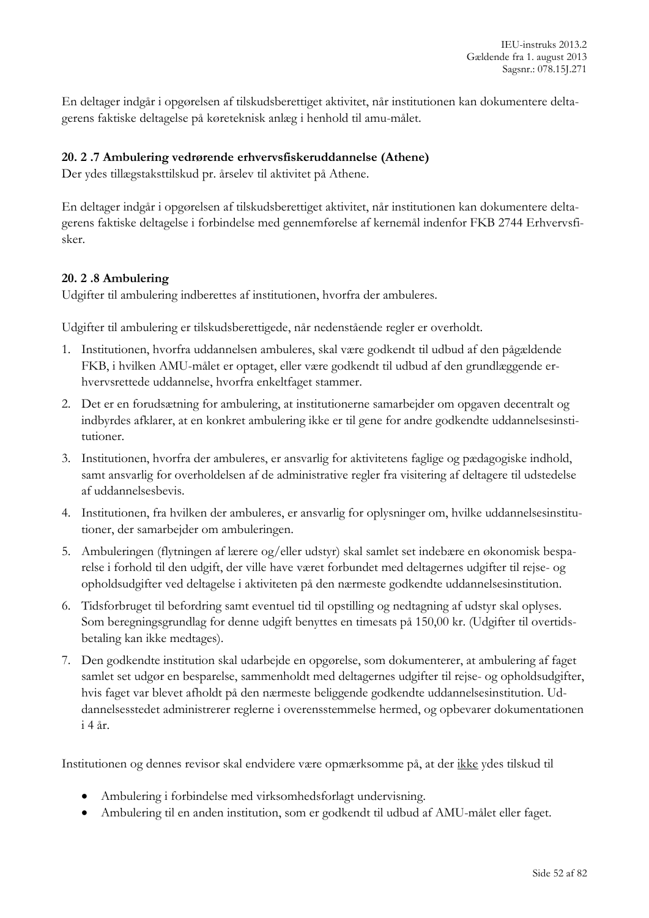En deltager indgår i opgørelsen af tilskudsberettiget aktivitet, når institutionen kan dokumentere deltagerens faktiske deltagelse på køreteknisk anlæg i henhold til amu-målet.

### 20. 2 .7 Ambulering vedrørende erhvervsfiskeruddannelse (Athene)

Der ydes tillægstakstilskud pr. årselev til aktivitet på Athene.

En deltager indgår i opgørelsen af tilskudsberettiget aktivitet, når institutionen kan dokumentere deltagerens faktiske deltagelse i forbindelse med gennemførelse af kernemål indenfor FKB 2744 Erhvervsfisker.

### 20. 2 .8 Ambulering

Udgifter til ambulering indberettes af institutionen, hvorfra der ambuleres.

Udgifter til ambulering er tilskudsberettigede, når nedenstående regler er overholdt.

1. Institutionen, hvorfra uddannelsen ambuleres, skal være godkendt til udbud af den pågældende FKB, i hvilken AMU-målet er optaget, eller være godkendt til udbud af den grundlæggende erhvervsrettede uddannelse, hvorfra enkeltfaget stammer.
2. Det er en forudsætning for ambulering, at institutionerne samarbejder om opgaven decentralt og indbyrdes afklarer, at en konkret ambulering ikke er til gene for andre godkendte uddannelsesinstitutioner.
3. Institutionen, hvorfra der ambuleres, er ansvarlig for aktivitetens faglige og pædagogiske indhold, samt ansvarlig for overholdelsen af de administrative regler fra visitering af deltagere til udstedelse af uddannelsesbevis.
4. Institutionen, fra hvilken der ambuleres, er ansvarlig for oplysninger om, hvilke uddannelsesinstitutioner, der samarbejder om ambuleringen.
5. Ambuleringen (flytningen af lærere og/eller udstyr) skal samlet set indebære en økonomisk besparelse i forhold til den udgift, der ville have været forbundet med deltagernes udgifter til rejse- og opholdsudgifter ved deltagelse i aktiviteten på den nærmeste godkendte uddannelsesinstitution.
6. Tidsforbruget til befordring samt eventuel tid til opstilling og nedtagning af udstyr skal oplyses. Som beregningsgrundlag for denne udgift benyttes en timesats på 150,00 kr. (Udgifter til overtidsbetaling kan ikke medtages).
7. Den godkendte institution skal udarbejde en opgørelse, som dokumenterer, at ambulering af faget samlet set udgør en besparelse, sammenholdt med deltagernes udgifter til rejse- og opholdsudgifter, hvis faget var blevet afholdt på den nærmeste beliggende godkendte uddannelsesinstitution. Uddannelsesstedet administrerer reglerne i overensstemmelse hermed, og opbevarer dokumentationen i 4 år.

Institutionen og dennes revisor skal endvidere være opmærksomme på, at der <u>ikke</u> ydes tilskud til

- Ambulering i forbindelse med virksomhedsforlagt undervisning.
- Ambulering til en anden institution, som er godkendt til udbud af AMU-målet eller faget.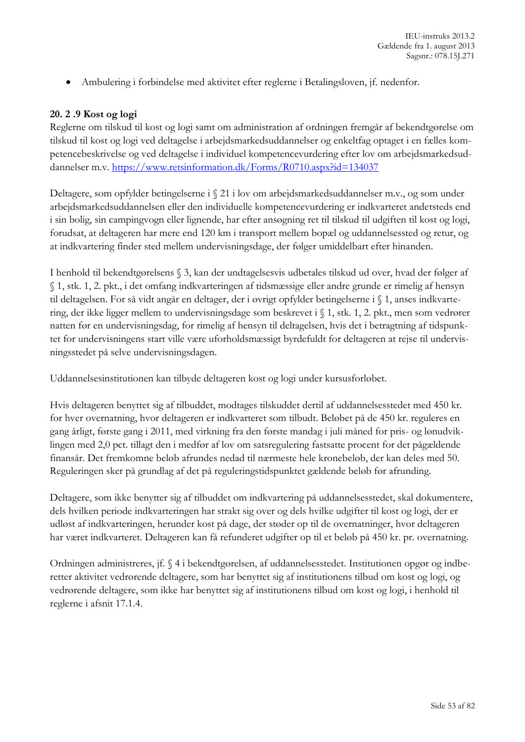- Ambulering i forbindelse med aktivitet efter reglerne i Betalingsloven, jf. nedenfor.

### 20. 2 .9 Kost og logi

Reglerne om tilskud til kost og logi samt om administration af ordningen fremgår af bekendtgørelse om tilskud til kost og logi ved deltagelse i arbejdsmarkedsuddannelser og enkeltfag optaget i en fælles kompetencebeskrivelse og ved deltagelse i individuel kompetencevurdering efter lov om arbejdsmarkedsuddannelser m.v. https://www.retsinformation.dk/Forms/R0710.aspx?id=134037

Deltagere, som opfylder betingelserne i § 21 i lov om arbejdsmarkedsuddannelser m.v., og som under arbejdsmarkedsuddannelsen eller den individuelle kompetencevurdering er indkvarteret andetsteds end i sin bolig, sin campingvogn eller lignende, har efter ansøgning ret til tilskud til udgiften til kost og logi, forudsat, at deltageren har mere end 120 km i transport mellem bopæl og uddannelsessted og retur, og at indkvartering finder sted mellem undervisningsdage, der følger umiddelbart efter hinanden.

I henhold til bekendtgørelsens § 3, kan der undtagelsesvis udbetales tilskud ud over, hvad der følger af § 1, stk. 1, 2. pkt., i det omfang indkvarteringen af tidsmæssige eller andre grunde er rimelig af hensyn til deltagelsen. For så vidt angår en deltager, der i øvrigt opfylder betingelserne i § 1, anses indkvartering, der ikke ligger mellem to undervisningsdage som beskrevet i § 1, stk. 1, 2. pkt., men som vedrører natten før en undervisningsdag, for rimelig af hensyn til deltagelsen, hvis det i betragtning af tidspunktet for undervisningens start ville være uforholdsmæssigt byrdefuldt for deltageren at rejse til undervisningsstedet på selve undervisningsdagen.

Uddannelsesinstitutionen kan tilbyde deltageren kost og logi under kursusforløbet.

Hvis deltageren benyttet sig af tilbuddet, modtages tilskuddet dertil af uddannelsesstedet med 450 kr. for hver overnatning, hvor deltageren er indkvarteret som tilbudt. Beløbet på de 450 kr. reguleres en gang årligt, første gang i 2011, med virkning fra den første mandag i juli måned for pris- og lønudviklingen med 2,0 pct. tillagt den i medfør af lov om satsregulering fastsatte procent for det pågældende finansår. Det fremkomne beløb afrundes nedad til nærmeste hele kronebeløb, der kan deles med 50. Reguleringen sker på grundlag af det på reguleringstidspunktet gældende beløb før afrunding.

Deltagere, som ikke benytter sig af tilbuddet om indkvartering på uddannelsesstedet, skal dokumentere, dels hvilken periode indkvarteringen har strakt sig over og dels hvilke udgifter til kost og logi, der er udløst af indkvarteringen, herunder kost på dage, der støder op til de overnatninger, hvor deltageren har været indkvarteret. Deltageren kan få refunderet udgifter op til et beløb på 450 kr. pr. overnatning.

Ordningen administreres, jf. § 4 i bekendtgørelsen, af uddannelsesstedet. Institutionen opgør og indberetter aktivitet vedrørende deltagere, som har benyttet sig af institutionens tilbud om kost og logi, og vedrørende deltagere, som ikke har benyttet sig af institutionens tilbud om kost og logi, i henhold til reglerne i afsnit 17.1.4.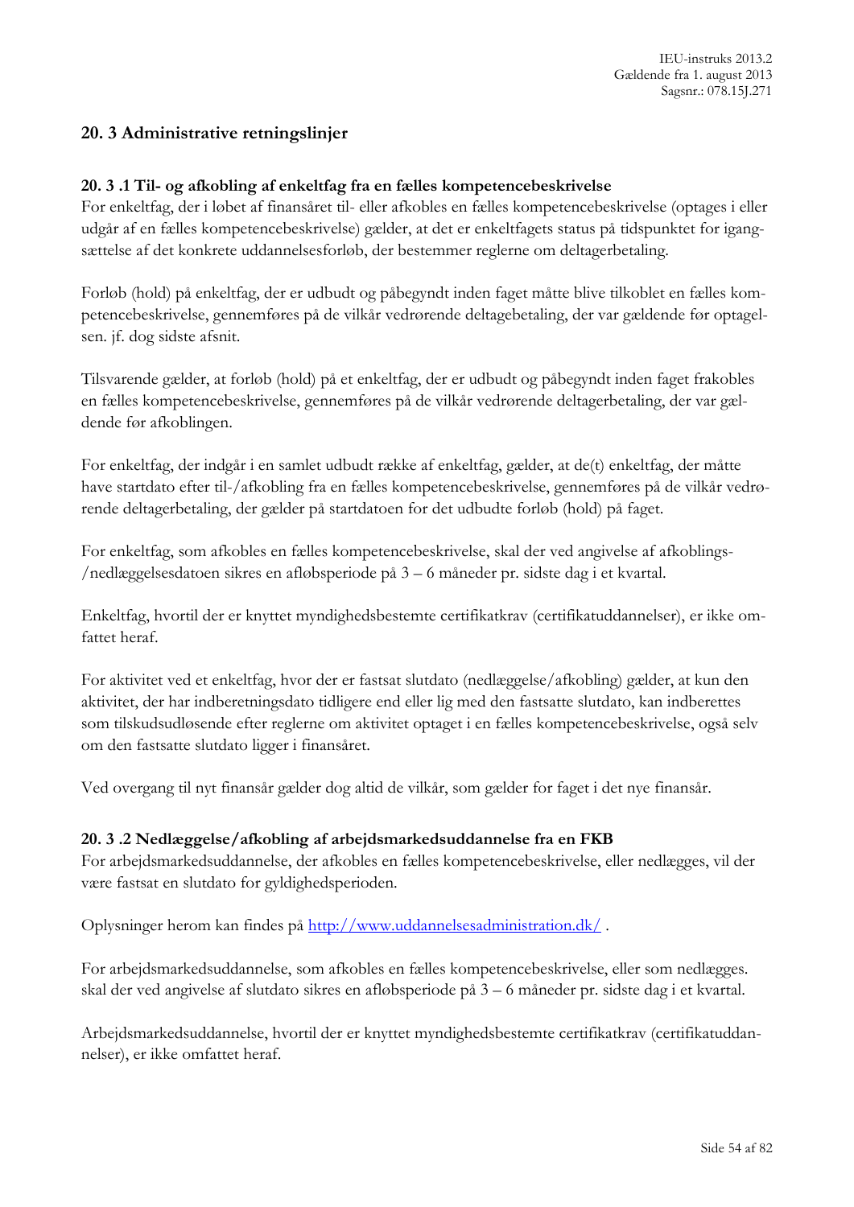## 20. 3 Administrative retningslinjer

### 20. 3 .1 Til- og afkobling af enkeltfag fra en fælles kompetencebeskrivelse

For enkeltfag, der i løbet af finansåret til- eller afkobles en fælles kompetencebeskrivelse (optages i eller udgår af en fælles kompetencebeskrivelse) gælder, at det er enkeltfagets status på tidspunktet for igangsættelse af det konkrete uddannelsesforløb, der bestemmer reglerne om deltagerbetaling.

Forløb (hold) på enkeltfag, der er udbudt og påbegyndt inden faget måtte blive tilkoblet en fælles kompetencebeskrivelse, gennemføres på de vilkår vedrørende deltagebetaling, der var gældende før optagelsen. jf. dog sidste afsnit.

Tilsvarende gælder, at forløb (hold) på et enkeltfag, der er udbudt og påbegyndt inden faget frakobles en fælles kompetencebeskrivelse, gennemføres på de vilkår vedrørende deltagerbetaling, der var gældende før afkoblingen.

For enkeltfag, der indgår i en samlet udbudt række af enkeltfag, gælder, at de(t) enkeltfag, der måtte have startdato efter til-/afkobling fra en fælles kompetencebeskrivelse, gennemføres på de vilkår vedrørende deltagerbetaling, der gælder på startdatoen for det udbudte forløb (hold) på faget.

For enkeltfag, som afkobles en fælles kompetencebeskrivelse, skal der ved angivelse af afkoblings-/nedlæggelsesdatoen sikres en afløbsperiode på 3 – 6 måneder pr. sidste dag i et kvartal.

Enkeltfag, hvortil der er knyttet myndighedsbestemte certifikatkrav (certifikatuddannelser), er ikke omfattet heraf.

For aktivitet ved et enkeltfag, hvor der er fastsat slutdato (nedlæggelse/afkobling) gælder, at kun den aktivitet, der har indberetningsdato tidligere end eller lig med den fastsatte slutdato, kan indberettes som tilskudsudløsende efter reglerne om aktivitet optaget i en fælles kompetencebeskrivelse, også selv om den fastsatte slutdato ligger i finansåret.

Ved overgang til nyt finansår gælder dog altid de vilkår, som gælder for faget i det nye finansår.

### 20. 3 .2 Nedlæggelse/afkobling af arbejdsmarkedsuddannelse fra en FKB

For arbejdsmarkedsuddannelse, der afkobles en fælles kompetencebeskrivelse, eller nedlægges, vil der være fastsat en slutdato for gyldighedsperioden.

Oplysninger herom kan findes på http://www.uddannelsesadministration.dk/ .

For arbejdsmarkedsuddannelse, som afkobles en fælles kompetencebeskrivelse, eller som nedlægges. skal der ved angivelse af slutdato sikres en afløbsperiode på 3 – 6 måneder pr. sidste dag i et kvartal.

Arbejdsmarkedsuddannelse, hvortil der er knyttet myndighedsbestemte certifikatkrav (certifikatuddannelser), er ikke omfattet heraf.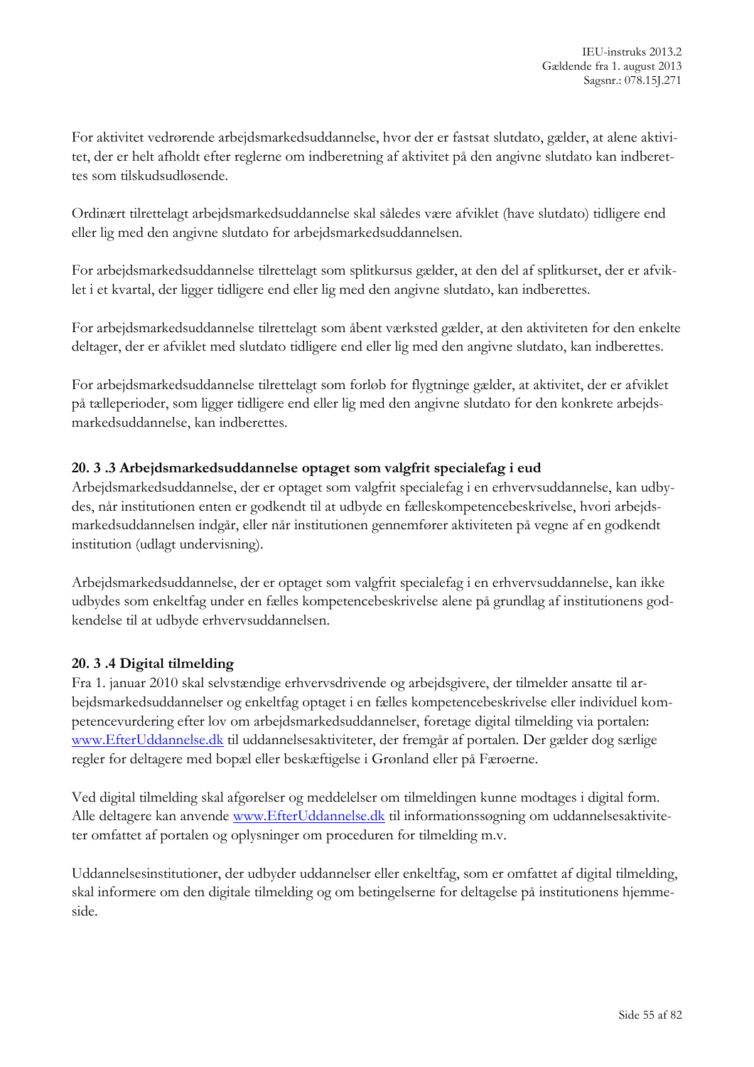For aktivitet vedrørende arbejdsmarkedsuddannelse, hvor der er fastsat slutdato, gælder, at alene aktivitet, der er helt afholdt efter reglerne om indberetning af aktivitet på den angivne slutdato kan indberettes som tilskudsudløsende.

Ordinært tilrettelagt arbejdsmarkedsuddannelse skal således være afviklet (have slutdato) tidligere end eller lig med den angivne slutdato for arbejdsmarkedsuddannelsen.

For arbejdsmarkedsuddannelse tilrettelagt som splitkursus gælder, at den del af splitkurset, der er afviklet i et kvartal, der ligger tidligere end eller lig med den angivne slutdato, kan indberettes.

For arbejdsmarkedsuddannelse tilrettelagt som åbent værksted gælder, at den aktiviteten for den enkelte deltager, der er afviklet med slutdato tidligere end eller lig med den angivne slutdato, kan indberettes.

For arbejdsmarkedsuddannelse tilrettelagt som forløb for flygtninge gælder, at aktivitet, der er afviklet på tælleperioder, som ligger tidligere end eller lig med den angivne slutdato for den konkrete arbejdsmarkedsuddannelse, kan indberettes.

### 20. 3 .3 Arbejdsmarkedsuddannelse optaget som valgfrit specialefag i eud

Arbejdsmarkedsuddannelse, der er optaget som valgfrit specialefag i en erhvervsuddannelse, kan udbydes, når institutionen enten er godkendt til at udbyde en fælleskompetencebeskrivelse, hvori arbejdsmarkedsuddannelsen indgår, eller når institutionen gennemfører aktiviteten på vegne af en godkendt institution (udlagt undervisning).

Arbejdsmarkedsuddannelse, der er optaget som valgfrit specialefag i en erhvervsuddannelse, kan ikke udbydes som enkeltfag under en fælles kompetencebeskrivelse alene på grundlag af institutionens godkendelse til at udbyde erhvervsuddannelsen.

### 20. 3 .4 Digital tilmelding

Fra 1. januar 2010 skal selvstændige erhvervsdrivende og arbejdsgivere, der tilmelder ansatte til arbejdsmarkedsuddannelser og enkeltfag optaget i en fælles kompetencebeskrivelse eller individuel kompetencevurdering efter lov om arbejdsmarkedsuddannelser, foretage digital tilmelding via portalen: [www.EfterUddannelse.dk](http://www.EfterUddannelse.dk) til uddannelsesaktiviteter, der fremgår af portalen. Der gælder dog særlige regler for deltagere med bopæl eller beskæftigelse i Grønland eller på Færøerne.

Ved digital tilmelding skal afgørelser og meddelelser om tilmeldingen kunne modtages i digital form. Alle deltagere kan anvende [www.EfterUddannelse.dk](http://www.EfterUddannelse.dk) til informationssøgning om uddannelsesaktiviteter omfattet af portalen og oplysninger om proceduren for tilmelding m.v.

Uddannelsesinstitutioner, der udbyder uddannelser eller enkeltfag, som er omfattet af digital tilmelding, skal informere om den digitale tilmelding og om betingelserne for deltagelse på institutionens hjemmeside.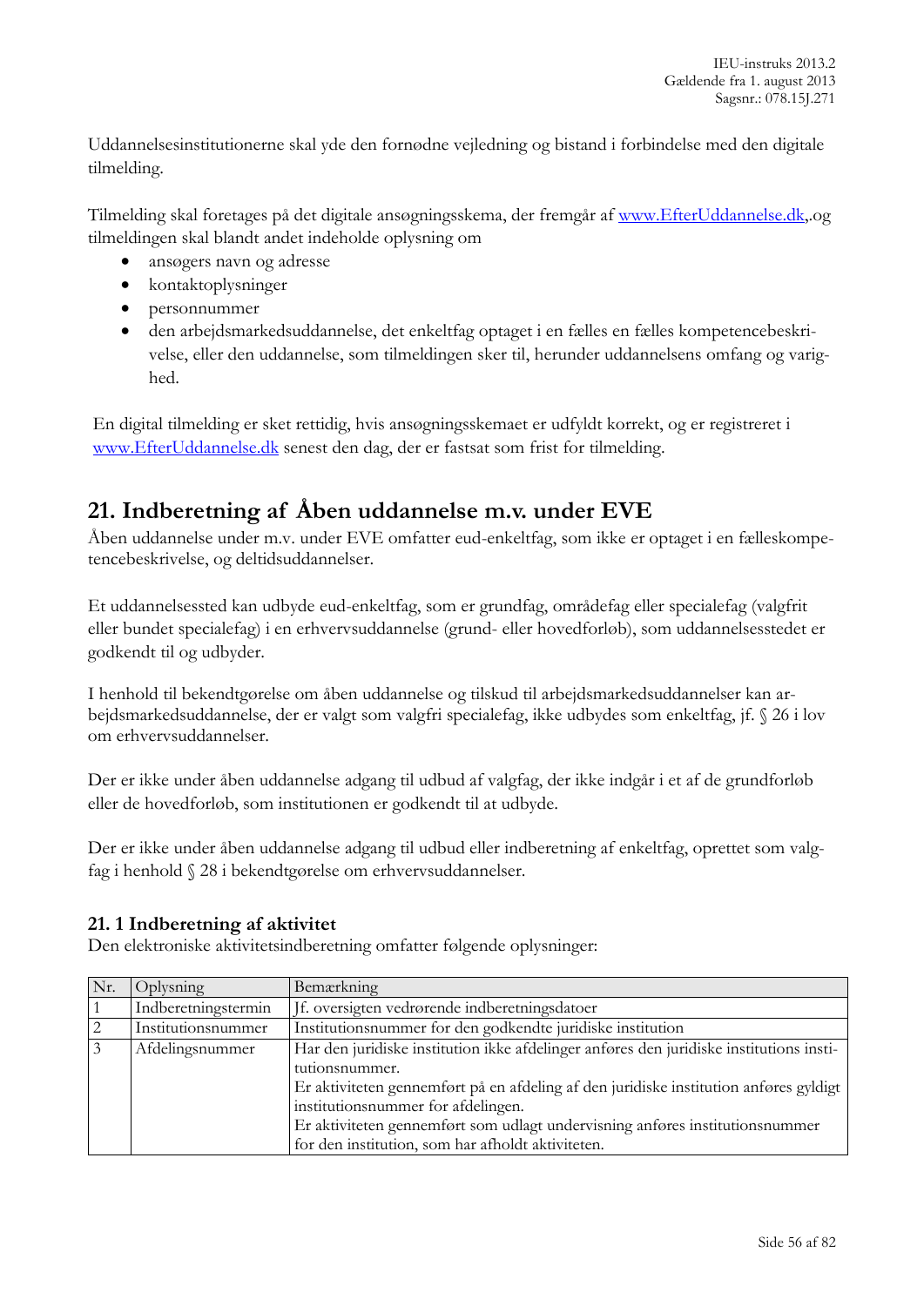Uddannelsesinstitutionerne skal yde den fornødne vejledning og bistand i forbindelse med den digitale tilmelding.

Tilmelding skal foretages på det digitale ansøgningsskema, der fremgår af www.EfterUddannelse.dk,.og tilmeldingen skal blandt andet indeholde oplysning om

- ansøgers navn og adresse
- kontaktoplysninger
- personnummer
- den arbejdsmarkedsuddannelse, det enkeltfag optaget i en fælles en fælles kompetencebeskrivelse, eller den uddannelse, som tilmeldingen sker til, herunder uddannelsens omfang og varighed.

En digital tilmelding er sket rettidig, hvis ansøgningsskemaet er udfyldt korrekt, og er registreret i www.EfterUddannelse.dk senest den dag, der er fastsat som frist for tilmelding.

## 21. Indberetning af Åben uddannelse m.v. under EVE

Åben uddannelse under m.v. under EVE omfatter eud-enkeltfag, som ikke er optaget i en fælleskompetencebeskrivelse, og deltidsuddannelser.

Et uddannelsessted kan udbyde eud-enkeltfag, som er grundfag, områdefag eller specialefag (valgfrit eller bundet specialefag) i en erhvervsuddannelse (grund- eller hovedforløb), som uddannelsesstedet er godkendt til og udbyder.

I henhold til bekendtgørelse om åben uddannelse og tilskud til arbejdsmarkedsuddannelser kan arbejdsmarkedsuddannelse, der er valgt som valgfri specialefag, ikke udbydes som enkeltfag, jf. § 26 i lov om erhvervsuddannelser.

Der er ikke under åben uddannelse adgang til udbud af valgfag, der ikke indgår i et af de grundforløb eller de hovedforløb, som institutionen er godkendt til at udbyde.

Der er ikke under åben uddannelse adgang til udbud eller indberetning af enkeltfag, oprettet som valgfag i henhold § 28 i bekendtgørelse om erhvervsuddannelser.

### 21. 1 Indberetning af aktivitet

Den elektroniske aktivitetsindberetning omfatter følgende oplysninger:

| Nr. | Oplysning | Bemærkning |
|---|---|---|
| 1 | Indberetningstermin | Jf. oversigten vedrørende indberetningsdatoer |
| 2 | Institutionsnummer | Institutionsnummer for den godkendte juridiske institution |
| 3 | Afdelingsnummer | Har den juridiske institution ikke afdelinger anføres den juridiske institutions institutionsnummer.<br>Er aktiviteten gennemført på en afdeling af den juridiske institution anføres gyldigt institutionsnummer for afdelingen.<br>Er aktiviteten gennemført som udlagt undervisning anføres institutionsnummer for den institution, som har afholdt aktiviteten. |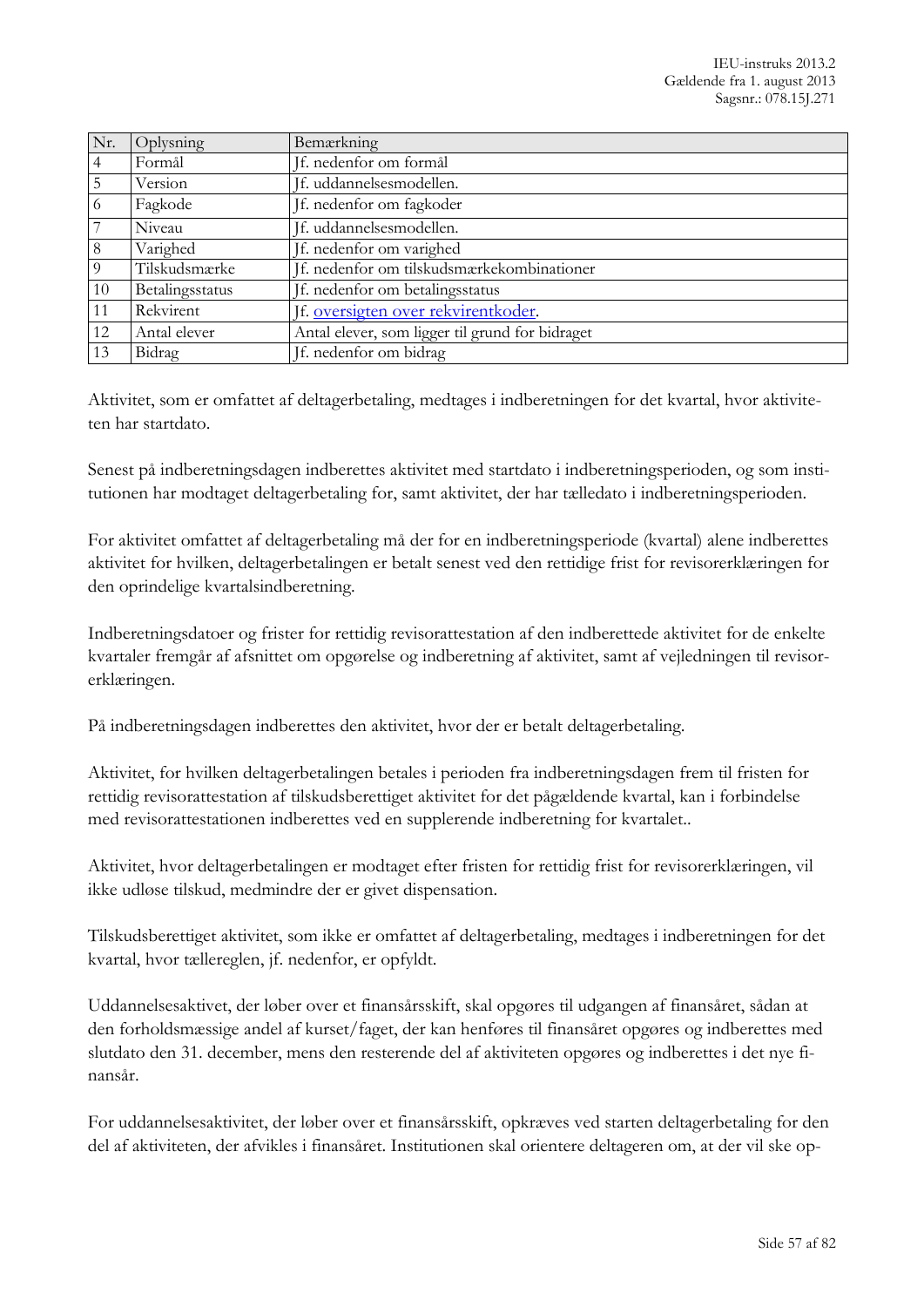| Nr. | Oplysning | Bemærkning |
|---|---|---|
| 4 | Formål | Jf. nedenfor om formål |
| 5 | Version | Jf. uddannelsesmodellen. |
| 6 | Fagkode | Jf. nedenfor om fagkoder |
| 7 | Niveau | Jf. uddannelsesmodellen. |
| 8 | Varighed | Jf. nedenfor om varighed |
| 9 | Tilskudsmærke | Jf. nedenfor om tilskudsmærkekombinationer |
| 10 | Betalingsstatus | Jf. nedenfor om betalingsstatus |
| 11 | Rekvirent | Jf. oversigten over rekvirentkoder. |
| 12 | Antal elever | Antal elever, som ligger til grund for bidraget |
| 13 | Bidrag | Jf. nedenfor om bidrag |

Aktivitet, som er omfattet af deltagerbetaling, medtages i indberetningen for det kvartal, hvor aktiviteten har startdato.

Senest på indberetningsdagen indberettes aktivitet med startdato i indberetningsperioden, og som institutionen har modtaget deltagerbetaling for, samt aktivitet, der har tælledato i indberetningsperioden.

For aktivitet omfattet af deltagerbetaling må der for en indberetningsperiode (kvartal) alene indberettes aktivitet for hvilken, deltagerbetalingen er betalt senest ved den rettidige frist for revisorerklæringen for den oprindelige kvartalsindberetning.

Indberetningsdatoer og frister for rettidig revisorattestation af den indberettede aktivitet for de enkelte kvartaler fremgår af afsnittet om opgørelse og indberetning af aktivitet, samt af vejledningen til revisorerklæringen.

På indberetningsdagen indberettes den aktivitet, hvor der er betalt deltagerbetaling.

Aktivitet, for hvilken deltagerbetalingen betales i perioden fra indberetningsdagen frem til fristen for rettidig revisorattestation af tilskudsberettiget aktivitet for det pågældende kvartal, kan i forbindelse med revisorattestationen indberettes ved en supplerende indberetning for kvartalet..

Aktivitet, hvor deltagerbetalingen er modtaget efter fristen for rettidig frist for revisorerklæringen, vil ikke udløse tilskud, medmindre der er givet dispensation.

Tilskudsberettiget aktivitet, som ikke er omfattet af deltagerbetaling, medtages i indberetningen for det kvartal, hvor tællereglen, jf. nedenfor, er opfyldt.

Uddannelsesaktivet, der løber over et finansårsskift, skal opgøres til udgangen af finansåret, sådan at den forholdsmæssige andel af kurset/faget, der kan henføres til finansåret opgøres og indberettes med slutdato den 31. december, mens den resterende del af aktiviteten opgøres og indberettes i det nye finansår.

For uddannelsesaktivitet, der løber over et finansårsskift, opkræves ved starten deltagerbetaling for den del af aktiviteten, der afvikles i finansåret. Institutionen skal orientere deltageren om, at der vil ske op-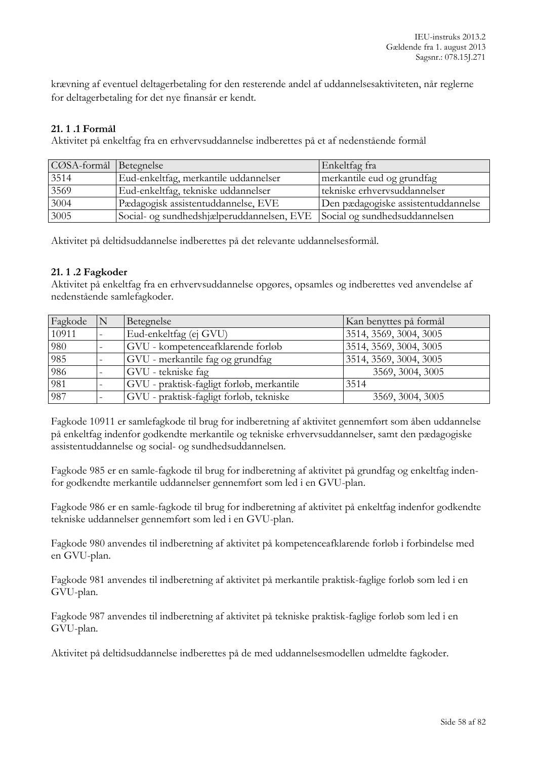krævning af eventuel deltagerbetaling for den resterende andel af uddannelsesaktiviteten, når reglerne for deltagerbetaling for det nye finansår er kendt.

### 21. 1 .1 Formål

Aktivitet på enkeltfag fra en erhvervsuddannelse indberettes på et af nedenstående formål

| CØSA-formål | Betegnelse | Enkeltfag fra |
|---|---|---|
| 3514 | Eud-enkeltfag, merkantile uddannelser | merkantile eud og grundfag |
| 3569 | Eud-enkeltfag, tekniske uddannelser | tekniske erhvervsuddannelser |
| 3004 | Pædagogisk assistentuddannelse, EVE | Den pædagogiske assistentuddannelse |
| 3005 | Social- og sundhedshjælperuddannelsen, EVE | Social og sundhedsuddannelsen |

Aktivitet på deltidsuddannelse indberettes på det relevante uddannelsesformål.

### 21. 1 .2 Fagkoder

Aktivitet på enkeltfag fra en erhvervsuddannelse opgøres, opsamles og indberettes ved anvendelse af nedenstående samlefagkoder.

| Fagkode | N | Betegnelse | Kan benyttes på formål |
|---|---|---|---|
| 10911 | - | Eud-enkeltfag (ej GVU) | 3514, 3569, 3004, 3005 |
| 980 | - | GVU - kompetenceafklarende forløb | 3514, 3569, 3004, 3005 |
| 985 | - | GVU - merkantile fag og grundfag | 3514, 3569, 3004, 3005 |
| 986 | - | GVU - tekniske fag | 3569, 3004, 3005 |
| 981 | - | GVU - praktisk-fagligt forløb, merkantile | 3514 |
| 987 | - | GVU - praktisk-fagligt forløb, tekniske | 3569, 3004, 3005 |

Fagkode 10911 er samlefagkode til brug for indberetning af aktivitet gennemført som åben uddannelse på enkeltfag indenfor godkendte merkantile og tekniske erhvervsuddannelser, samt den pædagogiske assistentuddannelse og social- og sundhedsuddannelsen.

Fagkode 985 er en samle-fagkode til brug for indberetning af aktivitet på grundfag og enkeltfag indenfor godkendte merkantile uddannelser gennemført som led i en GVU-plan.

Fagkode 986 er en samle-fagkode til brug for indberetning af aktivitet på enkeltfag indenfor godkendte tekniske uddannelser gennemført som led i en GVU-plan.

Fagkode 980 anvendes til indberetning af aktivitet på kompetenceafklarende forløb i forbindelse med en GVU-plan.

Fagkode 981 anvendes til indberetning af aktivitet på merkantile praktisk-faglige forløb som led i en GVU-plan.

Fagkode 987 anvendes til indberetning af aktivitet på tekniske praktisk-faglige forløb som led i en GVU-plan.

Aktivitet på deltidsuddannelse indberettes på de med uddannelsesmodellen udmeldte fagkoder.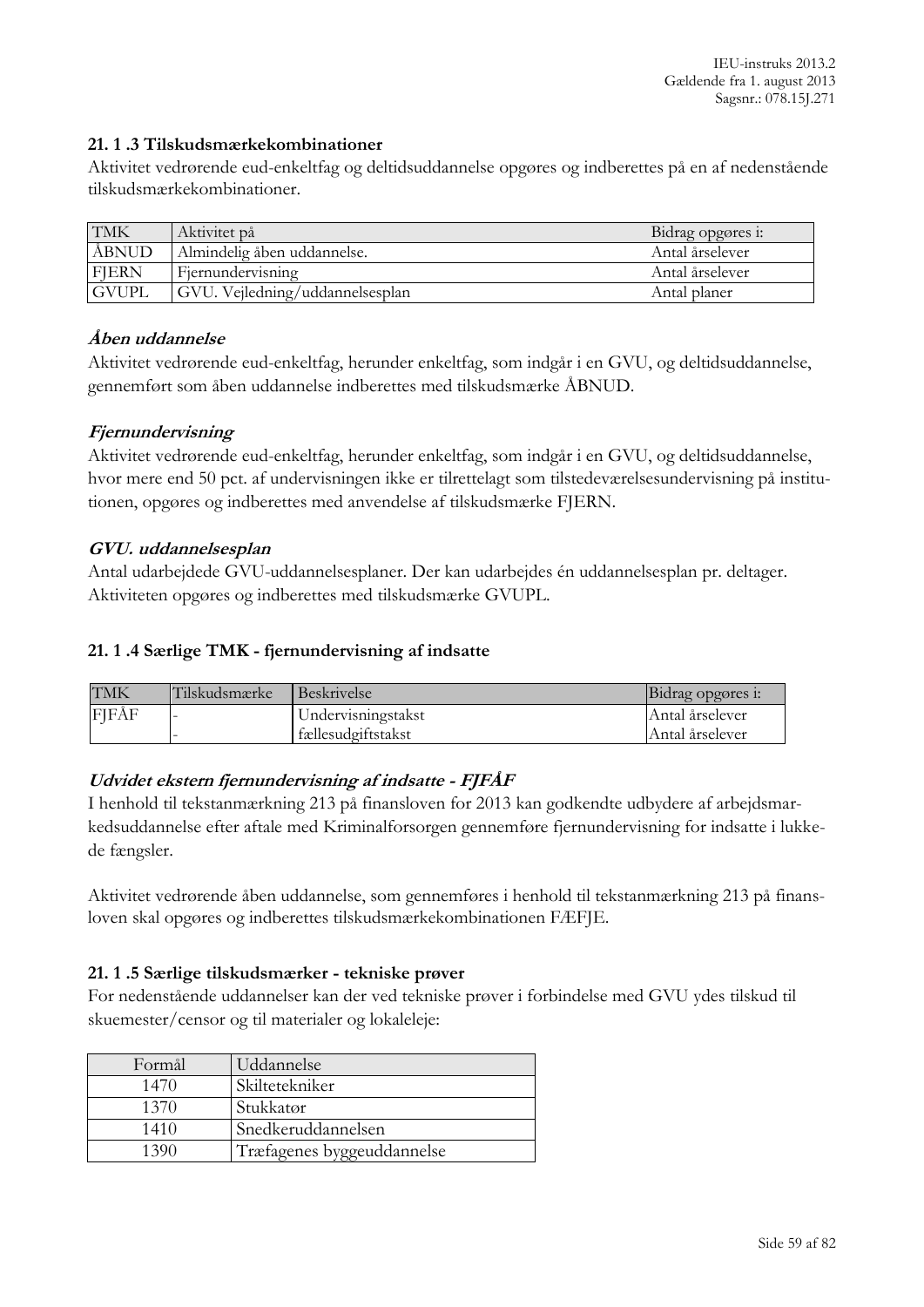### 21. 1 .3 Tilskudsmærkekombinationer

Aktivitet vedrørende eud-enkeltfag og deltidsuddannelse opgøres og indberettes på en af nedenstående tilskudsmærkekombinationer.

| TMK | Aktivitet på | Bidrag opgøres i: |
|---|---|---|
| ÅBNUD | Almindelig åben uddannelse. | Antal årselever |
| FJERN | Fjernundervisning | Antal årselever |
| GVUPL | GVU. Vejledning/uddannelsesplan | Antal planer |

***Åben uddannelse***

Aktivitet vedrørende eud-enkeltfag, herunder enkeltfag, som indgår i en GVU, og deltidsuddannelse, gennemført som åben uddannelse indberettes med tilskudsmærke ÅBNUD.

***Fjernundervisning***

Aktivitet vedrørende eud-enkeltfag, herunder enkeltfag, som indgår i en GVU, og deltidsuddannelse, hvor mere end 50 pct. af undervisningen ikke er tilrettelagt som tilstedeværelsesundervisning på institutionen, opgøres og indberettes med anvendelse af tilskudsmærke FJERN.

***GVU. uddannelsesplan***

Antal udarbejdede GVU-uddannelsesplaner. Der kan udarbejdes én uddannelsesplan pr. deltager. Aktiviteten opgøres og indberettes med tilskudsmærke GVUPL.

### 21. 1 .4 Særlige TMK - fjernundervisning af indsatte

| TMK | Tilskudsmærke | Beskrivelse | Bidrag opgøres i: |
|---|---|---|---|
| FJFÅF | - | Undervisningstakst | Antal årselever |
| | - | fællesudgiftstakst | Antal årselever |

***Udvidet ekstern fjernundervisning af indsatte - FJFÅF***

I henhold til tekstanmærkning 213 på finansloven for 2013 kan godkendte udbydere af arbejdsmarkedsuddannelse efter aftale med Kriminalforsorgen gennemføre fjernundervisning for indsatte i lukkede fængsler.

Aktivitet vedrørende åben uddannelse, som gennemføres i henhold til tekstanmærkning 213 på finansloven skal opgøres og indberettes tilskudsmærkekombinationen FÆFJE.

### 21. 1 .5 Særlige tilskudsmærker - tekniske prøver

For nedenstående uddannelser kan der ved tekniske prøver i forbindelse med GVU ydes tilskud til skuemester/censor og til materialer og lokaleleje:

| Formål | Uddannelse |
|---|---|
| 1470 | Skiltetekniker |
| 1370 | Stukkatør |
| 1410 | Snedkeruddannelsen |
| 1390 | Træfagenes byggeuddannelse |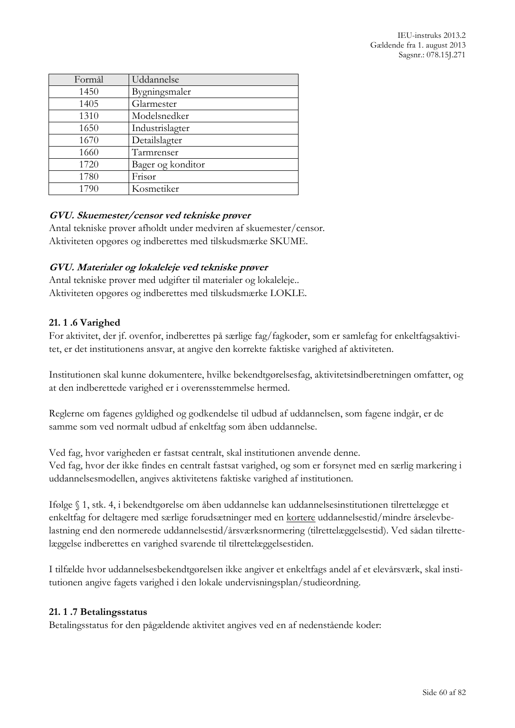| Formål | Uddannelse |
|---|---|
| 1450 | Bygningsmaler |
| 1405 | Glarmester |
| 1310 | Modelsnedker |
| 1650 | Industrislagter |
| 1670 | Detailslagter |
| 1660 | Tarmrenser |
| 1720 | Bager og konditor |
| 1780 | Frisør |
| 1790 | Kosmetiker |

***GVU. Skuemester/censor ved tekniske prøver***

Antal tekniske prøver afholdt under medviren af skuemester/censor.
Aktiviteten opgøres og indberettes med tilskudsmærke SKUME.

***GVU. Materialer og lokaleleje ved tekniske prøver***

Antal tekniske prøver med udgifter til materialer og lokaleleje..
Aktiviteten opgøres og indberettes med tilskudsmærke LOKLE.

**21. 1 .6 Varighed**

For aktivitet, der jf. ovenfor, indberettes på særlige fag/fagkoder, som er samlefag for enkeltfagsaktivitet, er det institutionens ansvar, at angive den korrekte faktiske varighed af aktiviteten.

Institutionen skal kunne dokumentere, hvilke bekendtgørelsesfag, aktivitetsindberetningen omfatter, og at den indberettede varighed er i overensstemmelse hermed.

Reglerne om fagenes gyldighed og godkendelse til udbud af uddannelsen, som fagene indgår, er de samme som ved normalt udbud af enkeltfag som åben uddannelse.

Ved fag, hvor varigheden er fastsat centralt, skal institutionen anvende denne.
Ved fag, hvor der ikke findes en centralt fastsat varighed, og som er forsynet med en særlig markering i uddannelsesmodellen, angives aktivitetens faktiske varighed af institutionen.

Ifølge § 1, stk. 4, i bekendtgørelse om åben uddannelse kan uddannelsesinstitutionen tilrettelægge et enkeltfag for deltagere med særlige forudsætninger med en kortere uddannelsestid/mindre årselevbelastning end den normerede uddannelsestid/årsværksnormering (tilrettelæggelsestid). Ved sådan tilrettelæggelse indberettes en varighed svarende til tilrettelæggelsestiden.

I tilfælde hvor uddannelsesbekendtgørelsen ikke angiver et enkeltfags andel af et elevårsværk, skal institutionen angive fagets varighed i den lokale undervisningsplan/studieordning.

**21. 1 .7 Betalingsstatus**

Betalingsstatus for den pågældende aktivitet angives ved en af nedenstående koder: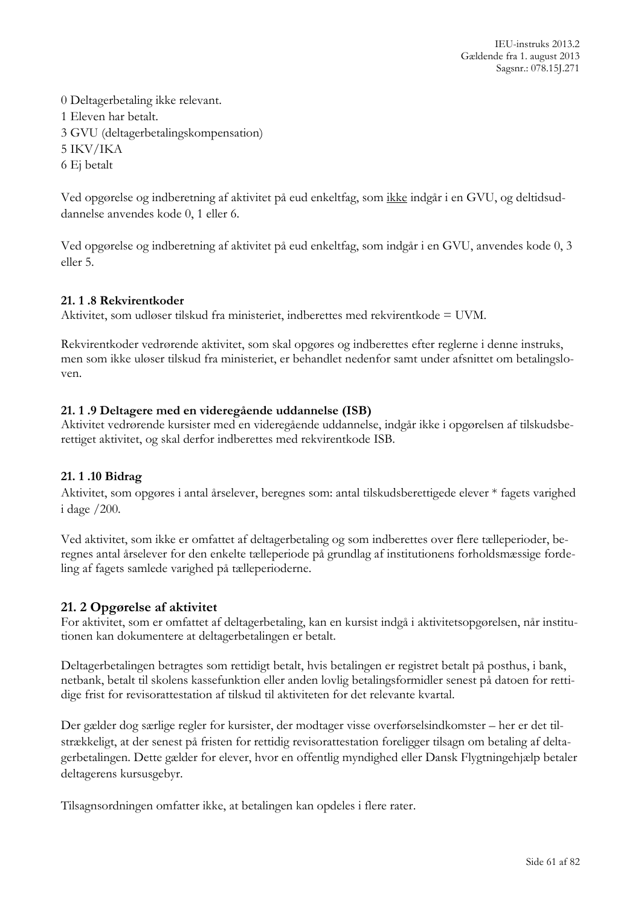0 Deltagerbetaling ikke relevant.
1 Eleven har betalt.
3 GVU (deltagerbetalingskompensation)
5 IKV/IKA
6 Ej betalt

Ved opgørelse og indberetning af aktivitet på eud enkeltfag, som <u>ikke</u> indgår i en GVU, og deltidsuddannelse anvendes kode 0, 1 eller 6.

Ved opgørelse og indberetning af aktivitet på eud enkeltfag, som indgår i en GVU, anvendes kode 0, 3 eller 5.

#### 21. 1 .8 Rekvirentkoder

Aktivitet, som udløser tilskud fra ministeriet, indberettes med rekvirentkode = UVM.

Rekvirentkoder vedrørende aktivitet, som skal opgøres og indberettes efter reglerne i denne instruks, men som ikke uløser tilskud fra ministeriet, er behandlet nedenfor samt under afsnittet om betalingsloven.

#### 21. 1 .9 Deltagere med en videregående uddannelse (ISB)

Aktivitet vedrørende kursister med en videregående uddannelse, indgår ikke i opgørelsen af tilskudsberettiget aktivitet, og skal derfor indberettes med rekvirentkode ISB.

#### 21. 1 .10 Bidrag

Aktivitet, som opgøres i antal årselever, beregnes som: antal tilskudsberettigede elever * fagets varighed i dage /200.

Ved aktivitet, som ikke er omfattet af deltagerbetaling og som indberettes over flere tælleperioder, beregnes antal årselever for den enkelte tælleperiode på grundlag af institutionens forholdsmæssige fordeling af fagets samlede varighed på tælleperioderne.

### 21. 2 Opgørelse af aktivitet

For aktivitet, som er omfattet af deltagerbetaling, kan en kursist indgå i aktivitetsopgørelsen, når institutionen kan dokumentere at deltagerbetalingen er betalt.

Deltagerbetalingen betragtes som rettidigt betalt, hvis betalingen er registret betalt på posthus, i bank, netbank, betalt til skolens kassefunktion eller anden lovlig betalingsformidler senest på datoen for rettidige frist for revisorattestation af tilskud til aktiviteten for det relevante kvartal.

Der gælder dog særlige regler for kursister, der modtager visse overførselsindkomster – her er det tilstrækkeligt, at der senest på fristen for rettidig revisorattestation foreligger tilsagn om betaling af deltagerbetalingen. Dette gælder for elever, hvor en offentlig myndighed eller Dansk Flygtningehjælp betaler deltagerens kursusgebyr.

Tilsagnsordningen omfatter ikke, at betalingen kan opdeles i flere rater.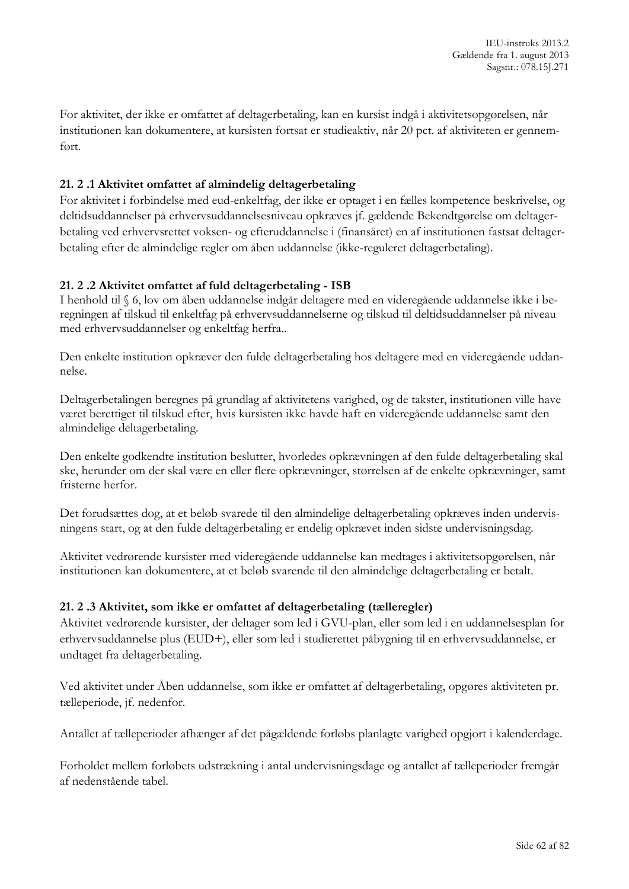For aktivitet, der ikke er omfattet af deltagerbetaling, kan en kursist indgå i aktivitetsopgørelsen, når institutionen kan dokumentere, at kursisten fortsat er studieaktiv, når 20 pct. af aktiviteten er gennemført.

### 21. 2 .1 Aktivitet omfattet af almindelig deltagerbetaling

For aktivitet i forbindelse med eud-enkeltfag, der ikke er optaget i en fælles kompetence beskrivelse, og deltidsuddannelser på erhvervsuddannelsesniveau opkræves jf. gældende Bekendtgørelse om deltagerbetaling ved erhvervsrettet voksen- og efteruddannelse i (finansåret) en af institutionen fastsat deltagerbetaling efter de almindelige regler om åben uddannelse (ikke-reguleret deltagerbetaling).

### 21. 2 .2 Aktivitet omfattet af fuld deltagerbetaling - ISB

I henhold til § 6, lov om åben uddannelse indgår deltagere med en videregående uddannelse ikke i beregningen af tilskud til enkeltfag på erhvervsuddannelserne og tilskud til deltidsuddannelser på niveau med erhvervsuddannelser og enkeltfag herfra..

Den enkelte institution opkræver den fulde deltagerbetaling hos deltagere med en videregående uddannelse.

Deltagerbetalingen beregnes på grundlag af aktivitetens varighed, og de takster, institutionen ville have været berettiget til tilskud efter, hvis kursisten ikke havde haft en videregående uddannelse samt den almindelige deltagerbetaling.

Den enkelte godkendte institution beslutter, hvorledes opkrævningen af den fulde deltagerbetaling skal ske, herunder om der skal være en eller flere opkrævninger, størrelsen af de enkelte opkrævninger, samt fristerne herfor.

Det forudsættes dog, at et beløb svarede til den almindelige deltagerbetaling opkræves inden undervisningens start, og at den fulde deltagerbetaling er endelig opkrævet inden sidste undervisningsdag.

Aktivitet vedrørende kursister med videregående uddannelse kan medtages i aktivitetsopgørelsen, når institutionen kan dokumentere, at et beløb svarende til den almindelige deltagerbetaling er betalt.

### 21. 2 .3 Aktivitet, som ikke er omfattet af deltagerbetaling (tælleregler)

Aktivitet vedrørende kursister, der deltager som led i GVU-plan, eller som led i en uddannelsesplan for erhvervsuddannelse plus (EUD+), eller som led i studierettet påbygning til en erhvervsuddannelse, er undtaget fra deltagerbetaling.

Ved aktivitet under Åben uddannelse, som ikke er omfattet af deltagerbetaling, opgøres aktiviteten pr. tælleperiode, jf. nedenfor.

Antallet af tælleperioder afhænger af det pågældende forløbs planlagte varighed opgjort i kalenderdage.

Forholdet mellem forløbets udstrækning i antal undervisningsdage og antallet af tælleperioder fremgår af nedenstående tabel.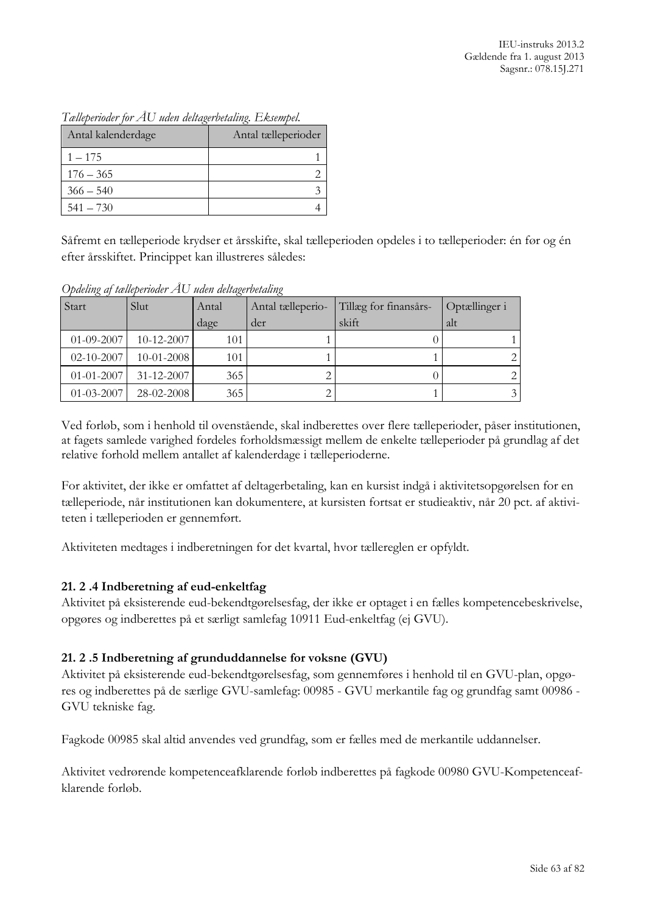*Tælleperioder for ÅU uden deltagerbetaling. Eksempel.*

| Antal kalenderdage | Antal tælleperioder |
|---|---|
| 1 – 175 | 1 |
| 176 – 365 | 2 |
| 366 – 540 | 3 |
| 541 – 730 | 4 |

Såfremt en tælleperiode krydser et årsskifte, skal tælleperioden opdeles i to tælleperioder: én før og én efter årsskiftet. Princippet kan illustreres således:

*Opdeling af tælleperioder ÅU uden deltagerbetaling*

| Start | Slut | Antal dage | Antal tælleperioder | Tillæg for finansårsskift | Optællinger i alt |
|---|---|---|---|---|---|
| 01-09-2007 | 10-12-2007 | 101 | 1 | 0 | 1 |
| 02-10-2007 | 10-01-2008 | 101 | 1 | 1 | 2 |
| 01-01-2007 | 31-12-2007 | 365 | 2 | 0 | 2 |
| 01-03-2007 | 28-02-2008 | 365 | 2 | 1 | 3 |

Ved forløb, som i henhold til ovenstående, skal indberettes over flere tælleperioder, påser institutionen, at fagets samlede varighed fordeles forholdsmæssigt mellem de enkelte tælleperioder på grundlag af det relative forhold mellem antallet af kalenderdage i tælleperioderne.

For aktivitet, der ikke er omfattet af deltagerbetaling, kan en kursist indgå i aktivitetsopgørelsen for en tælleperiode, når institutionen kan dokumentere, at kursisten fortsat er studieaktiv, når 20 pct. af aktiviteten i tælleperioden er gennemført.

Aktiviteten medtages i indberetningen for det kvartal, hvor tællereglen er opfyldt.

### 21. 2 .4 Indberetning af eud-enkeltfag

Aktivitet på eksisterende eud-bekendtgørelsesfag, der ikke er optaget i en fælles kompetencebeskrivelse, opgøres og indberettes på et særligt samlefag 10911 Eud-enkeltfag (ej GVU).

### 21. 2 .5 Indberetning af grunduddannelse for voksne (GVU)

Aktivitet på eksisterende eud-bekendtgørelsesfag, som gennemføres i henhold til en GVU-plan, opgøres og indberettes på de særlige GVU-samlefag: 00985 - GVU merkantile fag og grundfag samt 00986 - GVU tekniske fag.

Fagkode 00985 skal altid anvendes ved grundfag, som er fælles med de merkantile uddannelser.

Aktivitet vedrørende kompetenceafklarende forløb indberettes på fagkode 00980 GVU-Kompetenceafklarende forløb.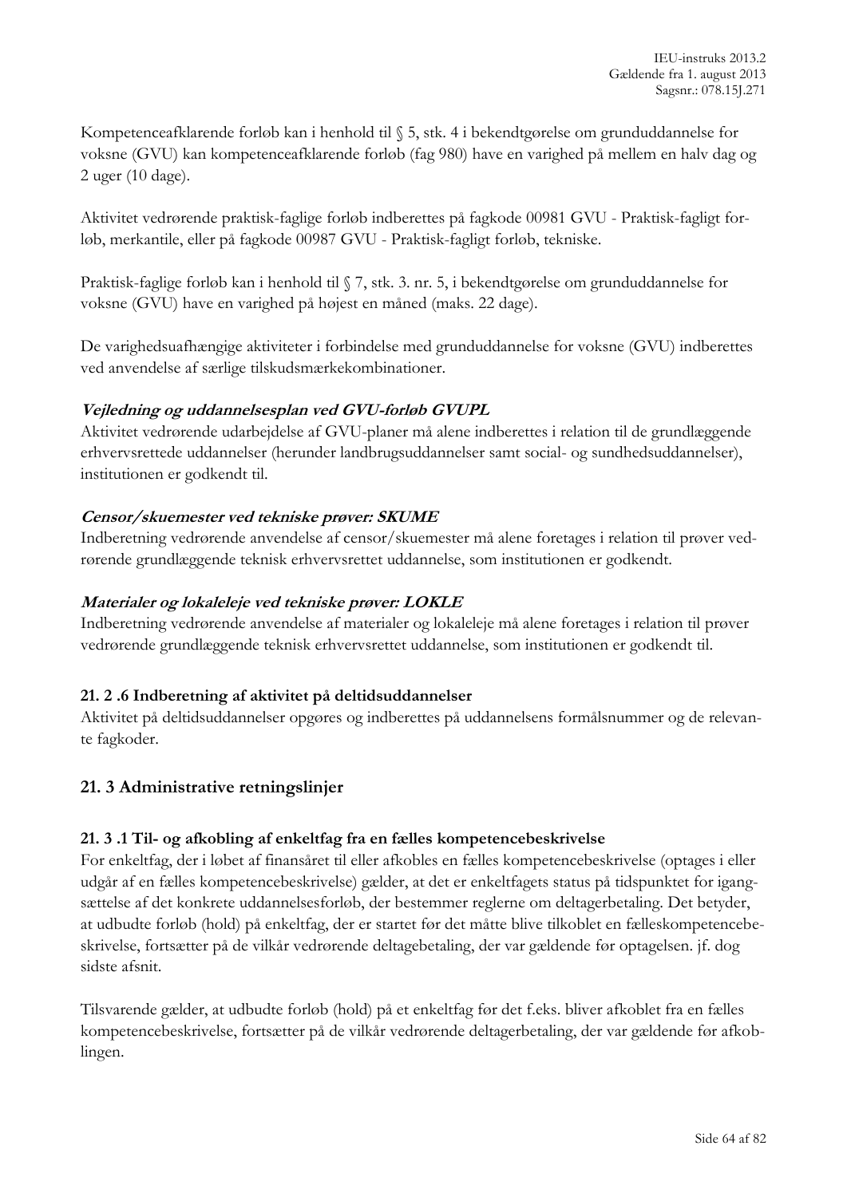Kompetenceafklarende forløb kan i henhold til § 5, stk. 4 i bekendtgørelse om grunduddannelse for voksne (GVU) kan kompetenceafklarende forløb (fag 980) have en varighed på mellem en halv dag og 2 uger (10 dage).

Aktivitet vedrørende praktisk-faglige forløb indberettes på fagkode 00981 GVU - Praktisk-fagligt forløb, merkantile, eller på fagkode 00987 GVU - Praktisk-fagligt forløb, tekniske.

Praktisk-faglige forløb kan i henhold til § 7, stk. 3. nr. 5, i bekendtgørelse om grunduddannelse for voksne (GVU) have en varighed på højest en måned (maks. 22 dage).

De varighedsuafhængige aktiviteter i forbindelse med grunduddannelse for voksne (GVU) indberettes ved anvendelse af særlige tilskudsmærkekombinationer.

***Vejledning og uddannelsesplan ved GVU-forløb GVUPL***

Aktivitet vedrørende udarbejdelse af GVU-planer må alene indberettes i relation til de grundlæggende erhvervsrettede uddannelser (herunder landbrugsuddannelser samt social- og sundhedsuddannelser), institutionen er godkendt til.

***Censor/skuemester ved tekniske prøver: SKUME***

Indberetning vedrørende anvendelse af censor/skuemester må alene foretages i relation til prøver vedrørende grundlæggende teknisk erhvervsrettet uddannelse, som institutionen er godkendt.

***Materialer og lokaleleje ved tekniske prøver: LOKLE***

Indberetning vedrørende anvendelse af materialer og lokaleleje må alene foretages i relation til prøver vedrørende grundlæggende teknisk erhvervsrettet uddannelse, som institutionen er godkendt til.

### 21. 2 .6 Indberetning af aktivitet på deltidsuddannelser

Aktivitet på deltidsuddannelser opgøres og indberettes på uddannelsens formålsnummer og de relevante fagkoder.

## 21. 3 Administrative retningslinjer

### 21. 3 .1 Til- og afkobling af enkeltfag fra en fælles kompetencebeskrivelse

For enkeltfag, der i løbet af finansåret til eller afkobles en fælles kompetencebeskrivelse (optages i eller udgår af en fælles kompetencebeskrivelse) gælder, at det er enkeltfagets status på tidspunktet for igangsættelse af det konkrete uddannelsesforløb, der bestemmer reglerne om deltagerbetaling. Det betyder, at udbudte forløb (hold) på enkeltfag, der er startet før det måtte blive tilkoblet en fælleskompetencebeskrivelse, fortsætter på de vilkår vedrørende deltagebetaling, der var gældende før optagelsen. jf. dog sidste afsnit.

Tilsvarende gælder, at udbudte forløb (hold) på et enkeltfag før det f.eks. bliver afkoblet fra en fælles kompetencebeskrivelse, fortsætter på de vilkår vedrørende deltagerbetaling, der var gældende før afkoblingen.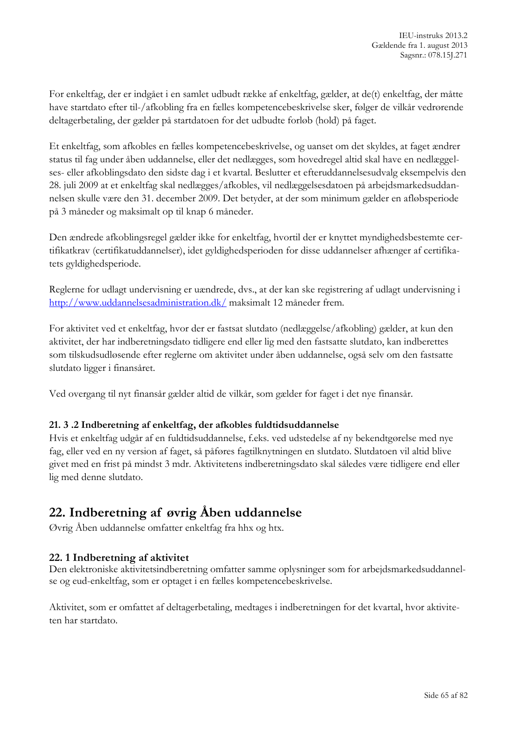For enkeltfag, der er indgået i en samlet udbudt række af enkeltfag, gælder, at de(t) enkeltfag, der måtte have startdato efter til-/afkobling fra en fælles kompetencebeskrivelse sker, følger de vilkår vedrørende deltagerbetaling, der gælder på startdatoen for det udbudte forløb (hold) på faget.

Et enkeltfag, som afkobles en fælles kompetencebeskrivelse, og uanset om det skyldes, at faget ændrer status til fag under åben uddannelse, eller det nedlægges, som hovedregel altid skal have en nedlæggelses- eller afkoblingsdato den sidste dag i et kvartal. Beslutter et efteruddannelsesudvalg eksempelvis den 28. juli 2009 at et enkeltfag skal nedlægges/afkobles, vil nedlæggelsesdatoen på arbejdsmarkedsuddannelsen skulle være den 31. december 2009. Det betyder, at der som minimum gælder en afløbsperiode på 3 måneder og maksimalt op til knap 6 måneder.

Den ændrede afkoblingsregel gælder ikke for enkeltfag, hvortil der er knyttet myndighedsbestemte certifikatkrav (certifikatuddannelser), idet gyldighedsperioden for disse uddannelser afhænger af certifikatets gyldighedsperiode.

Reglerne for udlagt undervisning er uændrede, dvs., at der kan ske registrering af udlagt undervisning i http://www.uddannelsesadministration.dk/ maksimalt 12 måneder frem.

For aktivitet ved et enkeltfag, hvor der er fastsat slutdato (nedlæggelse/afkobling) gælder, at kun den aktivitet, der har indberetningsdato tidligere end eller lig med den fastsatte slutdato, kan indberettes som tilskudsudløsende efter reglerne om aktivitet under åben uddannelse, også selv om den fastsatte slutdato ligger i finansåret.

Ved overgang til nyt finansår gælder altid de vilkår, som gælder for faget i det nye finansår.

### 21. 3 .2 Indberetning af enkeltfag, der afkobles fuldtidsuddannelse

Hvis et enkeltfag udgår af en fuldtidsuddannelse, f.eks. ved udstedelse af ny bekendtgørelse med nye fag, eller ved en ny version af faget, så påføres fagtilknytningen en slutdato. Slutdatoen vil altid blive givet med en frist på mindst 3 mdr. Aktivitetens indberetningsdato skal således være tidligere end eller lig med denne slutdato.

## 22. Indberetning af øvrig Åben uddannelse

Øvrig Åben uddannelse omfatter enkeltfag fra hhx og htx.

### 22. 1 Indberetning af aktivitet

Den elektroniske aktivitetsindberetning omfatter samme oplysninger som for arbejdsmarkedsuddannelse og eud-enkeltfag, som er optaget i en fælles kompetencebeskrivelse.

Aktivitet, som er omfattet af deltagerbetaling, medtages i indberetningen for det kvartal, hvor aktiviteten har startdato.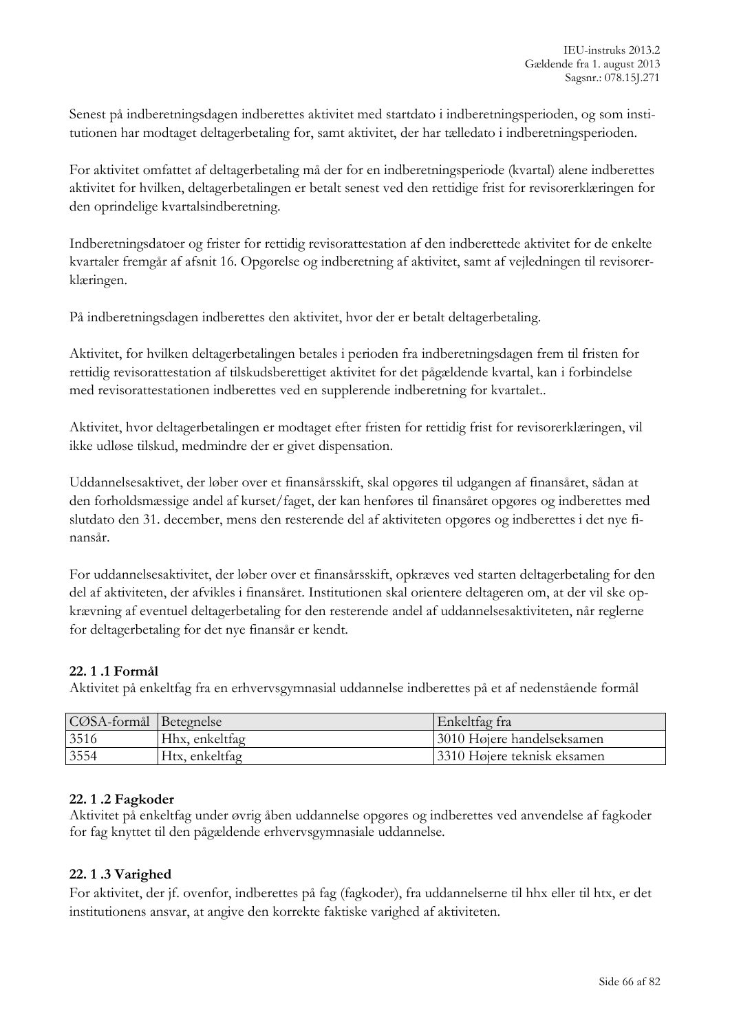Senest på indberetningsdagen indberettes aktivitet med startdato i indberetningsperioden, og som institutionen har modtaget deltagerbetaling for, samt aktivitet, der har tælledato i indberetningsperioden.

For aktivitet omfattet af deltagerbetaling må der for en indberetningsperiode (kvartal) alene indberettes aktivitet for hvilken, deltagerbetalingen er betalt senest ved den rettidige frist for revisorerklæringen for den oprindelige kvartalsindberetning.

Indberetningsdatoer og frister for rettidig revisorattestation af den indberettede aktivitet for de enkelte kvartaler fremgår af afsnit 16. Opgørelse og indberetning af aktivitet, samt af vejledningen til revisorerklæringen.

På indberetningsdagen indberettes den aktivitet, hvor der er betalt deltagerbetaling.

Aktivitet, for hvilken deltagerbetalingen betales i perioden fra indberetningsdagen frem til fristen for rettidig revisorattestation af tilskudsberettiget aktivitet for det pågældende kvartal, kan i forbindelse med revisorattestationen indberettes ved en supplerende indberetning for kvartalet..

Aktivitet, hvor deltagerbetalingen er modtaget efter fristen for rettidig frist for revisorerklæringen, vil ikke udløse tilskud, medmindre der er givet dispensation.

Uddannelsesaktivet, der løber over et finansårsskift, skal opgøres til udgangen af finansåret, sådan at den forholdsmæssige andel af kurset/faget, der kan henføres til finansåret opgøres og indberettes med slutdato den 31. december, mens den resterende del af aktiviteten opgøres og indberettes i det nye finansår.

For uddannelsesaktivitet, der løber over et finansårsskift, opkræves ved starten deltagerbetaling for den del af aktiviteten, der afvikles i finansåret. Institutionen skal orientere deltageren om, at der vil ske opkrævning af eventuel deltagerbetaling for den resterende andel af uddannelsesaktiviteten, når reglerne for deltagerbetaling for det nye finansår er kendt.

#### 22. 1 .1 Formål

Aktivitet på enkeltfag fra en erhvervsgymnasial uddannelse indberettes på et af nedenstående formål

| CØSA-formål | Betegnelse | Enkeltfag fra |
|---|---|---|
| 3516 | Hhx, enkeltfag | 3010 Højere handelseksamen |
| 3554 | Htx, enkeltfag | 3310 Højere teknisk eksamen |

#### 22. 1 .2 Fagkoder

Aktivitet på enkeltfag under øvrig åben uddannelse opgøres og indberettes ved anvendelse af fagkoder for fag knyttet til den pågældende erhvervsgymnasiale uddannelse.

#### 22. 1 .3 Varighed

For aktivitet, der jf. ovenfor, indberettes på fag (fagkoder), fra uddannelserne til hhx eller til htx, er det institutionens ansvar, at angive den korrekte faktiske varighed af aktiviteten.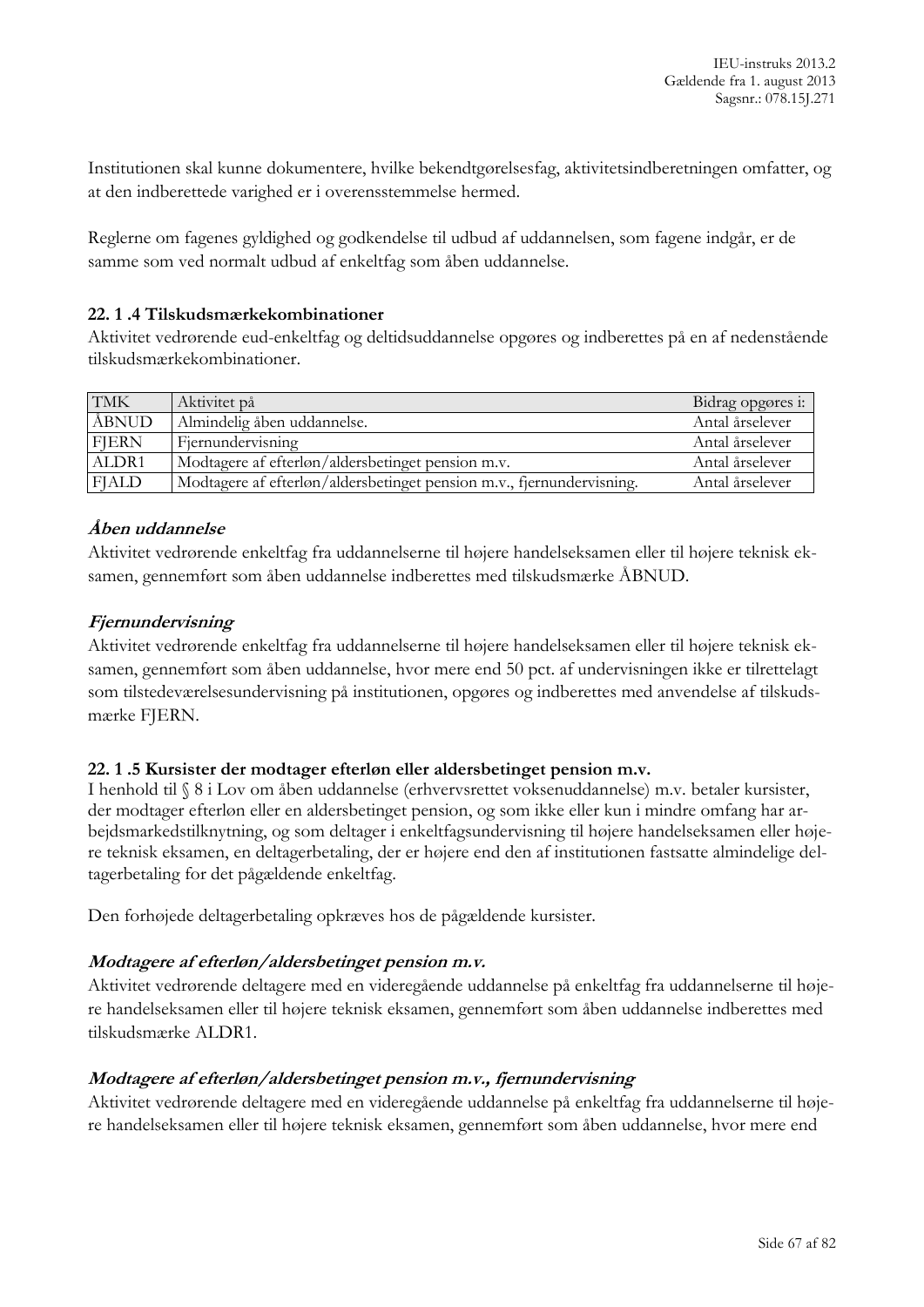Institutionen skal kunne dokumentere, hvilke bekendtgørelsesfag, aktivitetsindberetningen omfatter, og at den indberettede varighed er i overensstemmelse hermed.

Reglerne om fagenes gyldighed og godkendelse til udbud af uddannelsen, som fagene indgår, er de samme som ved normalt udbud af enkeltfag som åben uddannelse.

### 22. 1 .4 Tilskudsmærkekombinationer

Aktivitet vedrørende eud-enkeltfag og deltidsuddannelse opgøres og indberettes på en af nedenstående tilskudsmærkekombinationer.

| TMK | Aktivitet på | Bidrag opgøres i: |
|---|---|---|
| ÅBNUD | Almindelig åben uddannelse. | Antal årselever |
| FJERN | Fjernundervisning | Antal årselever |
| ALDR1 | Modtagere af efterløn/aldersbetinget pension m.v. | Antal årselever |
| FJALD | Modtagere af efterløn/aldersbetinget pension m.v., fjernundervisning. | Antal årselever |

#### *Åben uddannelse*

Aktivitet vedrørende enkeltfag fra uddannelserne til højere handelseksamen eller til højere teknisk eksamen, gennemført som åben uddannelse indberettes med tilskudsmærke ÅBNUD.

#### *Fjernundervisning*

Aktivitet vedrørende enkeltfag fra uddannelserne til højere handelseksamen eller til højere teknisk eksamen, gennemført som åben uddannelse, hvor mere end 50 pct. af undervisningen ikke er tilrettelagt som tilstedeværelsesundervisning på institutionen, opgøres og indberettes med anvendelse af tilskudsmærke FJERN.

### 22. 1 .5 Kursister der modtager efterløn eller aldersbetinget pension m.v.

I henhold til § 8 i Lov om åben uddannelse (erhvervsrettet voksenuddannelse) m.v. betaler kursister, der modtager efterløn eller en aldersbetinget pension, og som ikke eller kun i mindre omfang har arbejdsmarkedstilknytning, og som deltager i enkeltfagsundervisning til højere handelseksamen eller højere teknisk eksamen, en deltagerbetaling, der er højere end den af institutionen fastsatte almindelige deltagerbetaling for det pågældende enkeltfag.

Den forhøjede deltagerbetaling opkræves hos de pågældende kursister.

#### *Modtagere af efterløn/aldersbetinget pension m.v.*

Aktivitet vedrørende deltagere med en videregående uddannelse på enkeltfag fra uddannelserne til højere handelseksamen eller til højere teknisk eksamen, gennemført som åben uddannelse indberettes med tilskudsmærke ALDR1.

#### *Modtagere af efterløn/aldersbetinget pension m.v., fjernundervisning*

Aktivitet vedrørende deltagere med en videregående uddannelse på enkeltfag fra uddannelserne til højere handelseksamen eller til højere teknisk eksamen, gennemført som åben uddannelse, hvor mere end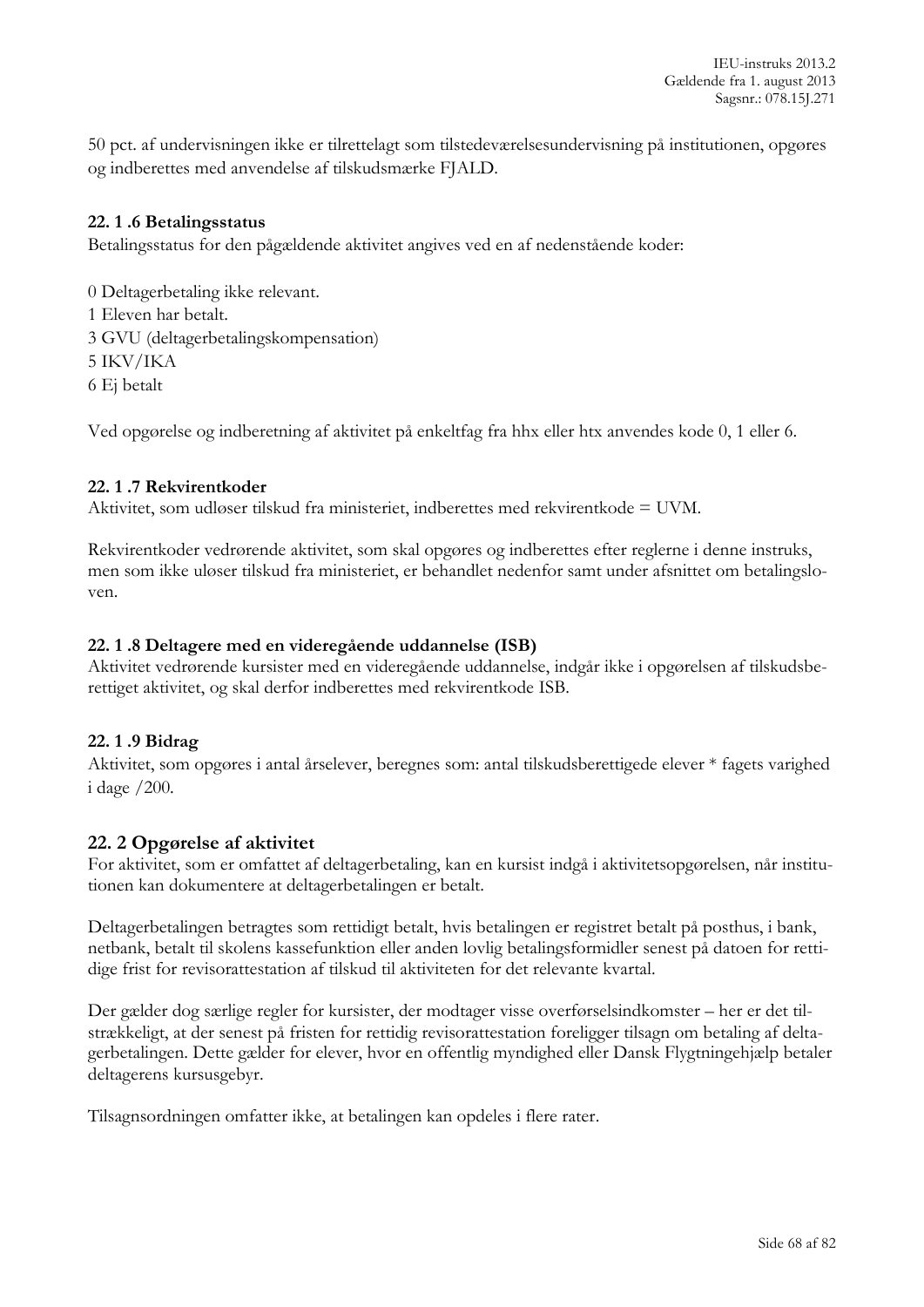50 pct. af undervisningen ikke er tilrettelagt som tilstedeværelsesundervisning på institutionen, opgøres og indberettes med anvendelse af tilskudsmærke FJALD.

### 22. 1 .6 Betalingsstatus

Betalingsstatus for den pågældende aktivitet angives ved en af nedenstående koder:

0 Deltagerbetaling ikke relevant.
1 Eleven har betalt.
3 GVU (deltagerbetalingskompensation)
5 IKV/IKA
6 Ej betalt

Ved opgørelse og indberetning af aktivitet på enkeltfag fra hhx eller htx anvendes kode 0, 1 eller 6.

### 22. 1 .7 Rekvirentkoder

Aktivitet, som udløser tilskud fra ministeriet, indberettes med rekvirentkode = UVM.

Rekvirentkoder vedrørende aktivitet, som skal opgøres og indberettes efter reglerne i denne instruks, men som ikke uløser tilskud fra ministeriet, er behandlet nedenfor samt under afsnittet om betalingsloven.

### 22. 1 .8 Deltagere med en videregående uddannelse (ISB)

Aktivitet vedrørende kursister med en videregående uddannelse, indgår ikke i opgørelsen af tilskudsberettiget aktivitet, og skal derfor indberettes med rekvirentkode ISB.

### 22. 1 .9 Bidrag

Aktivitet, som opgøres i antal årselever, beregnes som: antal tilskudsberettigede elever * fagets varighed i dage /200.

## 22. 2 Opgørelse af aktivitet

For aktivitet, som er omfattet af deltagerbetaling, kan en kursist indgå i aktivitetsopgørelsen, når institutionen kan dokumentere at deltagerbetalingen er betalt.

Deltagerbetalingen betragtes som rettidigt betalt, hvis betalingen er registret betalt på posthus, i bank, netbank, betalt til skolens kassefunktion eller anden lovlig betalingsformidler senest på datoen for rettidige frist for revisorattestation af tilskud til aktiviteten for det relevante kvartal.

Der gælder dog særlige regler for kursister, der modtager visse overførselsindkomster – her er det tilstrækkeligt, at der senest på fristen for rettidig revisorattestation foreligger tilsagn om betaling af deltagerbetalingen. Dette gælder for elever, hvor en offentlig myndighed eller Dansk Flygtningehjælp betaler deltagerens kursusgebyr.

Tilsagnsordningen omfatter ikke, at betalingen kan opdeles i flere rater.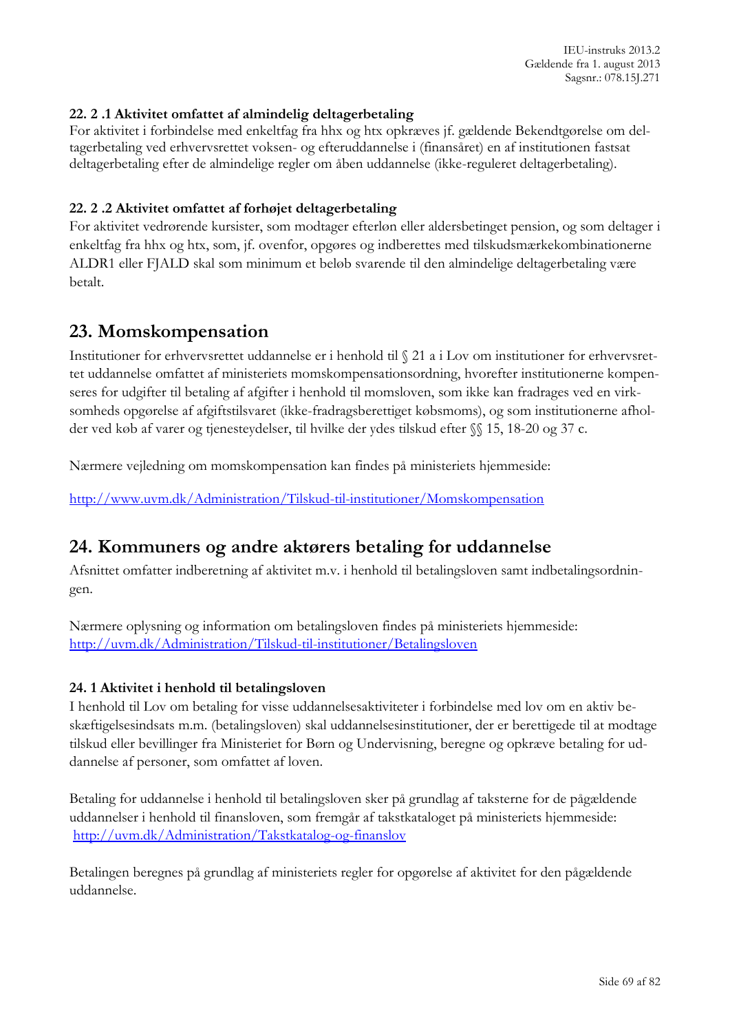### 22. 2 .1 Aktivitet omfattet af almindelig deltagerbetaling

For aktivitet i forbindelse med enkeltfag fra hhx og htx opkræves jf. gældende Bekendtgørelse om deltagerbetaling ved erhvervsrettet voksen- og efteruddannelse i (finansåret) en af institutionen fastsat deltagerbetaling efter de almindelige regler om åben uddannelse (ikke-reguleret deltagerbetaling).

### 22. 2 .2 Aktivitet omfattet af forhøjet deltagerbetaling

For aktivitet vedrørende kursister, som modtager efterløn eller aldersbetinget pension, og som deltager i enkeltfag fra hhx og htx, som, jf. ovenfor, opgøres og indberettes med tilskudsmærkekombinationerne ALDR1 eller FJALD skal som minimum et beløb svarende til den almindelige deltagerbetaling være betalt.

## 23. Momskompensation

Institutioner for erhvervsrettet uddannelse er i henhold til § 21 a i Lov om institutioner for erhvervsrettet uddannelse omfattet af ministeriets momskompensationsordning, hvorefter institutionerne kompenseres for udgifter til betaling af afgifter i henhold til momsloven, som ikke kan fradrages ved en virksomheds opgørelse af afgiftstilsvaret (ikke-fradragsberettiget købsmoms), og som institutionerne afholder ved køb af varer og tjenesteydelser, til hvilke der ydes tilskud efter §§ 15, 18-20 og 37 c.

Nærmere vejledning om momskompensation kan findes på ministeriets hjemmeside:

[http://www.uvm.dk/Administration/Tilskud-til-institutioner/Momskompensation](http://www.uvm.dk/Administration/Tilskud-til-institutioner/Momskompensation)

## 24. Kommuners og andre aktørers betaling for uddannelse

Afsnittet omfatter indberetning af aktivitet m.v. i henhold til betalingsloven samt indbetalingsordningen.

Nærmere oplysning og information om betalingsloven findes på ministeriets hjemmeside:
[http://uvm.dk/Administration/Tilskud-til-institutioner/Betalingsloven](http://uvm.dk/Administration/Tilskud-til-institutioner/Betalingsloven)

### 24. 1 Aktivitet i henhold til betalingsloven

I henhold til Lov om betaling for visse uddannelsesaktiviteter i forbindelse med lov om en aktiv beskæftigelsesindsats m.m. (betalingsloven) skal uddannelsesinstitutioner, der er berettigede til at modtage tilskud eller bevillinger fra Ministeriet for Børn og Undervisning, beregne og opkræve betaling for uddannelse af personer, som omfattet af loven.

Betaling for uddannelse i henhold til betalingsloven sker på grundlag af taksterne for de pågældende uddannelser i henhold til finansloven, som fremgår af takstkataloget på ministeriets hjemmeside:
[http://uvm.dk/Administration/Takstkatalog-og-finanslov](http://uvm.dk/Administration/Takstkatalog-og-finanslov)

Betalingen beregnes på grundlag af ministeriets regler for opgørelse af aktivitet for den pågældende uddannelse.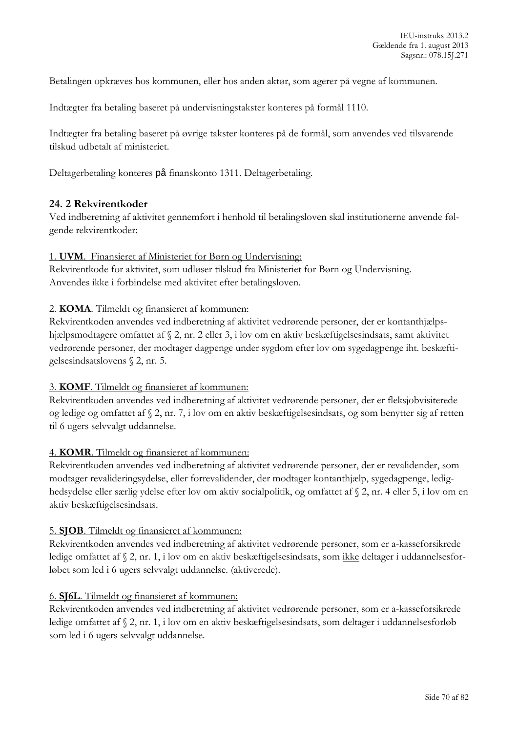Betalingen opkræves hos kommunen, eller hos anden aktør, som agerer på vegne af kommunen.

Indtægter fra betaling baseret på undervisningstakster konteres på formål 1110.

Indtægter fra betaling baseret på øvrige takster konteres på de formål, som anvendes ved tilsvarende tilskud udbetalt af ministeriet.

Deltagerbetaling konteres på finanskonto 1311. Deltagerbetaling.

### 24. 2 Rekvirentkoder

Ved indberetning af aktivitet gennemført i henhold til betalingsloven skal institutionerne anvende følgende rekvirentkoder:

1. **UVM**. Finansieret af Ministeriet for Børn og Undervisning:
Rekvirentkode for aktivitet, som udløser tilskud fra Ministeriet for Børn og Undervisning. Anvendes ikke i forbindelse med aktivitet efter betalingsloven.

2. **KOMA**. Tilmeldt og finansieret af kommunen:
Rekvirentkoden anvendes ved indberetning af aktivitet vedrørende personer, der er kontanthjælpshjælpsmodtagere omfattet af § 2, nr. 2 eller 3, i lov om en aktiv beskæftigelsesindsats, samt aktivitet vedrørende personer, der modtager dagpenge under sygdom efter lov om sygedagpenge iht. beskæftigelsesindsatslovens § 2, nr. 5.

3. **KOMF**. Tilmeldt og finansieret af kommunen:
Rekvirentkoden anvendes ved indberetning af aktivitet vedrørende personer, der er fleksjobvisiterede og ledige og omfattet af § 2, nr. 7, i lov om en aktiv beskæftigelsesindsats, og som benytter sig af retten til 6 ugers selvvalgt uddannelse.

4. **KOMR**. Tilmeldt og finansieret af kommunen:
Rekvirentkoden anvendes ved indberetning af aktivitet vedrørende personer, der er revalidender, som modtager revalideringsydelse, eller forrevalidender, der modtager kontanthjælp, sygedagpenge, ledighedsydelse eller særlig ydelse efter lov om aktiv socialpolitik, og omfattet af § 2, nr. 4 eller 5, i lov om en aktiv beskæftigelsesindsats.

5. **SJOB**. Tilmeldt og finansieret af kommunen:
Rekvirentkoden anvendes ved indberetning af aktivitet vedrørende personer, som er a-kasseforsikrede ledige omfattet af § 2, nr. 1, i lov om en aktiv beskæftigelsesindsats, som ikke deltager i uddannelsesforløbet som led i 6 ugers selvvalgt uddannelse. (aktiverede).

6. **SJ6L**. Tilmeldt og finansieret af kommunen:
Rekvirentkoden anvendes ved indberetning af aktivitet vedrørende personer, som er a-kasseforsikrede ledige omfattet af § 2, nr. 1, i lov om en aktiv beskæftigelsesindsats, som deltager i uddannelsesforløb som led i 6 ugers selvvalgt uddannelse.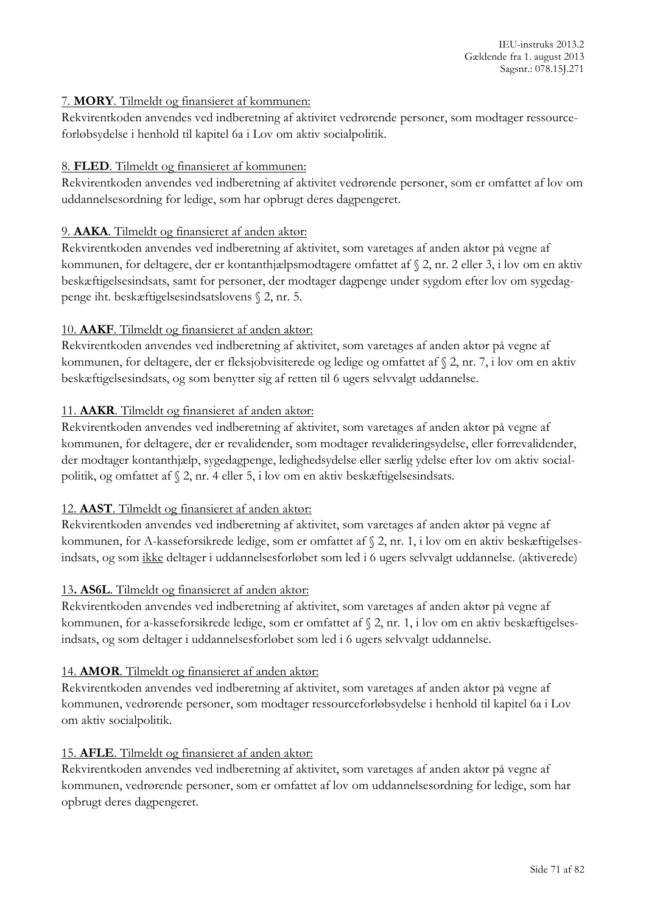7. **MORY**. Tilmeldt og finansieret af kommunen:

Rekvirentkoden anvendes ved indberetning af aktivitet vedrørende personer, som modtager ressourceforløbsydelse i henhold til kapitel 6a i Lov om aktiv socialpolitik.

8. **FLED**. Tilmeldt og finansieret af kommunen:

Rekvirentkoden anvendes ved indberetning af aktivitet vedrørende personer, som er omfattet af lov om uddannelsesordning for ledige, som har opbrugt deres dagpengeret.

9. **AAKA**. Tilmeldt og finansieret af anden aktør:

Rekvirentkoden anvendes ved indberetning af aktivitet, som varetages af anden aktør på vegne af kommunen, for deltagere, der er kontanthjælpsmodtagere omfattet af § 2, nr. 2 eller 3, i lov om en aktiv beskæftigelsesindsats, samt for personer, der modtager dagpenge under sygdom efter lov om sygedagpenge iht. beskæftigelsesindsatslovens § 2, nr. 5.

10. **AAKF**. Tilmeldt og finansieret af anden aktør:

Rekvirentkoden anvendes ved indberetning af aktivitet, som varetages af anden aktør på vegne af kommunen, for deltagere, der er fleksjobvisiterede og ledige og omfattet af § 2, nr. 7, i lov om en aktiv beskæftigelsesindsats, og som benytter sig af retten til 6 ugers selvvalgt uddannelse.

11. **AAKR**. Tilmeldt og finansieret af anden aktør:

Rekvirentkoden anvendes ved indberetning af aktivitet, som varetages af anden aktør på vegne af kommunen, for deltagere, der er revalidender, som modtager revalideringsydelse, eller forrevalidender, der modtager kontanthjælp, sygedagpenge, ledighedsydelse eller særlig ydelse efter lov om aktiv socialpolitik, og omfattet af § 2, nr. 4 eller 5, i lov om en aktiv beskæftigelsesindsats.

12. **AAST**. Tilmeldt og finansieret af anden aktør:

Rekvirentkoden anvendes ved indberetning af aktivitet, som varetages af anden aktør på vegne af kommunen, for A-kasseforsikrede ledige, som er omfattet af § 2, nr. 1, i lov om en aktiv beskæftigelsesindsats, og som ikke deltager i uddannelsesforløbet som led i 6 ugers selvvalgt uddannelse. (aktiverede)

13**. AS6L**. Tilmeldt og finansieret af anden aktør:

Rekvirentkoden anvendes ved indberetning af aktivitet, som varetages af anden aktør på vegne af kommunen, for a-kasseforsikrede ledige, som er omfattet af § 2, nr. 1, i lov om en aktiv beskæftigelsesindsats, og som deltager i uddannelsesforløbet som led i 6 ugers selvvalgt uddannelse.

14. **AMOR**. Tilmeldt og finansieret af anden aktør:

Rekvirentkoden anvendes ved indberetning af aktivitet, som varetages af anden aktør på vegne af kommunen, vedrørende personer, som modtager ressourceforløbsydelse i henhold til kapitel 6a i Lov om aktiv socialpolitik.

15. **AFLE**. Tilmeldt og finansieret af anden aktør:

Rekvirentkoden anvendes ved indberetning af aktivitet, som varetages af anden aktør på vegne af kommunen, vedrørende personer, som er omfattet af lov om uddannelsesordning for ledige, som har opbrugt deres dagpengeret.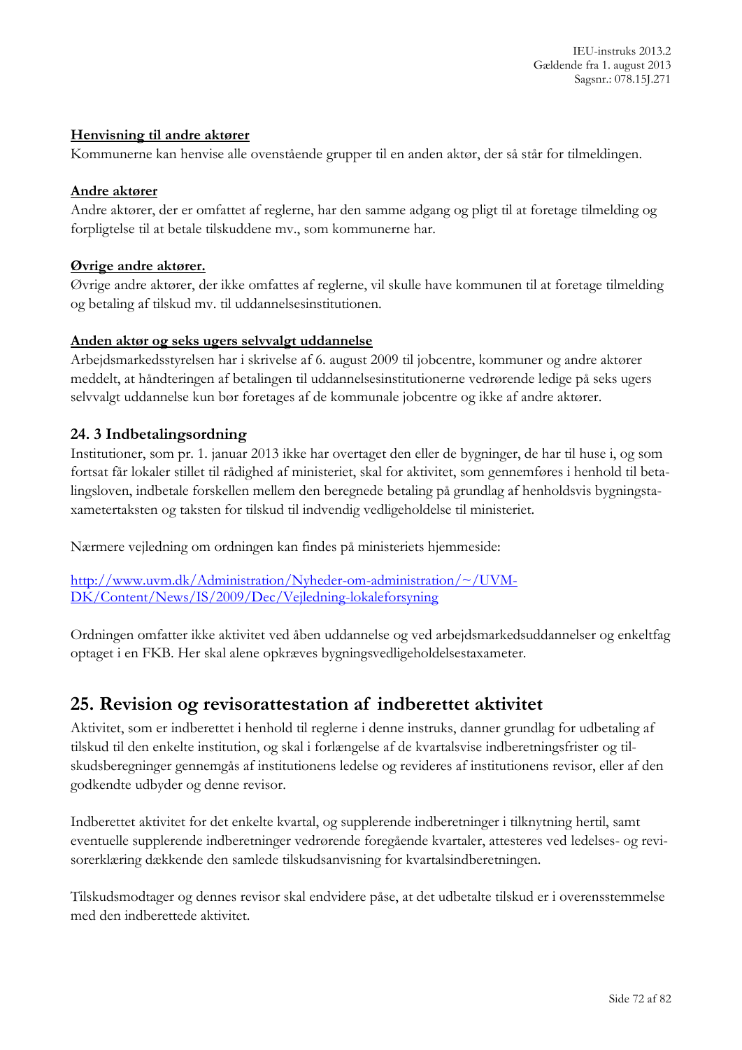**Henvisning til andre aktører**

Kommunerne kan henvise alle ovenstående grupper til en anden aktør, der så står for tilmeldingen.

**Andre aktører**

Andre aktører, der er omfattet af reglerne, har den samme adgang og pligt til at foretage tilmelding og forpligtelse til at betale tilskuddene mv., som kommunerne har.

**Øvrige andre aktører.**

Øvrige andre aktører, der ikke omfattes af reglerne, vil skulle have kommunen til at foretage tilmelding og betaling af tilskud mv. til uddannelsesinstitutionen.

**Anden aktør og seks ugers selvvalgt uddannelse**

Arbejdsmarkedsstyrelsen har i skrivelse af 6. august 2009 til jobcentre, kommuner og andre aktører meddelt, at håndteringen af betalingen til uddannelsesinstitutionerne vedrørende ledige på seks ugers selvvalgt uddannelse kun bør foretages af de kommunale jobcentre og ikke af andre aktører.

### 24. 3 Indbetalingsordning

Institutioner, som pr. 1. januar 2013 ikke har overtaget den eller de bygninger, de har til huse i, og som fortsat får lokaler stillet til rådighed af ministeriet, skal for aktivitet, som gennemføres i henhold til betalingsloven, indbetale forskellen mellem den beregnede betaling på grundlag af henholdsvis bygningstaxametertaksten og taksten for tilskud til indvendig vedligeholdelse til ministeriet.

Nærmere vejledning om ordningen kan findes på ministeriets hjemmeside:

http://www.uvm.dk/Administration/Nyheder-om-administration/~/UVM-DK/Content/News/IS/2009/Dec/Vejledning-lokaleforsyning

Ordningen omfatter ikke aktivitet ved åben uddannelse og ved arbejdsmarkedsuddannelser og enkeltfag optaget i en FKB. Her skal alene opkræves bygningsvedligeholdelsestaxameter.

## 25. Revision og revisorattestation af indberettet aktivitet

Aktivitet, som er indberettet i henhold til reglerne i denne instruks, danner grundlag for udbetaling af tilskud til den enkelte institution, og skal i forlængelse af de kvartalsvise indberetningsfrister og tilskudsberegninger gennemgås af institutionens ledelse og revideres af institutionens revisor, eller af den godkendte udbyder og denne revisor.

Indberettet aktivitet for det enkelte kvartal, og supplerende indberetninger i tilknytning hertil, samt eventuelle supplerende indberetninger vedrørende foregående kvartaler, attesteres ved ledelses- og revisorerklæring dækkende den samlede tilskudsanvisning for kvartalsindberetningen.

Tilskudsmodtager og dennes revisor skal endvidere påse, at det udbetalte tilskud er i overensstemmelse med den indberettede aktivitet.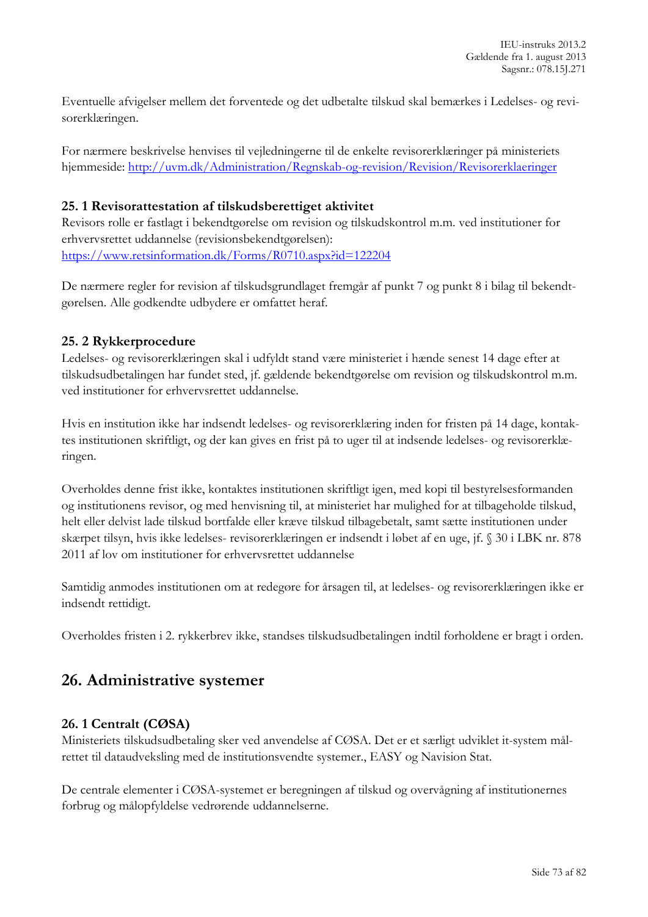Eventuelle afvigelser mellem det forventede og det udbetalte tilskud skal bemærkes i Ledelses- og revisorerklæringen.

For nærmere beskrivelse henvises til vejledningerne til de enkelte revisorerklæringer på ministeriets hjemmeside: [http://uvm.dk/Administration/Regnskab-og-revision/Revision/Revisorerklaeringer](http://uvm.dk/Administration/Regnskab-og-revision/Revision/Revisorerklaeringer)

### 25. 1 Revisorattestation af tilskudsberettiget aktivitet

Revisors rolle er fastlagt i bekendtgørelse om revision og tilskudskontrol m.m. ved institutioner for erhvervsrettet uddannelse (revisionsbekendtgørelsen): [https://www.retsinformation.dk/Forms/R0710.aspx?id=122204](https://www.retsinformation.dk/Forms/R0710.aspx?id=122204)

De nærmere regler for revision af tilskudsgrundlaget fremgår af punkt 7 og punkt 8 i bilag til bekendtgørelsen. Alle godkendte udbydere er omfattet heraf.

### 25. 2 Rykkerprocedure

Ledelses- og revisorerklæringen skal i udfyldt stand være ministeriet i hænde senest 14 dage efter at tilskudsudbetalingen har fundet sted, jf. gældende bekendtgørelse om revision og tilskudskontrol m.m. ved institutioner for erhvervsrettet uddannelse.

Hvis en institution ikke har indsendt ledelses- og revisorerklæring inden for fristen på 14 dage, kontaktes institutionen skriftligt, og der kan gives en frist på to uger til at indsende ledelses- og revisorerklæringen.

Overholdes denne frist ikke, kontaktes institutionen skriftligt igen, med kopi til bestyrelsesformanden og institutionens revisor, og med henvisning til, at ministeriet har mulighed for at tilbageholde tilskud, helt eller delvist lade tilskud bortfalde eller kræve tilskud tilbagebetalt, samt sætte institutionen under skærpet tilsyn, hvis ikke ledelses- revisorerklæringen er indsendt i løbet af en uge, jf. § 30 i LBK nr. 878 2011 af lov om institutioner for erhvervsrettet uddannelse

Samtidig anmodes institutionen om at redegøre for årsagen til, at ledelses- og revisorerklæringen ikke er indsendt rettidigt.

Overholdes fristen i 2. rykkerbrev ikke, standses tilskudsudbetalingen indtil forholdene er bragt i orden.

## 26. Administrative systemer

### 26. 1 Centralt (CØSA)

Ministeriets tilskudsudbetaling sker ved anvendelse af CØSA. Det er et særligt udviklet it-system målrettet til dataudveksling med de institutionsvendte systemer., EASY og Navision Stat.

De centrale elementer i CØSA-systemet er beregningen af tilskud og overvågning af institutionernes forbrug og målopfyldelse vedrørende uddannelserne.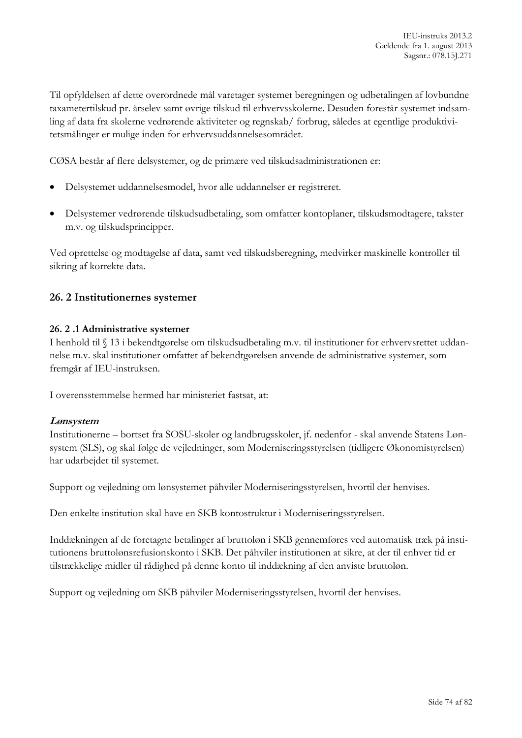Til opfyldelsen af dette overordnede mål varetager systemet beregningen og udbetalingen af lovbundne taxametertilskud pr. årselev samt øvrige tilskud til erhvervsskolerne. Desuden forestår systemet indsamling af data fra skolerne vedrørende aktiviteter og regnskab/ forbrug, således at egentlige produktivitetsmålinger er mulige inden for erhvervsuddannelsesområdet.

CØSA består af flere delsystemer, og de primære ved tilskudsadministrationen er:

- Delsystemet uddannelsesmodel, hvor alle uddannelser er registreret.
- Delsystemer vedrørende tilskudsudbetaling, som omfatter kontoplaner, tilskudsmodtagere, takster m.v. og tilskudsprincipper.

Ved oprettelse og modtagelse af data, samt ved tilskudsberegning, medvirker maskinelle kontroller til sikring af korrekte data.

## 26. 2 Institutionernes systemer

### 26. 2 .1 Administrative systemer

I henhold til § 13 i bekendtgørelse om tilskudsudbetaling m.v. til institutioner for erhvervsrettet uddannelse m.v. skal institutioner omfattet af bekendtgørelsen anvende de administrative systemer, som fremgår af IEU-instruksen.

I overensstemmelse hermed har ministeriet fastsat, at:

***Lønsystem***

Institutionerne – bortset fra SOSU-skoler og landbrugsskoler, jf. nedenfor - skal anvende Statens Lønsystem (SLS), og skal følge de vejledninger, som Moderniseringsstyrelsen (tidligere Økonomistyrelsen) har udarbejdet til systemet.

Support og vejledning om lønsystemet påhviler Moderniseringsstyrelsen, hvortil der henvises.

Den enkelte institution skal have en SKB kontostruktur i Moderniseringsstyrelsen.

Inddækningen af de foretagne betalinger af bruttoløn i SKB gennemføres ved automatisk træk på institutionens bruttolønsrefusionskonto i SKB. Det påhviler institutionen at sikre, at der til enhver tid er tilstrækkelige midler til rådighed på denne konto til inddækning af den anviste bruttoløn.

Support og vejledning om SKB påhviler Moderniseringsstyrelsen, hvortil der henvises.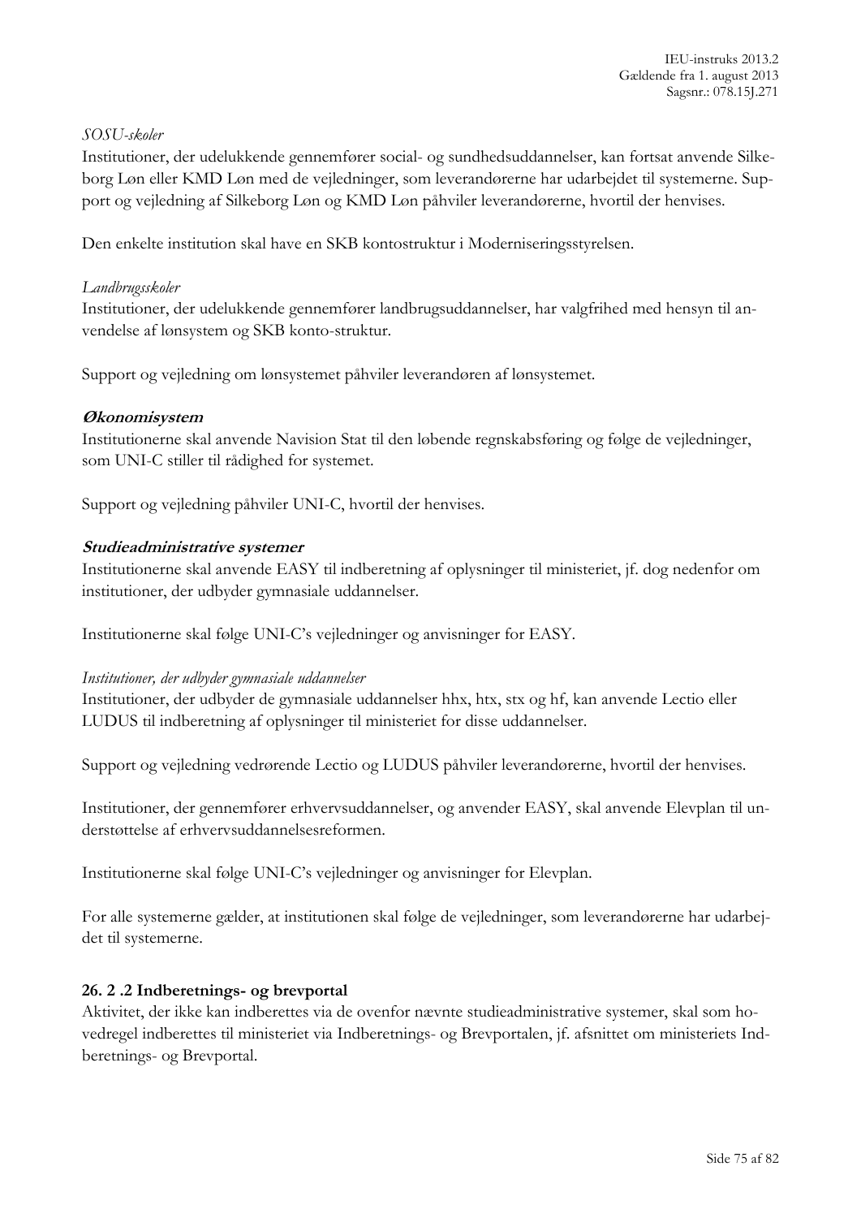*SOSU-skoler*

Institutioner, der udelukkende gennemfører social- og sundhedsuddannelser, kan fortsat anvende Silkeborg Løn eller KMD Løn med de vejledninger, som leverandørerne har udarbejdet til systemerne. Support og vejledning af Silkeborg Løn og KMD Løn påhviler leverandørerne, hvortil der henvises.

Den enkelte institution skal have en SKB kontostruktur i Moderniseringsstyrelsen.

*Landbrugsskoler*

Institutioner, der udelukkende gennemfører landbrugsuddannelser, har valgfrihed med hensyn til anvendelse af lønsystem og SKB konto-struktur.

Support og vejledning om lønsystemet påhviler leverandøren af lønsystemet.

***Økonomisystem***

Institutionerne skal anvende Navision Stat til den løbende regnskabsføring og følge de vejledninger, som UNI-C stiller til rådighed for systemet.

Support og vejledning påhviler UNI-C, hvortil der henvises.

***Studieadministrative systemer***

Institutionerne skal anvende EASY til indberetning af oplysninger til ministeriet, jf. dog nedenfor om institutioner, der udbyder gymnasiale uddannelser.

Institutionerne skal følge UNI-C's vejledninger og anvisninger for EASY.

*Institutioner, der udbyder gymnasiale uddannelser*

Institutioner, der udbyder de gymnasiale uddannelser hhx, htx, stx og hf, kan anvende Lectio eller LUDUS til indberetning af oplysninger til ministeriet for disse uddannelser.

Support og vejledning vedrørende Lectio og LUDUS påhviler leverandørerne, hvortil der henvises.

Institutioner, der gennemfører erhvervsuddannelser, og anvender EASY, skal anvende Elevplan til understøttelse af erhvervsuddannelsesreformen.

Institutionerne skal følge UNI-C's vejledninger og anvisninger for Elevplan.

For alle systemerne gælder, at institutionen skal følge de vejledninger, som leverandørerne har udarbejdet til systemerne.

### 26. 2 .2 Indberetnings- og brevportal

Aktivitet, der ikke kan indberettes via de ovenfor nævnte studieadministrative systemer, skal som hovedregel indberettes til ministeriet via Indberetnings- og Brevportalen, jf. afsnittet om ministeriets Indberetnings- og Brevportal.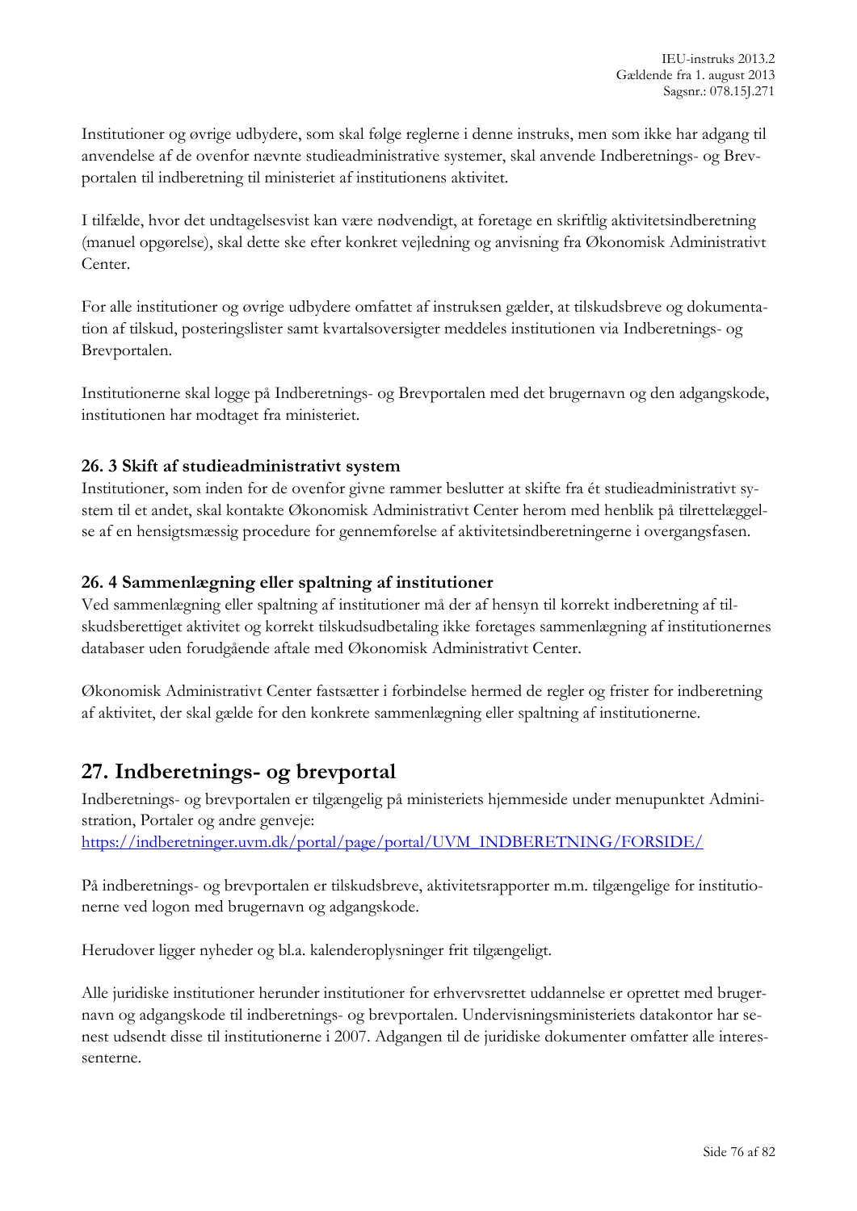Institutioner og øvrige udbydere, som skal følge reglerne i denne instruks, men som ikke har adgang til anvendelse af de ovenfor nævnte studieadministrative systemer, skal anvende Indberetnings- og Brevportalen til indberetning til ministeriet af institutionens aktivitet.

I tilfælde, hvor det undtagelsesvist kan være nødvendigt, at foretage en skriftlig aktivitetsindberetning (manuel opgørelse), skal dette ske efter konkret vejledning og anvisning fra Økonomisk Administrativt Center.

For alle institutioner og øvrige udbydere omfattet af instruksen gælder, at tilskudsbreve og dokumentation af tilskud, posteringslister samt kvartalsoversigter meddeles institutionen via Indberetnings- og Brevportalen.

Institutionerne skal logge på Indberetnings- og Brevportalen med det brugernavn og den adgangskode, institutionen har modtaget fra ministeriet.

### 26. 3 Skift af studieadministrativt system

Institutioner, som inden for de ovenfor givne rammer beslutter at skifte fra ét studieadministrativt system til et andet, skal kontakte Økonomisk Administrativt Center herom med henblik på tilrettelæggelse af en hensigtsmæssig procedure for gennemførelse af aktivitetsindberetningerne i overgangsfasen.

### 26. 4 Sammenlægning eller spaltning af institutioner

Ved sammenlægning eller spaltning af institutioner må der af hensyn til korrekt indberetning af tilskudsberettiget aktivitet og korrekt tilskudsudbetaling ikke foretages sammenlægning af institutionernes databaser uden forudgående aftale med Økonomisk Administrativt Center.

Økonomisk Administrativt Center fastsætter i forbindelse hermed de regler og frister for indberetning af aktivitet, der skal gælde for den konkrete sammenlægning eller spaltning af institutionerne.

## 27. Indberetnings- og brevportal

Indberetnings- og brevportalen er tilgængelig på ministeriets hjemmeside under menupunktet Administration, Portaler og andre genveje:
https://indberetninger.uvm.dk/portal/page/portal/UVM_INDBERETNING/FORSIDE/

På indberetnings- og brevportalen er tilskudsbreve, aktivitetsrapporter m.m. tilgængelige for institutionerne ved logon med brugernavn og adgangskode.

Herudover ligger nyheder og bl.a. kalenderoplysninger frit tilgængeligt.

Alle juridiske institutioner herunder institutioner for erhvervsrettet uddannelse er oprettet med brugernavn og adgangskode til indberetnings- og brevportalen. Undervisningsministeriets datakontor har senest udsendt disse til institutionerne i 2007. Adgangen til de juridiske dokumenter omfatter alle interessenterne.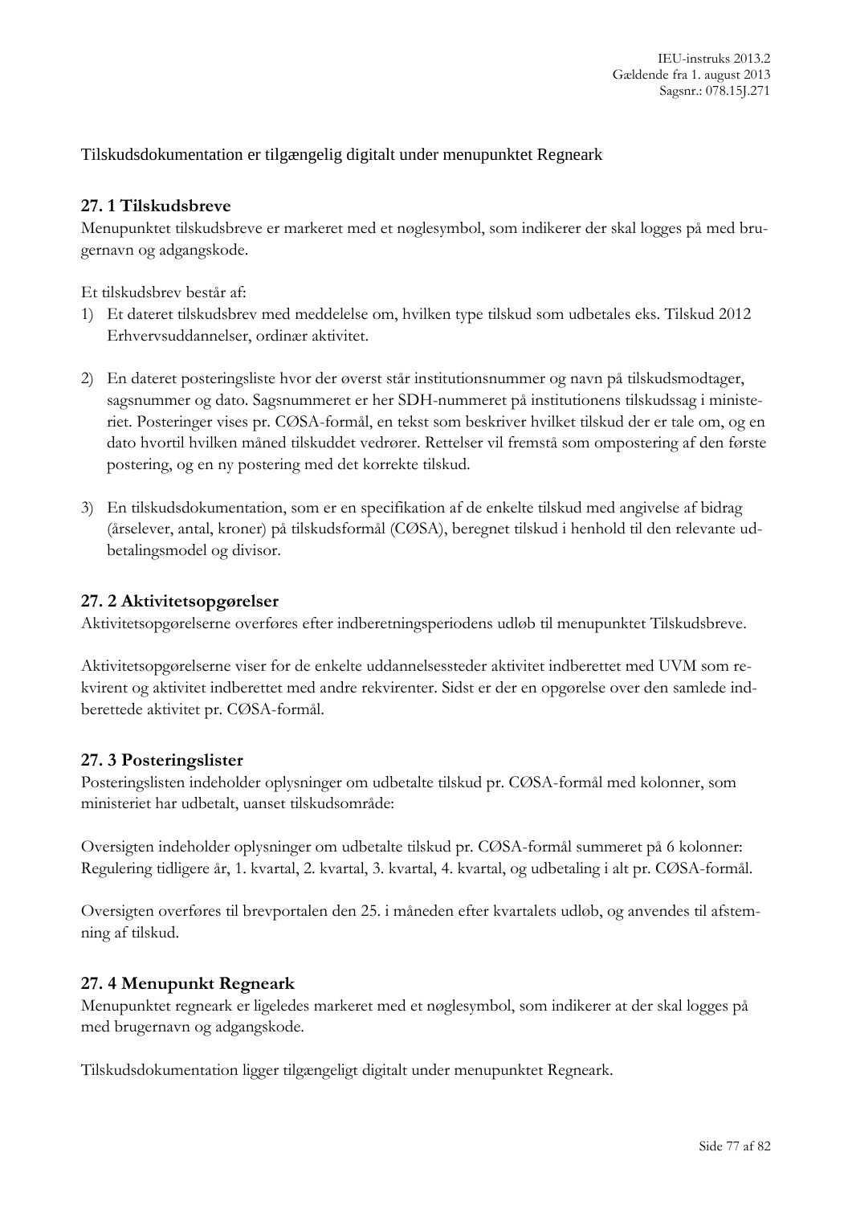Tilskudsdokumentation er tilgængelig digitalt under menupunktet Regneark

### 27. 1 Tilskudsbreve

Menupunktet tilskudsbreve er markeret med et nøglesymbol, som indikerer der skal logges på med brugernavn og adgangskode.

Et tilskudsbrev består af:

1) Et dateret tilskudsbrev med meddelelse om, hvilken type tilskud som udbetales eks. Tilskud 2012 Erhvervsuddannelser, ordinær aktivitet.

2) En dateret posteringsliste hvor der øverst står institutionsnummer og navn på tilskudsmodtager, sagsnummer og dato. Sagsnummeret er her SDH-nummeret på institutionens tilskudssag i ministeriet. Posteringer vises pr. CØSA-formål, en tekst som beskriver hvilket tilskud der er tale om, og en dato hvortil hvilken måned tilskuddet vedrører. Rettelser vil fremstå som ompostering af den første postering, og en ny postering med det korrekte tilskud.

3) En tilskudsdokumentation, som er en specifikation af de enkelte tilskud med angivelse af bidrag (årselever, antal, kroner) på tilskudsformål (CØSA), beregnet tilskud i henhold til den relevante udbetalingsmodel og divisor.

### 27. 2 Aktivitetsopgørelser

Aktivitetsopgørelserne overføres efter indberetningsperiodens udløb til menupunktet Tilskudsbreve.

Aktivitetsopgørelserne viser for de enkelte uddannelsessteder aktivitet indberettet med UVM som rekvirent og aktivitet indberettet med andre rekvirenter. Sidst er der en opgørelse over den samlede indberettede aktivitet pr. CØSA-formål.

### 27. 3 Posteringslister

Posteringslisten indeholder oplysninger om udbetalte tilskud pr. CØSA-formål med kolonner, som ministeriet har udbetalt, uanset tilskudsområde:

Oversigten indeholder oplysninger om udbetalte tilskud pr. CØSA-formål summeret på 6 kolonner: Regulering tidligere år, 1. kvartal, 2. kvartal, 3. kvartal, 4. kvartal, og udbetaling i alt pr. CØSA-formål.

Oversigten overføres til brevportalen den 25. i måneden efter kvartalets udløb, og anvendes til afstemning af tilskud.

### 27. 4 Menupunkt Regneark

Menupunktet regneark er ligeledes markeret med et nøglesymbol, som indikerer at der skal logges på med brugernavn og adgangskode.

Tilskudsdokumentation ligger tilgængeligt digitalt under menupunktet Regneark.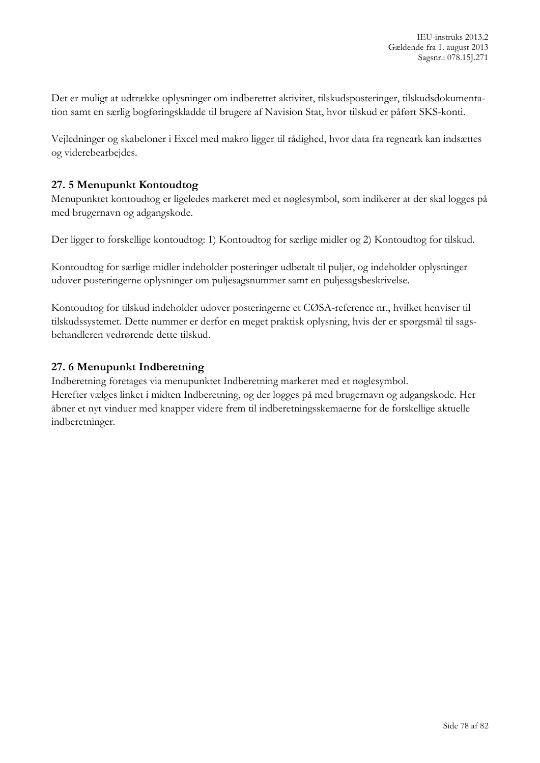Det er muligt at udtrække oplysninger om indberettet aktivitet, tilskudsposteringer, tilskudsdokumentation samt en særlig bogføringskladde til brugere af Navision Stat, hvor tilskud er påført SKS-konti.

Vejledninger og skabeloner i Excel med makro ligger til rådighed, hvor data fra regneark kan indsættes og viderebearbejdes.

## 27. 5 Menupunkt Kontoudtog

Menupunktet kontoudtog er ligeledes markeret med et nøglesymbol, som indikerer at der skal logges på med brugernavn og adgangskode.

Der ligger to forskellige kontoudtog: 1) Kontoudtog for særlige midler og 2) Kontoudtog for tilskud.

Kontoudtog for særlige midler indeholder posteringer udbetalt til puljer, og indeholder oplysninger udover posteringerne oplysninger om puljesagsnummer samt en puljesagsbeskrivelse.

Kontoudtog for tilskud indeholder udover posteringerne et CØSA-reference nr., hvilket henviser til tilskudssystemet. Dette nummer er derfor en meget praktisk oplysning, hvis der er spørgsmål til sagsbehandleren vedrørende dette tilskud.

## 27. 6 Menupunkt Indberetning

Indberetning foretages via menupunktet Indberetning markeret med et nøglesymbol.
Herefter vælges linket i midten Indberetning, og der logges på med brugernavn og adgangskode. Her åbner et nyt vinduer med knapper videre frem til indberetningsskemaerne for de forskellige aktuelle indberetninger.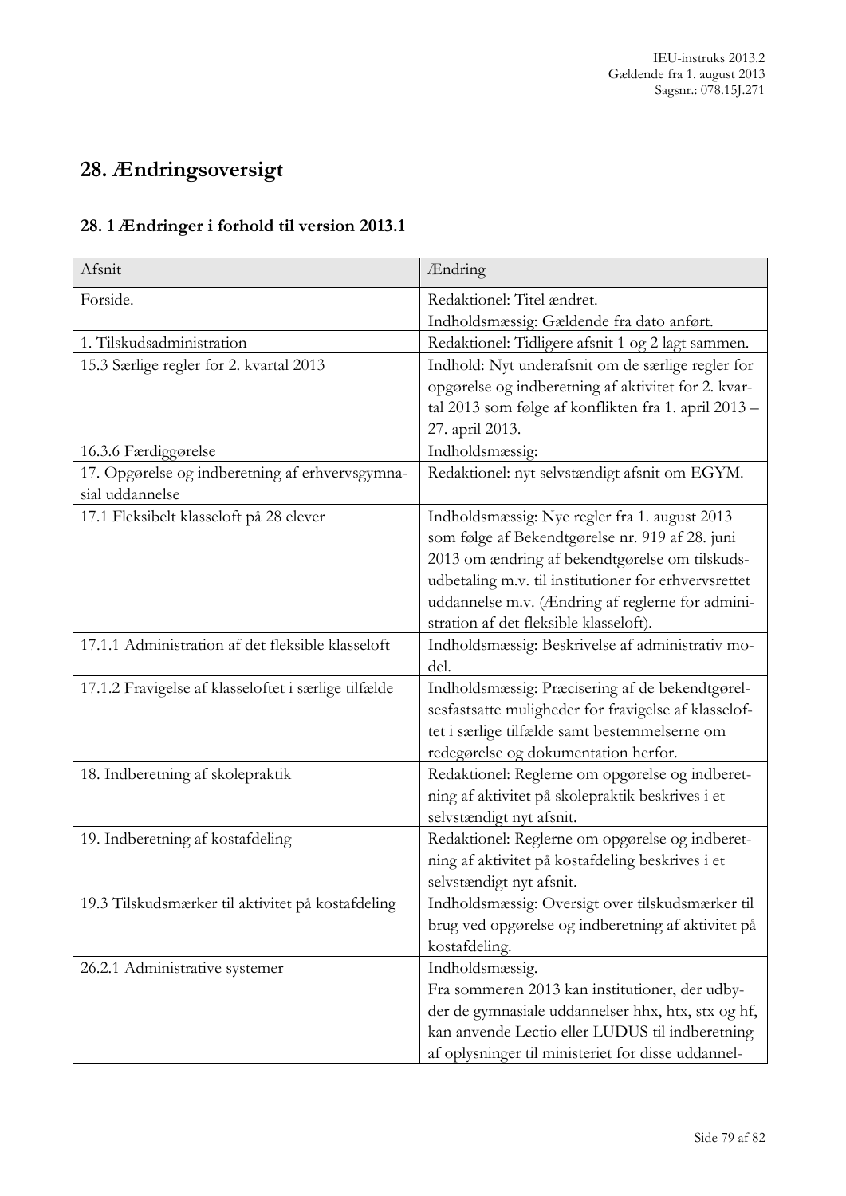# 28. Ændringsoversigt

## 28. 1 Ændringer i forhold til version 2013.1

| Afsnit | Ændring |
|---|---|
| Forside. | Redaktionel: Titel ændret.<br>Indholdsmæssig: Gældende fra dato anført. |
| 1. Tilskudsadministration | Redaktionel: Tidligere afsnit 1 og 2 lagt sammen. |
| 15.3 Særlige regler for 2. kvartal 2013 | Indhold: Nyt underafsnit om de særlige regler for opgørelse og indberetning af aktivitet for 2. kvartal 2013 som følge af konflikten fra 1. april 2013 – 27. april 2013. |
| 16.3.6 Færdiggørelse | Indholdsmæssig: |
| 17. Opgørelse og indberetning af erhvervsgymnasial uddannelse | Redaktionel: nyt selvstændigt afsnit om EGYM. |
| 17.1 Fleksibelt klasseloft på 28 elever | Indholdsmæssig: Nye regler fra 1. august 2013 som følge af Bekendtgørelse nr. 919 af 28. juni 2013 om ændring af bekendtgørelse om tilskudsudbetaling m.v. til institutioner for erhvervsrettet uddannelse m.v. (Ændring af reglerne for administration af det fleksible klasseloft). |
| 17.1.1 Administration af det fleksible klasseloft | Indholdsmæssig: Beskrivelse af administrativ model. |
| 17.1.2 Fravigelse af klasseloftet i særlige tilfælde | Indholdsmæssig: Præcisering af de bekendtgørelsesfastsatte muligheder for fravigelse af klasseloftet i særlige tilfælde samt bestemmelserne om redegørelse og dokumentation herfor. |
| 18. Indberetning af skolepraktik | Redaktionel: Reglerne om opgørelse og indberetning af aktivitet på skolepraktik beskrives i et selvstændigt nyt afsnit. |
| 19. Indberetning af kostafdeling | Redaktionel: Reglerne om opgørelse og indberetning af aktivitet på kostafdeling beskrives i et selvstændigt nyt afsnit. |
| 19.3 Tilskudsmærker til aktivitet på kostafdeling | Indholdsmæssig: Oversigt over tilskudsmærker til brug ved opgørelse og indberetning af aktivitet på kostafdeling. |
| 26.2.1 Administrative systemer | Indholdsmæssig.<br>Fra sommeren 2013 kan institutioner, der udbyder de gymnasiale uddannelser hhx, htx, stx og hf, kan anvende Lectio eller LUDUS til indberetning af oplysninger til ministeriet for disse uddannel- |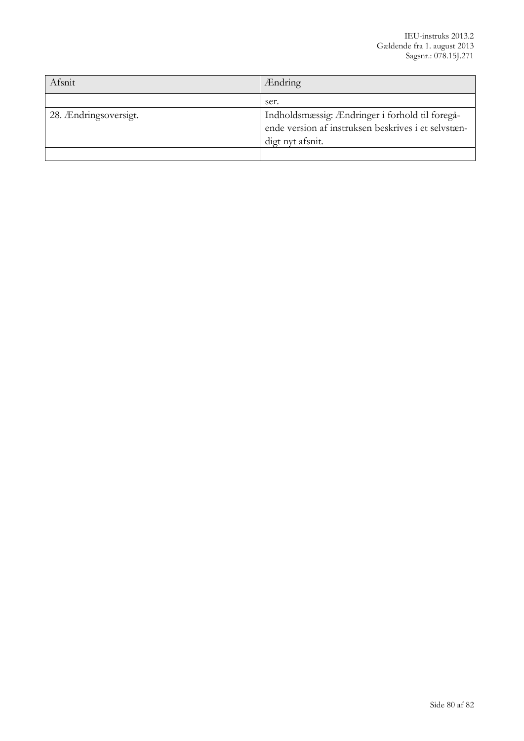| Afsnit | Ændring |
|---|---|
| | ser. |
| 28. Ændringsoversigt. | Indholdsmæssig: Ændringer i forhold til foregående version af instruksen beskrives i et selvstændigt nyt afsnit. |
| | |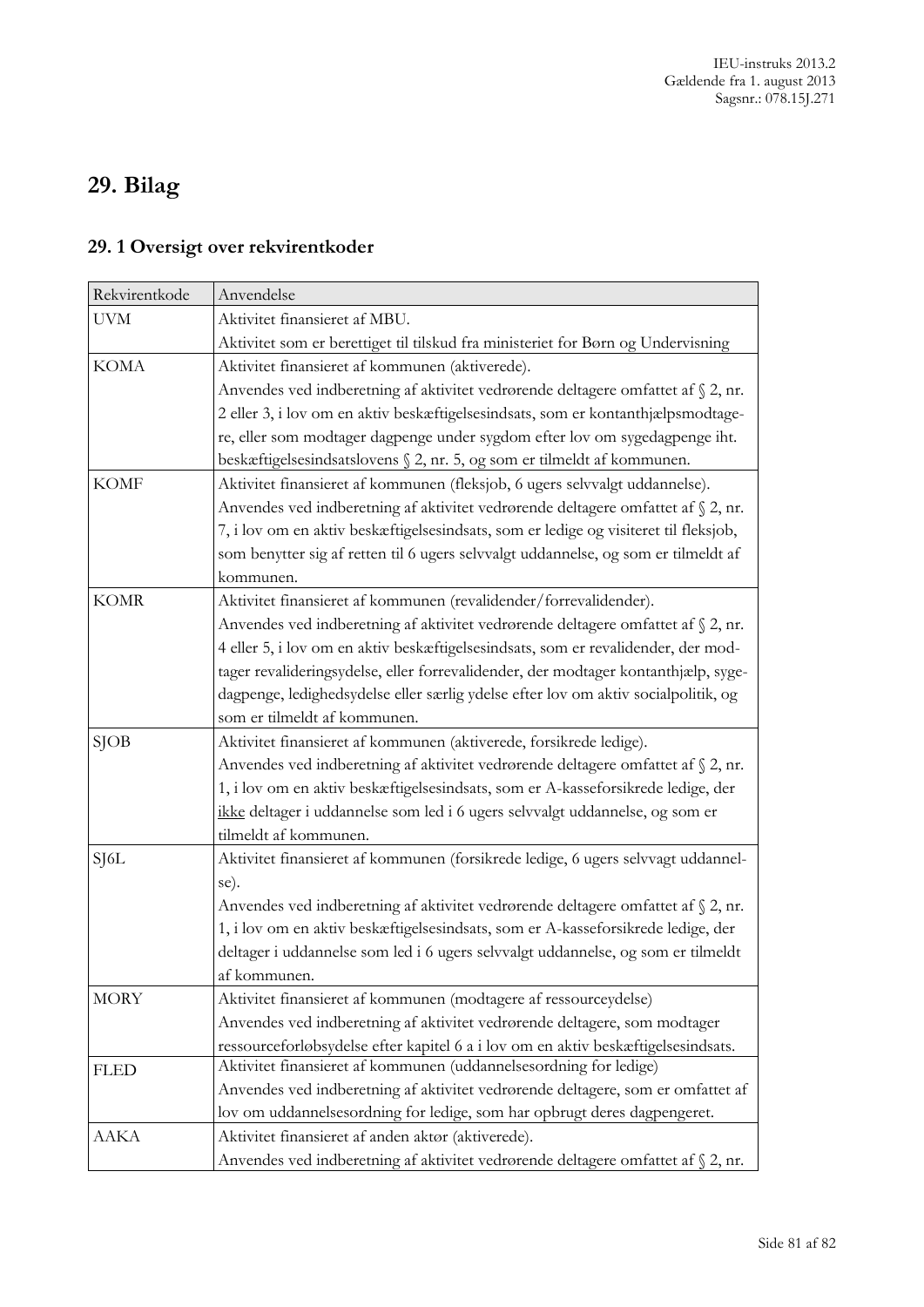# 29. Bilag

## 29. 1 Oversigt over rekvirentkoder

| Rekvirentkode | Anvendelse |
|---|---|
| UVM | Aktivitet finansieret af MBU.<br>Aktivitet som er berettiget til tilskud fra ministeriet for Børn og Undervisning |
| KOMA | Aktivitet finansieret af kommunen (aktiverede).<br>Anvendes ved indberetning af aktivitet vedrørende deltagere omfattet af § 2, nr. 2 eller 3, i lov om en aktiv beskæftigelsesindsats, som er kontanthjælpsmodtagere, eller som modtager dagpenge under sygdom efter lov om sygedagpenge iht. beskæftigelsesindsatslovens § 2, nr. 5, og som er tilmeldt af kommunen. |
| KOMF | Aktivitet finansieret af kommunen (fleksjob, 6 ugers selvvalgt uddannelse).<br>Anvendes ved indberetning af aktivitet vedrørende deltagere omfattet af § 2, nr. 7, i lov om en aktiv beskæftigelsesindsats, som er ledige og visiteret til fleksjob, som benytter sig af retten til 6 ugers selvvalgt uddannelse, og som er tilmeldt af kommunen. |
| KOMR | Aktivitet finansieret af kommunen (revalidender/forrevalidender).<br>Anvendes ved indberetning af aktivitet vedrørende deltagere omfattet af § 2, nr. 4 eller 5, i lov om en aktiv beskæftigelsesindsats, som er revalidender, der modtager revalideringsydelse, eller forrevalidender, der modtager kontanthjælp, sygedagpenge, ledighedsydelse eller særlig ydelse efter lov om aktiv socialpolitik, og som er tilmeldt af kommunen. |
| SJOB | Aktivitet finansieret af kommunen (aktiverede, forsikrede ledige).<br>Anvendes ved indberetning af aktivitet vedrørende deltagere omfattet af § 2, nr. 1, i lov om en aktiv beskæftigelsesindsats, som er A-kasseforsikrede ledige, der <u>ikke</u> deltager i uddannelse som led i 6 ugers selvvalgt uddannelse, og som er tilmeldt af kommunen. |
| SJ6L | Aktivitet finansieret af kommunen (forsikrede ledige, 6 ugers selvvagt uddannelse).<br>Anvendes ved indberetning af aktivitet vedrørende deltagere omfattet af § 2, nr. 1, i lov om en aktiv beskæftigelsesindsats, som er A-kasseforsikrede ledige, der deltager i uddannelse som led i 6 ugers selvvalgt uddannelse, og som er tilmeldt af kommunen. |
| MORY | Aktivitet finansieret af kommunen (modtagere af ressourceydelse)<br>Anvendes ved indberetning af aktivitet vedrørende deltagere, som modtager ressourceforløbsydelse efter kapitel 6 a i lov om en aktiv beskæftigelsesindsats. |
| FLED | Aktivitet finansieret af kommunen (uddannelsesordning for ledige)<br>Anvendes ved indberetning af aktivitet vedrørende deltagere, som er omfattet af lov om uddannelsesordning for ledige, som har opbrugt deres dagpengeret. |
| AAKA | Aktivitet finansieret af anden aktør (aktiverede).<br>Anvendes ved indberetning af aktivitet vedrørende deltagere omfattet af § 2, nr. |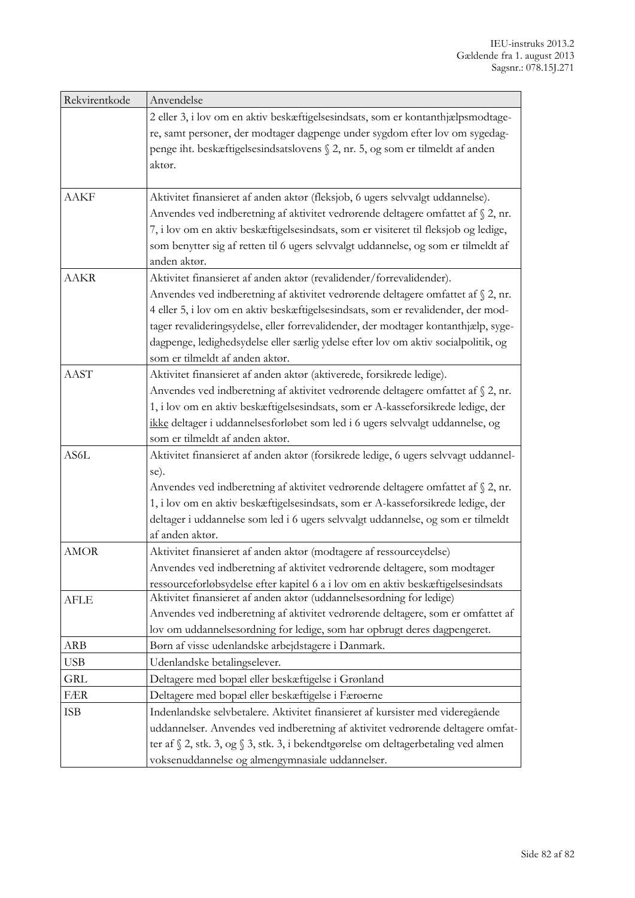| Rekvirentkode | Anvendelse |
|---|---|
| | 2 eller 3, i lov om en aktiv beskæftigelsesindsats, som er kontanthjælpsmodtagere, samt personer, der modtager dagpenge under sygdom efter lov om sygedagpenge iht. beskæftigelsesindsatslovens § 2, nr. 5, og som er tilmeldt af anden aktør. |
| AAKF | Aktivitet finansieret af anden aktør (fleksjob, 6 ugers selvvalgt uddannelse). Anvendes ved indberetning af aktivitet vedrørende deltagere omfattet af § 2, nr. 7, i lov om en aktiv beskæftigelsesindsats, som er visiteret til fleksjob og ledige, som benytter sig af retten til 6 ugers selvvalgt uddannelse, og som er tilmeldt af anden aktør. |
| AAKR | Aktivitet finansieret af anden aktør (revalidender/forrevalidender). Anvendes ved indberetning af aktivitet vedrørende deltagere omfattet af § 2, nr. 4 eller 5, i lov om en aktiv beskæftigelsesindsats, som er revalidender, der modtager revalideringsydelse, eller forrevalidender, der modtager kontanthjælp, sygedagpenge, ledighedsydelse eller særlig ydelse efter lov om aktiv socialpolitik, og som er tilmeldt af anden aktør. |
| AAST | Aktivitet finansieret af anden aktør (aktiverede, forsikrede ledige). Anvendes ved indberetning af aktivitet vedrørende deltagere omfattet af § 2, nr. 1, i lov om en aktiv beskæftigelsesindsats, som er A-kasseforsikrede ledige, der <u>ikke</u> deltager i uddannelsesforløbet som led i 6 ugers selvvalgt uddannelse, og som er tilmeldt af anden aktør. |
| AS6L | Aktivitet finansieret af anden aktør (forsikrede ledige, 6 ugers selvvagt uddannelse). Anvendes ved indberetning af aktivitet vedrørende deltagere omfattet af § 2, nr. 1, i lov om en aktiv beskæftigelsesindsats, som er A-kasseforsikrede ledige, der deltager i uddannelse som led i 6 ugers selvvalgt uddannelse, og som er tilmeldt af anden aktør. |
| AMOR | Aktivitet finansieret af anden aktør (modtagere af ressourceydelse) Anvendes ved indberetning af aktivitet vedrørende deltagere, som modtager ressourceforløbsydelse efter kapitel 6 a i lov om en aktiv beskæftigelsesindsats |
| AFLE | Aktivitet finansieret af anden aktør (uddannelsesordning for ledige) Anvendes ved indberetning af aktivitet vedrørende deltagere, som er omfattet af lov om uddannelsesordning for ledige, som har opbrugt deres dagpengeret. |
| ARB | Børn af visse udenlandske arbejdstagere i Danmark. |
| USB | Udenlandske betalingselever. |
| GRL | Deltagere med bopæl eller beskæftigelse i Grønland |
| FÆR | Deltagere med bopæl eller beskæftigelse i Færøerne |
| ISB | Indenlandske selvbetalere. Aktivitet finansieret af kursister med videregående uddannelser. Anvendes ved indberetning af aktivitet vedrørende deltagere omfatter af § 2, stk. 3, og § 3, stk. 3, i bekendtgørelse om deltagerbetaling ved almen voksenuddannelse og almengymnasiale uddannelser. |